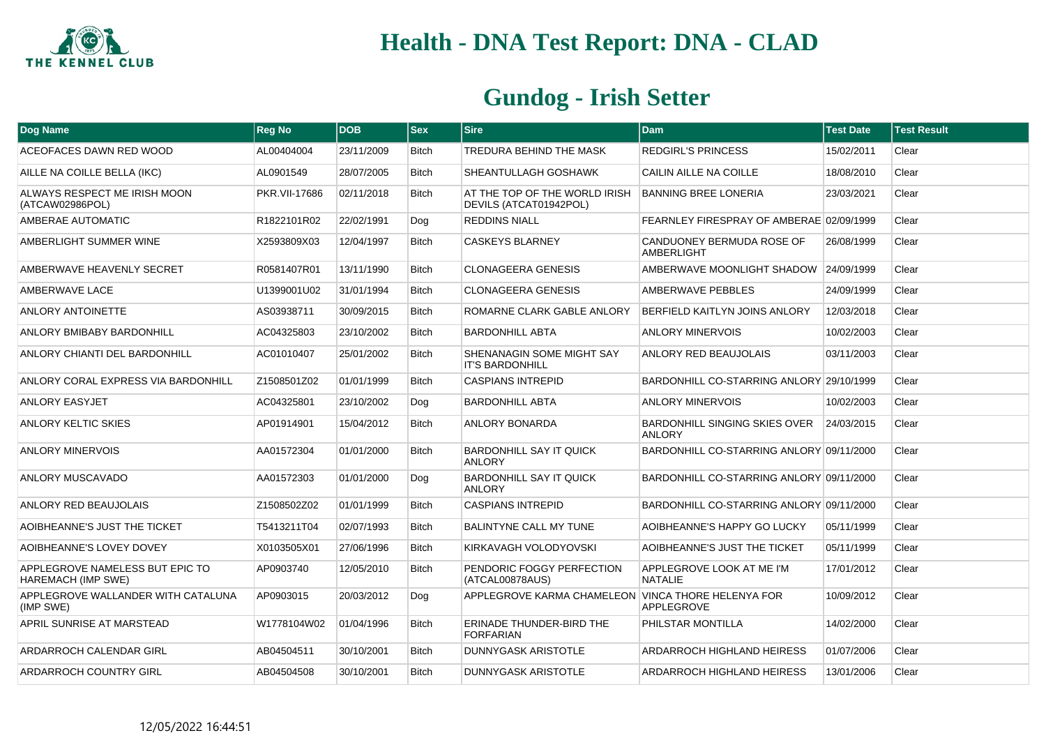# Health - DNA Test Report: DNA - CLAD

## Gundog - Irish Setter

| Dog Name | Reg No | DOB | Sex | Sire | Dam | Test Date | Test Result |
|---|---|---|---|---|---|---|---|
| ACEOFACES DAWN RED WOOD | AL00404004 | 23/11/2009 | Bitch | TREDURA BEHIND THE MASK | REDGIRL'S PRINCESS | 15/02/2011 | Clear |
| AILLE NA COILLE BELLA (IKC) | AL0901549 | 28/07/2005 | Bitch | SHEANTULLAGH GOSHAWK | CAILIN AILLE NA COILLE | 18/08/2010 | Clear |
| ALWAYS RESPECT ME IRISH MOON (ATCAW02986POL) | PKR.VII-17686 | 02/11/2018 | Bitch | AT THE TOP OF THE WORLD IRISH DEVILS (ATCAT01942POL) | BANNING BREE LONERIA | 23/03/2021 | Clear |
| AMBERAE AUTOMATIC | R1822101R02 | 22/02/1991 | Dog | REDDINS NIALL | FEARNLEY FIRESPRAY OF AMBERAE | 02/09/1999 | Clear |
| AMBERLIGHT SUMMER WINE | X2593809X03 | 12/04/1997 | Bitch | CASKEYS BLARNEY | CANDUONEY BERMUDA ROSE OF AMBERLIGHT | 26/08/1999 | Clear |
| AMBERWAVE HEAVENLY SECRET | R0581407R01 | 13/11/1990 | Bitch | CLONAGEERA GENESIS | AMBERWAVE MOONLIGHT SHADOW | 24/09/1999 | Clear |
| AMBERWAVE LACE | U1399001U02 | 31/01/1994 | Bitch | CLONAGEERA GENESIS | AMBERWAVE PEBBLES | 24/09/1999 | Clear |
| ANLORY ANTOINETTE | AS03938711 | 30/09/2015 | Bitch | ROMARNE CLARK GABLE ANLORY | BERFIELD KAITLYN JOINS ANLORY | 12/03/2018 | Clear |
| ANLORY BMIBABY BARDONHILL | AC04325803 | 23/10/2002 | Bitch | BARDONHILL ABTA | ANLORY MINERVOIS | 10/02/2003 | Clear |
| ANLORY CHIANTI DEL BARDONHILL | AC01010407 | 25/01/2002 | Bitch | SHENANAGIN SOME MIGHT SAY IT'S BARDONHILL | ANLORY RED BEAUJOLAIS | 03/11/2003 | Clear |
| ANLORY CORAL EXPRESS VIA BARDONHILL | Z1508501Z02 | 01/01/1999 | Bitch | CASPIANS INTREPID | BARDONHILL CO-STARRING ANLORY | 29/10/1999 | Clear |
| ANLORY EASYJET | AC04325801 | 23/10/2002 | Dog | BARDONHILL ABTA | ANLORY MINERVOIS | 10/02/2003 | Clear |
| ANLORY KELTIC SKIES | AP01914901 | 15/04/2012 | Bitch | ANLORY BONARDA | BARDONHILL SINGING SKIES OVER ANLORY | 24/03/2015 | Clear |
| ANLORY MINERVOIS | AA01572304 | 01/01/2000 | Bitch | BARDONHILL SAY IT QUICK ANLORY | BARDONHILL CO-STARRING ANLORY | 09/11/2000 | Clear |
| ANLORY MUSCAVADO | AA01572303 | 01/01/2000 | Dog | BARDONHILL SAY IT QUICK ANLORY | BARDONHILL CO-STARRING ANLORY | 09/11/2000 | Clear |
| ANLORY RED BEAUJOLAIS | Z1508502Z02 | 01/01/1999 | Bitch | CASPIANS INTREPID | BARDONHILL CO-STARRING ANLORY | 09/11/2000 | Clear |
| AOIBHEANNE'S JUST THE TICKET | T5413211T04 | 02/07/1993 | Bitch | BALINTYNE CALL MY TUNE | AOIBHEANNE'S HAPPY GO LUCKY | 05/11/1999 | Clear |
| AOIBHEANNE'S LOVEY DOVEY | X0103505X01 | 27/06/1996 | Bitch | KIRKAVAGH VOLODYOVSKI | AOIBHEANNE'S JUST THE TICKET | 05/11/1999 | Clear |
| APPLEGROVE NAMELESS BUT EPIC TO HAREMACH (IMP SWE) | AP0903740 | 12/05/2010 | Bitch | PENDORIC FOGGY PERFECTION (ATCAL00878AUS) | APPLEGROVE LOOK AT ME I'M NATALIE | 17/01/2012 | Clear |
| APPLEGROVE WALLANDER WITH CATALUNA (IMP SWE) | AP0903015 | 20/03/2012 | Dog | APPLEGROVE KARMA CHAMELEON | VINCA THORE HELENYA FOR APPLEGROVE | 10/09/2012 | Clear |
| APRIL SUNRISE AT MARSTEAD | W1778104W02 | 01/04/1996 | Bitch | ERINADE THUNDER-BIRD THE FORFARIAN | PHILSTAR MONTILLA | 14/02/2000 | Clear |
| ARDARROCH CALENDAR GIRL | AB04504511 | 30/10/2001 | Bitch | DUNNYGASK ARISTOTLE | ARDARROCH HIGHLAND HEIRESS | 01/07/2006 | Clear |
| ARDARROCH COUNTRY GIRL | AB04504508 | 30/10/2001 | Bitch | DUNNYGASK ARISTOTLE | ARDARROCH HIGHLAND HEIRESS | 13/01/2006 | Clear |

12/05/2022 16:44:51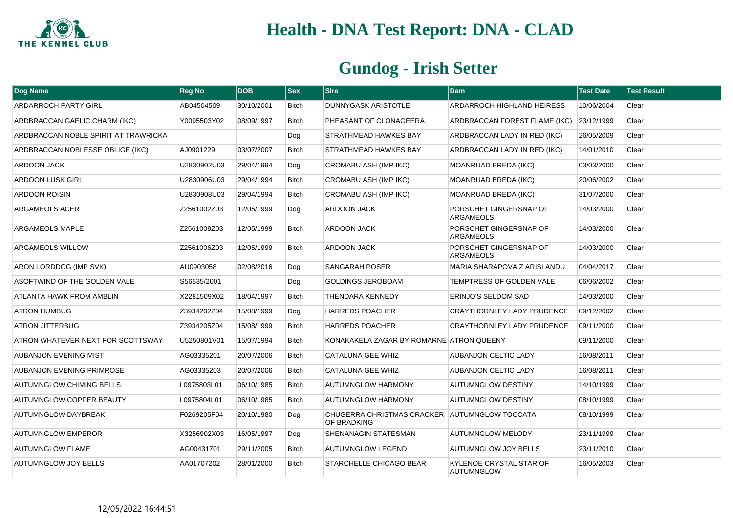# Health - DNA Test Report: DNA - CLAD

## Gundog - Irish Setter

| Dog Name | Reg No | DOB | Sex | Sire | Dam | Test Date | Test Result |
|---|---|---|---|---|---|---|---|
| ARDARROCH PARTY GIRL | AB04504509 | 30/10/2001 | Bitch | DUNNYGASK ARISTOTLE | ARDARROCH HIGHLAND HEIRESS | 10/06/2004 | Clear |
| ARDBRACCAN GAELIC CHARM (IKC) | Y0095503Y02 | 08/09/1997 | Bitch | PHEASANT OF CLONAGEERA | ARDBRACCAN FOREST FLAME (IKC) | 23/12/1999 | Clear |
| ARDBRACCAN NOBLE SPIRIT AT TRAWRICKA | | | Dog | STRATHMEAD HAWKES BAY | ARDBRACCAN LADY IN RED (IKC) | 26/05/2009 | Clear |
| ARDBRACCAN NOBLESSE OBLIGE (IKC) | AJ0901229 | 03/07/2007 | Bitch | STRATHMEAD HAWKES BAY | ARDBRACCAN LADY IN RED (IKC) | 14/01/2010 | Clear |
| ARDOON JACK | U2830902U03 | 29/04/1994 | Dog | CROMABU ASH (IMP IKC) | MOANRUAD BREDA (IKC) | 03/03/2000 | Clear |
| ARDOON LUSK GIRL | U2830906U03 | 29/04/1994 | Bitch | CROMABU ASH (IMP IKC) | MOANRUAD BREDA (IKC) | 20/06/2002 | Clear |
| ARDOON ROISIN | U2830908U03 | 29/04/1994 | Bitch | CROMABU ASH (IMP IKC) | MOANRUAD BREDA (IKC) | 31/07/2000 | Clear |
| ARGAMEOLS ACER | Z2561002Z03 | 12/05/1999 | Dog | ARDOON JACK | PORSCHET GINGERSNAP OF ARGAMEOLS | 14/03/2000 | Clear |
| ARGAMEOLS MAPLE | Z2561008Z03 | 12/05/1999 | Bitch | ARDOON JACK | PORSCHET GINGERSNAP OF ARGAMEOLS | 14/03/2000 | Clear |
| ARGAMEOLS WILLOW | Z2561006Z03 | 12/05/1999 | Bitch | ARDOON JACK | PORSCHET GINGERSNAP OF ARGAMEOLS | 14/03/2000 | Clear |
| ARON LORDDOG (IMP SVK) | AU0903058 | 02/08/2016 | Dog | SANGARAH POSER | MARIA SHARAPOVA Z ARISLANDU | 04/04/2017 | Clear |
| ASOFTWIND OF THE GOLDEN VALE | S56535/2001 | | Dog | GOLDINGS JEROBOAM | TEMPTRESS OF GOLDEN VALE | 06/06/2002 | Clear |
| ATLANTA HAWK FROM AMBLIN | X2281509X02 | 18/04/1997 | Bitch | THENDARA KENNEDY | ERINJO'S SELDOM SAD | 14/03/2000 | Clear |
| ATRON HUMBUG | Z3934202Z04 | 15/08/1999 | Dog | HARREDS POACHER | CRAYTHORNLEY LADY PRUDENCE | 09/12/2002 | Clear |
| ATRON JITTERBUG | Z3934205Z04 | 15/08/1999 | Bitch | HARREDS POACHER | CRAYTHORNLEY LADY PRUDENCE | 09/11/2000 | Clear |
| ATRON WHATEVER NEXT FOR SCOTTSWAY | U5250801V01 | 15/07/1994 | Bitch | KONAKAKELA ZAGAR BY ROMARNE | ATRON QUEENY | 09/11/2000 | Clear |
| AUBANJON EVENING MIST | AG03335201 | 20/07/2006 | Bitch | CATALUNA GEE WHIZ | AUBANJON CELTIC LADY | 16/08/2011 | Clear |
| AUBANJON EVENING PRIMROSE | AG03335203 | 20/07/2006 | Bitch | CATALUNA GEE WHIZ | AUBANJON CELTIC LADY | 16/08/2011 | Clear |
| AUTUMNGLOW CHIMING BELLS | L0975803L01 | 06/10/1985 | Bitch | AUTUMNGLOW HARMONY | AUTUMNGLOW DESTINY | 14/10/1999 | Clear |
| AUTUMNGLOW COPPER BEAUTY | L0975804L01 | 06/10/1985 | Bitch | AUTUMNGLOW HARMONY | AUTUMNGLOW DESTINY | 08/10/1999 | Clear |
| AUTUMNGLOW DAYBREAK | F0269205F04 | 20/10/1980 | Dog | CHUGERRA CHRISTMAS CRACKER OF BRADKING | AUTUMNGLOW TOCCATA | 08/10/1999 | Clear |
| AUTUMNGLOW EMPEROR | X3256902X03 | 16/05/1997 | Dog | SHENANAGIN STATESMAN | AUTUMNGLOW MELODY | 23/11/1999 | Clear |
| AUTUMNGLOW FLAME | AG00431701 | 29/11/2005 | Bitch | AUTUMNGLOW LEGEND | AUTUMNGLOW JOY BELLS | 23/11/2010 | Clear |
| AUTUMNGLOW JOY BELLS | AA01707202 | 28/01/2000 | Bitch | STARCHELLE CHICAGO BEAR | KYLENOE CRYSTAL STAR OF AUTUMNGLOW | 16/05/2003 | Clear |

12/05/2022 16:44:51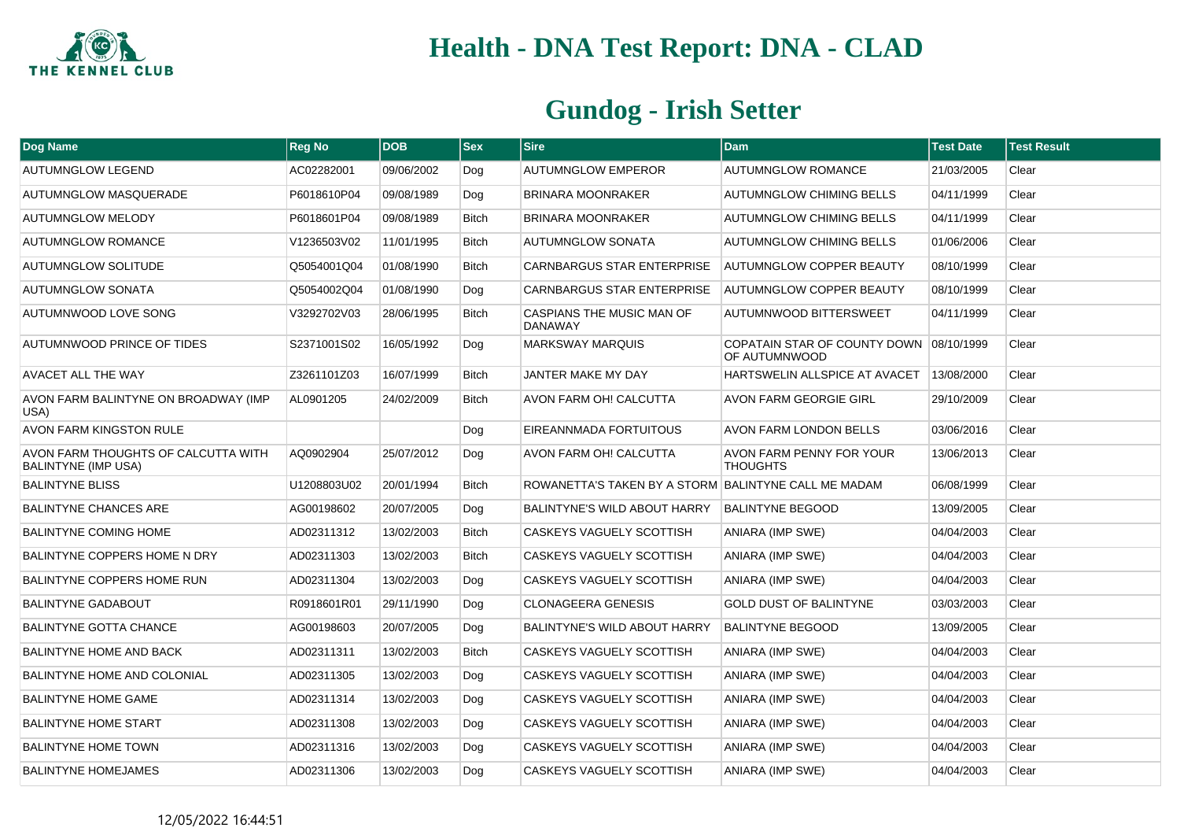# Health - DNA Test Report: DNA - CLAD

## Gundog - Irish Setter

| Dog Name | Reg No | DOB | Sex | Sire | Dam | Test Date | Test Result |
|---|---|---|---|---|---|---|---|
| AUTUMNGLOW LEGEND | AC02282001 | 09/06/2002 | Dog | AUTUMNGLOW EMPEROR | AUTUMNGLOW ROMANCE | 21/03/2005 | Clear |
| AUTUMNGLOW MASQUERADE | P6018610P04 | 09/08/1989 | Dog | BRINARA MOONRAKER | AUTUMNGLOW CHIMING BELLS | 04/11/1999 | Clear |
| AUTUMNGLOW MELODY | P6018601P04 | 09/08/1989 | Bitch | BRINARA MOONRAKER | AUTUMNGLOW CHIMING BELLS | 04/11/1999 | Clear |
| AUTUMNGLOW ROMANCE | V1236503V02 | 11/01/1995 | Bitch | AUTUMNGLOW SONATA | AUTUMNGLOW CHIMING BELLS | 01/06/2006 | Clear |
| AUTUMNGLOW SOLITUDE | Q5054001Q04 | 01/08/1990 | Bitch | CARNBARGUS STAR ENTERPRISE | AUTUMNGLOW COPPER BEAUTY | 08/10/1999 | Clear |
| AUTUMNGLOW SONATA | Q5054002Q04 | 01/08/1990 | Dog | CARNBARGUS STAR ENTERPRISE | AUTUMNGLOW COPPER BEAUTY | 08/10/1999 | Clear |
| AUTUMNWOOD LOVE SONG | V3292702V03 | 28/06/1995 | Bitch | CASPIANS THE MUSIC MAN OF DANAWAY | AUTUMNWOOD BITTERSWEET | 04/11/1999 | Clear |
| AUTUMNWOOD PRINCE OF TIDES | S2371001S02 | 16/05/1992 | Dog | MARKSWAY MARQUIS | COPATAIN STAR OF COUNTY DOWN OF AUTUMNWOOD | 08/10/1999 | Clear |
| AVACET ALL THE WAY | Z3261101Z03 | 16/07/1999 | Bitch | JANTER MAKE MY DAY | HARTSWELIN ALLSPICE AT AVACET | 13/08/2000 | Clear |
| AVON FARM BALINTYNE ON BROADWAY (IMP USA) | AL0901205 | 24/02/2009 | Bitch | AVON FARM OH! CALCUTTA | AVON FARM GEORGIE GIRL | 29/10/2009 | Clear |
| AVON FARM KINGSTON RULE | | | Dog | EIREANNMADA FORTUITOUS | AVON FARM LONDON BELLS | 03/06/2016 | Clear |
| AVON FARM THOUGHTS OF CALCUTTA WITH BALINTYNE (IMP USA) | AQ0902904 | 25/07/2012 | Dog | AVON FARM OH! CALCUTTA | AVON FARM PENNY FOR YOUR THOUGHTS | 13/06/2013 | Clear |
| BALINTYNE BLISS | U1208803U02 | 20/01/1994 | Bitch | ROWANETTA'S TAKEN BY A STORM | BALINTYNE CALL ME MADAM | 06/08/1999 | Clear |
| BALINTYNE CHANCES ARE | AG00198602 | 20/07/2005 | Dog | BALINTYNE'S WILD ABOUT HARRY | BALINTYNE BEGOOD | 13/09/2005 | Clear |
| BALINTYNE COMING HOME | AD02311312 | 13/02/2003 | Bitch | CASKEYS VAGUELY SCOTTISH | ANIARA (IMP SWE) | 04/04/2003 | Clear |
| BALINTYNE COPPERS HOME N DRY | AD02311303 | 13/02/2003 | Bitch | CASKEYS VAGUELY SCOTTISH | ANIARA (IMP SWE) | 04/04/2003 | Clear |
| BALINTYNE COPPERS HOME RUN | AD02311304 | 13/02/2003 | Dog | CASKEYS VAGUELY SCOTTISH | ANIARA (IMP SWE) | 04/04/2003 | Clear |
| BALINTYNE GADABOUT | R0918601R01 | 29/11/1990 | Dog | CLONAGEERA GENESIS | GOLD DUST OF BALINTYNE | 03/03/2003 | Clear |
| BALINTYNE GOTTA CHANCE | AG00198603 | 20/07/2005 | Dog | BALINTYNE'S WILD ABOUT HARRY | BALINTYNE BEGOOD | 13/09/2005 | Clear |
| BALINTYNE HOME AND BACK | AD02311311 | 13/02/2003 | Bitch | CASKEYS VAGUELY SCOTTISH | ANIARA (IMP SWE) | 04/04/2003 | Clear |
| BALINTYNE HOME AND COLONIAL | AD02311305 | 13/02/2003 | Dog | CASKEYS VAGUELY SCOTTISH | ANIARA (IMP SWE) | 04/04/2003 | Clear |
| BALINTYNE HOME GAME | AD02311314 | 13/02/2003 | Dog | CASKEYS VAGUELY SCOTTISH | ANIARA (IMP SWE) | 04/04/2003 | Clear |
| BALINTYNE HOME START | AD02311308 | 13/02/2003 | Dog | CASKEYS VAGUELY SCOTTISH | ANIARA (IMP SWE) | 04/04/2003 | Clear |
| BALINTYNE HOME TOWN | AD02311316 | 13/02/2003 | Dog | CASKEYS VAGUELY SCOTTISH | ANIARA (IMP SWE) | 04/04/2003 | Clear |
| BALINTYNE HOMEJAMES | AD02311306 | 13/02/2003 | Dog | CASKEYS VAGUELY SCOTTISH | ANIARA (IMP SWE) | 04/04/2003 | Clear |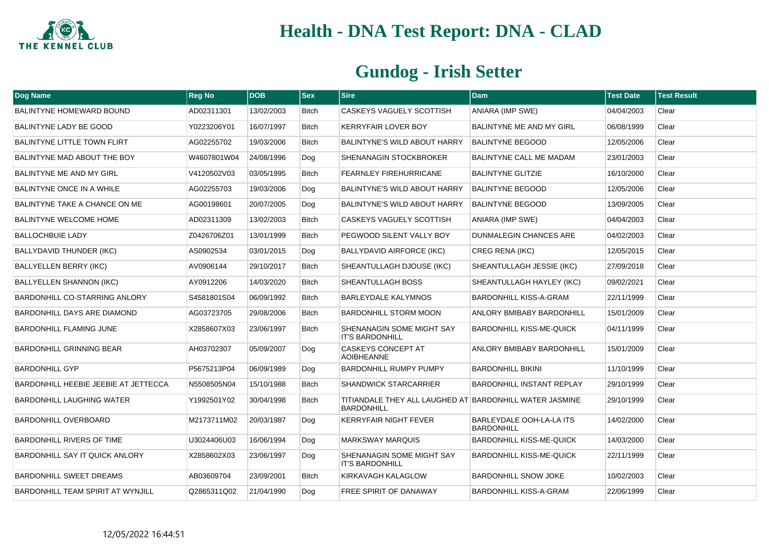# Health - DNA Test Report: DNA - CLAD

## Gundog - Irish Setter

| Dog Name | Reg No | DOB | Sex | Sire | Dam | Test Date | Test Result |
|---|---|---|---|---|---|---|---|
| BALINTYNE HOMEWARD BOUND | AD02311301 | 13/02/2003 | Bitch | CASKEYS VAGUELY SCOTTISH | ANIARA (IMP SWE) | 04/04/2003 | Clear |
| BALINTYNE LADY BE GOOD | Y0223206Y01 | 16/07/1997 | Bitch | KERRYFAIR LOVER BOY | BALINTYNE ME AND MY GIRL | 06/08/1999 | Clear |
| BALINTYNE LITTLE TOWN FLIRT | AG02255702 | 19/03/2006 | Bitch | BALINTYNE'S WILD ABOUT HARRY | BALINTYNE BEGOOD | 12/05/2006 | Clear |
| BALINTYNE MAD ABOUT THE BOY | W4607801W04 | 24/08/1996 | Dog | SHENANAGIN STOCKBROKER | BALINTYNE CALL ME MADAM | 23/01/2003 | Clear |
| BALINTYNE ME AND MY GIRL | V4120502V03 | 03/05/1995 | Bitch | FEARNLEY FIREHURRICANE | BALINTYNE GLITZIE | 16/10/2000 | Clear |
| BALINTYNE ONCE IN A WHILE | AG02255703 | 19/03/2006 | Dog | BALINTYNE'S WILD ABOUT HARRY | BALINTYNE BEGOOD | 12/05/2006 | Clear |
| BALINTYNE TAKE A CHANCE ON ME | AG00198601 | 20/07/2005 | Dog | BALINTYNE'S WILD ABOUT HARRY | BALINTYNE BEGOOD | 13/09/2005 | Clear |
| BALINTYNE WELCOME HOME | AD02311309 | 13/02/2003 | Bitch | CASKEYS VAGUELY SCOTTISH | ANIARA (IMP SWE) | 04/04/2003 | Clear |
| BALLOCHBUIE LADY | Z0426706Z01 | 13/01/1999 | Bitch | PEGWOOD SILENT VALLY BOY | DUNMALEGIN CHANCES ARE | 04/02/2003 | Clear |
| BALLYDAVID THUNDER (IKC) | AS0902534 | 03/01/2015 | Dog | BALLYDAVID AIRFORCE (IKC) | CREG RENA (IKC) | 12/05/2015 | Clear |
| BALLYELLEN BERRY (IKC) | AV0906144 | 29/10/2017 | Bitch | SHEANTULLAGH DJOUSE (IKC) | SHEANTULLAGH JESSIE (IKC) | 27/09/2018 | Clear |
| BALLYELLEN SHANNON (IKC) | AY0912206 | 14/03/2020 | Bitch | SHEANTULLAGH BOSS | SHEANTULLAGH HAYLEY (IKC) | 09/02/2021 | Clear |
| BARDONHILL CO-STARRING ANLORY | S4581801S04 | 06/09/1992 | Bitch | BARLEYDALE KALYMNOS | BARDONHILL KISS-A-GRAM | 22/11/1999 | Clear |
| BARDONHILL DAYS ARE DIAMOND | AG03723705 | 29/08/2006 | Bitch | BARDONHILL STORM MOON | ANLORY BMIBABY BARDONHILL | 15/01/2009 | Clear |
| BARDONHILL FLAMING JUNE | X2858607X03 | 23/06/1997 | Bitch | SHENANAGIN SOME MIGHT SAY IT'S BARDONHILL | BARDONHILL KISS-ME-QUICK | 04/11/1999 | Clear |
| BARDONHILL GRINNING BEAR | AH03702307 | 05/09/2007 | Dog | CASKEYS CONCEPT AT AOIBHEANNE | ANLORY BMIBABY BARDONHILL | 15/01/2009 | Clear |
| BARDONHILL GYP | P5675213P04 | 06/09/1989 | Dog | BARDONHILL RUMPY PUMPY | BARDONHILL BIKINI | 11/10/1999 | Clear |
| BARDONHILL HEEBIE JEEBIE AT JETTECCA | N5508505N04 | 15/10/1988 | Bitch | SHANDWICK STARCARRIER | BARDONHILL INSTANT REPLAY | 29/10/1999 | Clear |
| BARDONHILL LAUGHING WATER | Y1992501Y02 | 30/04/1998 | Bitch | TITIANDALE THEY ALL LAUGHED AT BARDONHILL | BARDONHILL WATER JASMINE | 29/10/1999 | Clear |
| BARDONHILL OVERBOARD | M2173711M02 | 20/03/1987 | Dog | KERRYFAIR NIGHT FEVER | BARLEYDALE OOH-LA-LA ITS BARDONHILL | 14/02/2000 | Clear |
| BARDONHILL RIVERS OF TIME | U3024406U03 | 16/06/1994 | Dog | MARKSWAY MARQUIS | BARDONHILL KISS-ME-QUICK | 14/03/2000 | Clear |
| BARDONHILL SAY IT QUICK ANLORY | X2858602X03 | 23/06/1997 | Dog | SHENANAGIN SOME MIGHT SAY IT'S BARDONHILL | BARDONHILL KISS-ME-QUICK | 22/11/1999 | Clear |
| BARDONHILL SWEET DREAMS | AB03609704 | 23/09/2001 | Bitch | KIRKAVAGH KALAGLOW | BARDONHILL SNOW JOKE | 10/02/2003 | Clear |
| BARDONHILL TEAM SPIRIT AT WYNJILL | Q2865311Q02 | 21/04/1990 | Dog | FREE SPIRIT OF DANAWAY | BARDONHILL KISS-A-GRAM | 22/06/1999 | Clear |

12/05/2022 16:44:51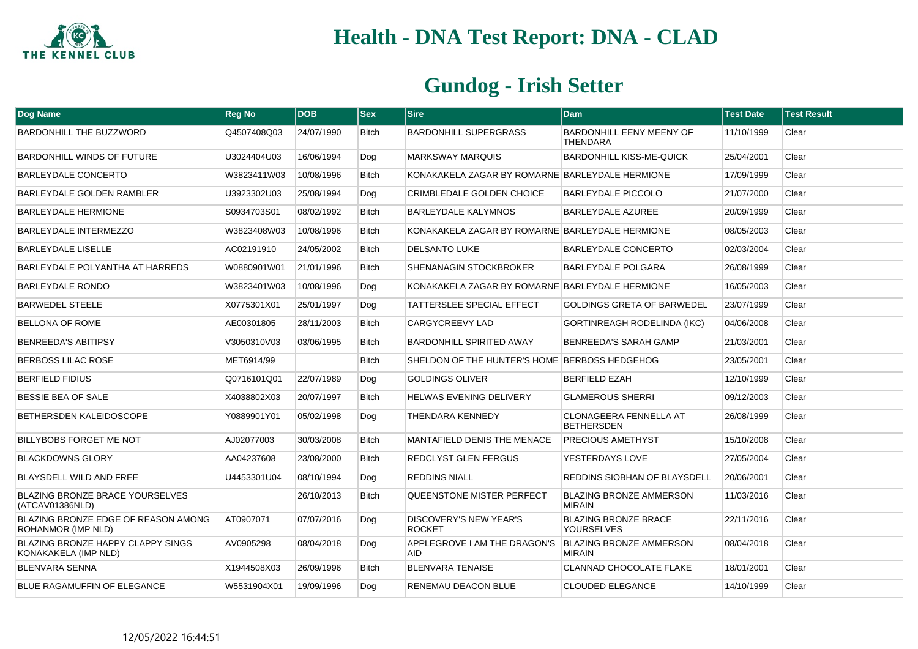# Health - DNA Test Report: DNA - CLAD

## Gundog - Irish Setter

| Dog Name | Reg No | DOB | Sex | Sire | Dam | Test Date | Test Result |
|---|---|---|---|---|---|---|---|
| BARDONHILL THE BUZZWORD | Q4507408Q03 | 24/07/1990 | Bitch | BARDONHILL SUPERGRASS | BARDONHILL EENY MEENY OF THENDARA | 11/10/1999 | Clear |
| BARDONHILL WINDS OF FUTURE | U3024404U03 | 16/06/1994 | Dog | MARKSWAY MARQUIS | BARDONHILL KISS-ME-QUICK | 25/04/2001 | Clear |
| BARLEYDALE CONCERTO | W3823411W03 | 10/08/1996 | Bitch | KONAKAKELA ZAGAR BY ROMARNE | BARLEYDALE HERMIONE | 17/09/1999 | Clear |
| BARLEYDALE GOLDEN RAMBLER | U3923302U03 | 25/08/1994 | Dog | CRIMBLEDALE GOLDEN CHOICE | BARLEYDALE PICCOLO | 21/07/2000 | Clear |
| BARLEYDALE HERMIONE | S0934703S01 | 08/02/1992 | Bitch | BARLEYDALE KALYMNOS | BARLEYDALE AZUREE | 20/09/1999 | Clear |
| BARLEYDALE INTERMEZZO | W3823408W03 | 10/08/1996 | Bitch | KONAKAKELA ZAGAR BY ROMARNE | BARLEYDALE HERMIONE | 08/05/2003 | Clear |
| BARLEYDALE LISELLE | AC02191910 | 24/05/2002 | Bitch | DELSANTO LUKE | BARLEYDALE CONCERTO | 02/03/2004 | Clear |
| BARLEYDALE POLYANTHA AT HARREDS | W0880901W01 | 21/01/1996 | Bitch | SHENANAGIN STOCKBROKER | BARLEYDALE POLGARA | 26/08/1999 | Clear |
| BARLEYDALE RONDO | W3823401W03 | 10/08/1996 | Dog | KONAKAKELA ZAGAR BY ROMARNE | BARLEYDALE HERMIONE | 16/05/2003 | Clear |
| BARWEDEL STEELE | X0775301X01 | 25/01/1997 | Dog | TATTERSLEE SPECIAL EFFECT | GOLDINGS GRETA OF BARWEDEL | 23/07/1999 | Clear |
| BELLONA OF ROME | AE00301805 | 28/11/2003 | Bitch | CARGYCREEVY LAD | GORTINREAGH RODELINDA (IKC) | 04/06/2008 | Clear |
| BENREEDA'S ABITIPSY | V3050310V03 | 03/06/1995 | Bitch | BARDONHILL SPIRITED AWAY | BENREEDA'S SARAH GAMP | 21/03/2001 | Clear |
| BERBOSS LILAC ROSE | MET6914/99 | | Bitch | SHELDON OF THE HUNTER'S HOME | BERBOSS HEDGEHOG | 23/05/2001 | Clear |
| BERFIELD FIDIUS | Q0716101Q01 | 22/07/1989 | Dog | GOLDINGS OLIVER | BERFIELD EZAH | 12/10/1999 | Clear |
| BESSIE BEA OF SALE | X4038802X03 | 20/07/1997 | Bitch | HELWAS EVENING DELIVERY | GLAMEROUS SHERRI | 09/12/2003 | Clear |
| BETHERSDEN KALEIDOSCOPE | Y0889901Y01 | 05/02/1998 | Dog | THENDARA KENNEDY | CLONAGEERA FENNELLA AT BETHERSDEN | 26/08/1999 | Clear |
| BILLYBOBS FORGET ME NOT | AJ02077003 | 30/03/2008 | Bitch | MANTAFIELD DENIS THE MENACE | PRECIOUS AMETHYST | 15/10/2008 | Clear |
| BLACKDOWNS GLORY | AA04237608 | 23/08/2000 | Bitch | REDCLYST GLEN FERGUS | YESTERDAYS LOVE | 27/05/2004 | Clear |
| BLAYSDELL WILD AND FREE | U4453301U04 | 08/10/1994 | Dog | REDDINS NIALL | REDDINS SIOBHAN OF BLAYSDELL | 20/06/2001 | Clear |
| BLAZING BRONZE BRACE YOURSELVES (ATCAV01386NLD) | | 26/10/2013 | Bitch | QUEENSTONE MISTER PERFECT | BLAZING BRONZE AMMERSON MIRAIN | 11/03/2016 | Clear |
| BLAZING BRONZE EDGE OF REASON AMONG ROHANMOR (IMP NLD) | AT0907071 | 07/07/2016 | Dog | DISCOVERY'S NEW YEAR'S ROCKET | BLAZING BRONZE BRACE YOURSELVES | 22/11/2016 | Clear |
| BLAZING BRONZE HAPPY CLAPPY SINGS KONAKAKELA (IMP NLD) | AV0905298 | 08/04/2018 | Dog | APPLEGROVE I AM THE DRAGON'S AID | BLAZING BRONZE AMMERSON MIRAIN | 08/04/2018 | Clear |
| BLENVARA SENNA | X1944508X03 | 26/09/1996 | Bitch | BLENVARA TENAISE | CLANNAD CHOCOLATE FLAKE | 18/01/2001 | Clear |
| BLUE RAGAMUFFIN OF ELEGANCE | W5531904X01 | 19/09/1996 | Dog | RENEMAU DEACON BLUE | CLOUDED ELEGANCE | 14/10/1999 | Clear |

12/05/2022 16:44:51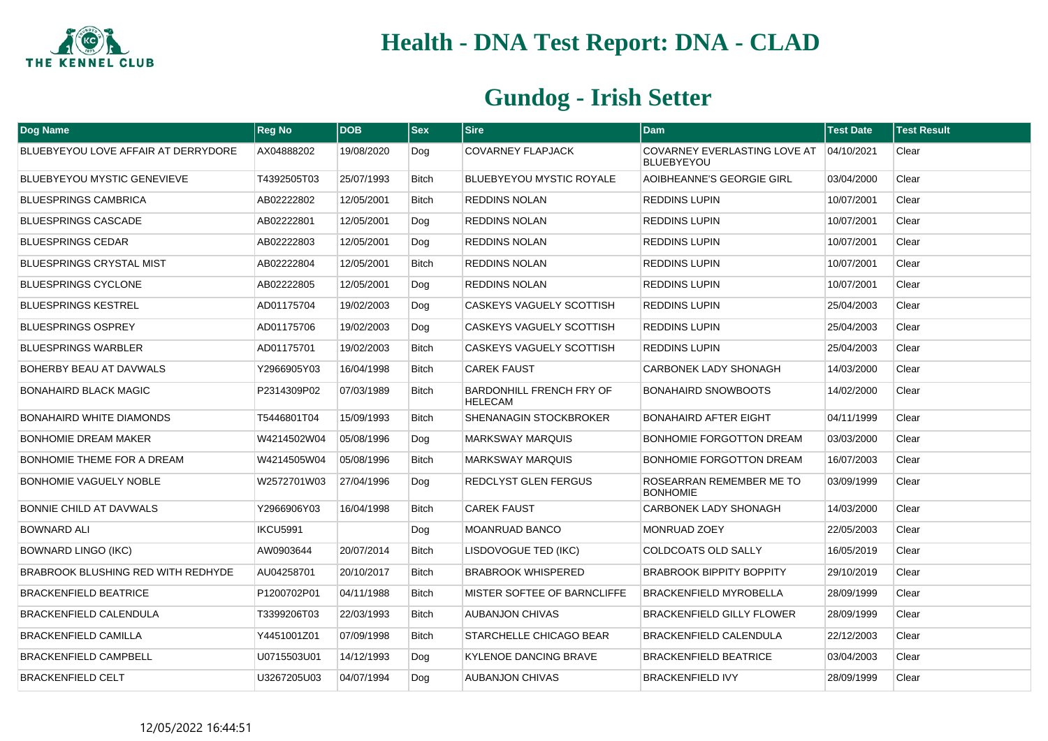# Health - DNA Test Report: DNA - CLAD

## Gundog - Irish Setter

| Dog Name | Reg No | DOB | Sex | Sire | Dam | Test Date | Test Result |
|---|---|---|---|---|---|---|---|
| BLUEBYEYOU LOVE AFFAIR AT DERRYDORE | AX04888202 | 19/08/2020 | Dog | COVARNEY FLAPJACK | COVARNEY EVERLASTING LOVE AT BLUEBYEYOU | 04/10/2021 | Clear |
| BLUEBYEYOU MYSTIC GENEVIEVE | T4392505T03 | 25/07/1993 | Bitch | BLUEBYEYOU MYSTIC ROYALE | AOIBHEANNE'S GEORGIE GIRL | 03/04/2000 | Clear |
| BLUESPRINGS CAMBRICA | AB02222802 | 12/05/2001 | Bitch | REDDINS NOLAN | REDDINS LUPIN | 10/07/2001 | Clear |
| BLUESPRINGS CASCADE | AB02222801 | 12/05/2001 | Dog | REDDINS NOLAN | REDDINS LUPIN | 10/07/2001 | Clear |
| BLUESPRINGS CEDAR | AB02222803 | 12/05/2001 | Dog | REDDINS NOLAN | REDDINS LUPIN | 10/07/2001 | Clear |
| BLUESPRINGS CRYSTAL MIST | AB02222804 | 12/05/2001 | Bitch | REDDINS NOLAN | REDDINS LUPIN | 10/07/2001 | Clear |
| BLUESPRINGS CYCLONE | AB02222805 | 12/05/2001 | Dog | REDDINS NOLAN | REDDINS LUPIN | 10/07/2001 | Clear |
| BLUESPRINGS KESTREL | AD01175704 | 19/02/2003 | Dog | CASKEYS VAGUELY SCOTTISH | REDDINS LUPIN | 25/04/2003 | Clear |
| BLUESPRINGS OSPREY | AD01175706 | 19/02/2003 | Dog | CASKEYS VAGUELY SCOTTISH | REDDINS LUPIN | 25/04/2003 | Clear |
| BLUESPRINGS WARBLER | AD01175701 | 19/02/2003 | Bitch | CASKEYS VAGUELY SCOTTISH | REDDINS LUPIN | 25/04/2003 | Clear |
| BOHERBY BEAU AT DAVWALS | Y2966905Y03 | 16/04/1998 | Bitch | CAREK FAUST | CARBONEK LADY SHONAGH | 14/03/2000 | Clear |
| BONAHAIRD BLACK MAGIC | P2314309P02 | 07/03/1989 | Bitch | BARDONHILL FRENCH FRY OF HELECAM | BONAHAIRD SNOWBOOTS | 14/02/2000 | Clear |
| BONAHAIRD WHITE DIAMONDS | T5446801T04 | 15/09/1993 | Bitch | SHENANAGIN STOCKBROKER | BONAHAIRD AFTER EIGHT | 04/11/1999 | Clear |
| BONHOMIE DREAM MAKER | W4214502W04 | 05/08/1996 | Dog | MARKSWAY MARQUIS | BONHOMIE FORGOTTON DREAM | 03/03/2000 | Clear |
| BONHOMIE THEME FOR A DREAM | W4214505W04 | 05/08/1996 | Bitch | MARKSWAY MARQUIS | BONHOMIE FORGOTTON DREAM | 16/07/2003 | Clear |
| BONHOMIE VAGUELY NOBLE | W2572701W03 | 27/04/1996 | Dog | REDCLYST GLEN FERGUS | ROSEARRAN REMEMBER ME TO BONHOMIE | 03/09/1999 | Clear |
| BONNIE CHILD AT DAVWALS | Y2966906Y03 | 16/04/1998 | Bitch | CAREK FAUST | CARBONEK LADY SHONAGH | 14/03/2000 | Clear |
| BOWNARD ALI | IKCU5991 | | Dog | MOANRUAD BANCO | MONRUAD ZOEY | 22/05/2003 | Clear |
| BOWNARD LINGO (IKC) | AW0903644 | 20/07/2014 | Bitch | LISDOVOGUE TED (IKC) | COLDCOATS OLD SALLY | 16/05/2019 | Clear |
| BRABROOK BLUSHING RED WITH REDHYDE | AU04258701 | 20/10/2017 | Bitch | BRABROOK WHISPERED | BRABROOK BIPPITY BOPPITY | 29/10/2019 | Clear |
| BRACKENFIELD BEATRICE | P1200702P01 | 04/11/1988 | Bitch | MISTER SOFTEE OF BARNCLIFFE | BRACKENFIELD MYROBELLA | 28/09/1999 | Clear |
| BRACKENFIELD CALENDULA | T3399206T03 | 22/03/1993 | Bitch | AUBANJON CHIVAS | BRACKENFIELD GILLY FLOWER | 28/09/1999 | Clear |
| BRACKENFIELD CAMILLA | Y4451001Z01 | 07/09/1998 | Bitch | STARCHELLE CHICAGO BEAR | BRACKENFIELD CALENDULA | 22/12/2003 | Clear |
| BRACKENFIELD CAMPBELL | U0715503U01 | 14/12/1993 | Dog | KYLENOE DANCING BRAVE | BRACKENFIELD BEATRICE | 03/04/2003 | Clear |
| BRACKENFIELD CELT | U3267205U03 | 04/07/1994 | Dog | AUBANJON CHIVAS | BRACKENFIELD IVY | 28/09/1999 | Clear |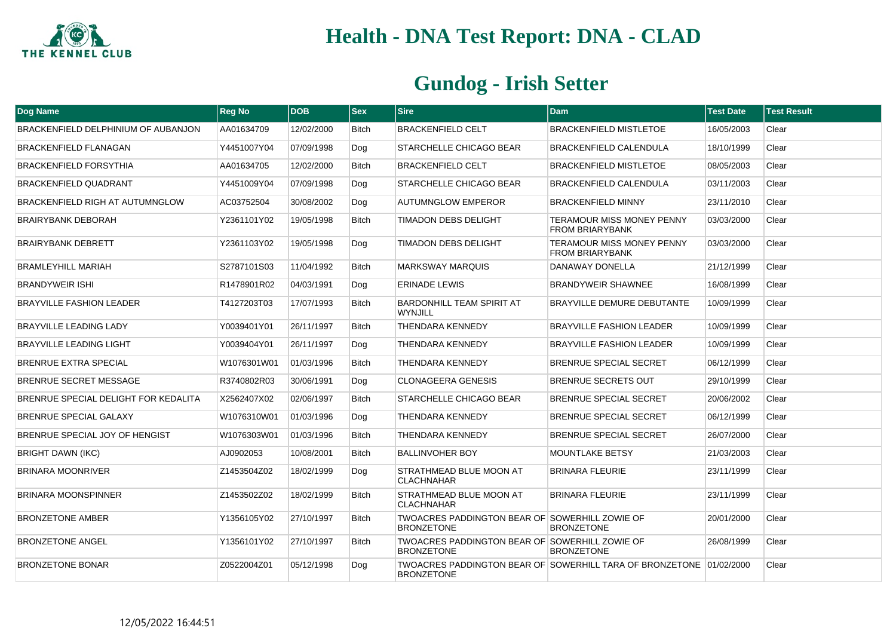# Health - DNA Test Report: DNA - CLAD

## Gundog - Irish Setter

| Dog Name | Reg No | DOB | Sex | Sire | Dam | Test Date | Test Result |
|---|---|---|---|---|---|---|---|
| BRACKENFIELD DELPHINIUM OF AUBANJON | AA01634709 | 12/02/2000 | Bitch | BRACKENFIELD CELT | BRACKENFIELD MISTLETOE | 16/05/2003 | Clear |
| BRACKENFIELD FLANAGAN | Y4451007Y04 | 07/09/1998 | Dog | STARCHELLE CHICAGO BEAR | BRACKENFIELD CALENDULA | 18/10/1999 | Clear |
| BRACKENFIELD FORSYTHIA | AA01634705 | 12/02/2000 | Bitch | BRACKENFIELD CELT | BRACKENFIELD MISTLETOE | 08/05/2003 | Clear |
| BRACKENFIELD QUADRANT | Y4451009Y04 | 07/09/1998 | Dog | STARCHELLE CHICAGO BEAR | BRACKENFIELD CALENDULA | 03/11/2003 | Clear |
| BRACKENFIELD RIGH AT AUTUMNGLOW | AC03752504 | 30/08/2002 | Dog | AUTUMNGLOW EMPEROR | BRACKENFIELD MINNY | 23/11/2010 | Clear |
| BRAIRYBANK DEBORAH | Y2361101Y02 | 19/05/1998 | Bitch | TIMADON DEBS DELIGHT | TERAMOUR MISS MONEY PENNY FROM BRIARYBANK | 03/03/2000 | Clear |
| BRAIRYBANK DEBRETT | Y2361103Y02 | 19/05/1998 | Dog | TIMADON DEBS DELIGHT | TERAMOUR MISS MONEY PENNY FROM BRIARYBANK | 03/03/2000 | Clear |
| BRAMLEYHILL MARIAH | S2787101S03 | 11/04/1992 | Bitch | MARKSWAY MARQUIS | DANAWAY DONELLA | 21/12/1999 | Clear |
| BRANDYWEIR ISHI | R1478901R02 | 04/03/1991 | Dog | ERINADE LEWIS | BRANDYWEIR SHAWNEE | 16/08/1999 | Clear |
| BRAYVILLE FASHION LEADER | T4127203T03 | 17/07/1993 | Bitch | BARDONHILL TEAM SPIRIT AT WYNJILL | BRAYVILLE DEMURE DEBUTANTE | 10/09/1999 | Clear |
| BRAYVILLE LEADING LADY | Y0039401Y01 | 26/11/1997 | Bitch | THENDARA KENNEDY | BRAYVILLE FASHION LEADER | 10/09/1999 | Clear |
| BRAYVILLE LEADING LIGHT | Y0039404Y01 | 26/11/1997 | Dog | THENDARA KENNEDY | BRAYVILLE FASHION LEADER | 10/09/1999 | Clear |
| BRENRUE EXTRA SPECIAL | W1076301W01 | 01/03/1996 | Bitch | THENDARA KENNEDY | BRENRUE SPECIAL SECRET | 06/12/1999 | Clear |
| BRENRUE SECRET MESSAGE | R3740802R03 | 30/06/1991 | Dog | CLONAGEERA GENESIS | BRENRUE SECRETS OUT | 29/10/1999 | Clear |
| BRENRUE SPECIAL DELIGHT FOR KEDALITA | X2562407X02 | 02/06/1997 | Bitch | STARCHELLE CHICAGO BEAR | BRENRUE SPECIAL SECRET | 20/06/2002 | Clear |
| BRENRUE SPECIAL GALAXY | W1076310W01 | 01/03/1996 | Dog | THENDARA KENNEDY | BRENRUE SPECIAL SECRET | 06/12/1999 | Clear |
| BRENRUE SPECIAL JOY OF HENGIST | W1076303W01 | 01/03/1996 | Bitch | THENDARA KENNEDY | BRENRUE SPECIAL SECRET | 26/07/2000 | Clear |
| BRIGHT DAWN (IKC) | AJ0902053 | 10/08/2001 | Bitch | BALLINVOHER BOY | MOUNTLAKE BETSY | 21/03/2003 | Clear |
| BRINARA MOONRIVER | Z1453504Z02 | 18/02/1999 | Dog | STRATHMEAD BLUE MOON AT CLACHNAHAR | BRINARA FLEURIE | 23/11/1999 | Clear |
| BRINARA MOONSPINNER | Z1453502Z02 | 18/02/1999 | Bitch | STRATHMEAD BLUE MOON AT CLACHNAHAR | BRINARA FLEURIE | 23/11/1999 | Clear |
| BRONZETONE AMBER | Y1356105Y02 | 27/10/1997 | Bitch | TWOACRES PADDINGTON BEAR OF BRONZETONE | SOWERHILL ZOWIE OF BRONZETONE | 20/01/2000 | Clear |
| BRONZETONE ANGEL | Y1356101Y02 | 27/10/1997 | Bitch | TWOACRES PADDINGTON BEAR OF BRONZETONE | SOWERHILL ZOWIE OF BRONZETONE | 26/08/1999 | Clear |
| BRONZETONE BONAR | Z0522004Z01 | 05/12/1998 | Dog | TWOACRES PADDINGTON BEAR OF BRONZETONE | SOWERHILL TARA OF BRONZETONE | 01/02/2000 | Clear |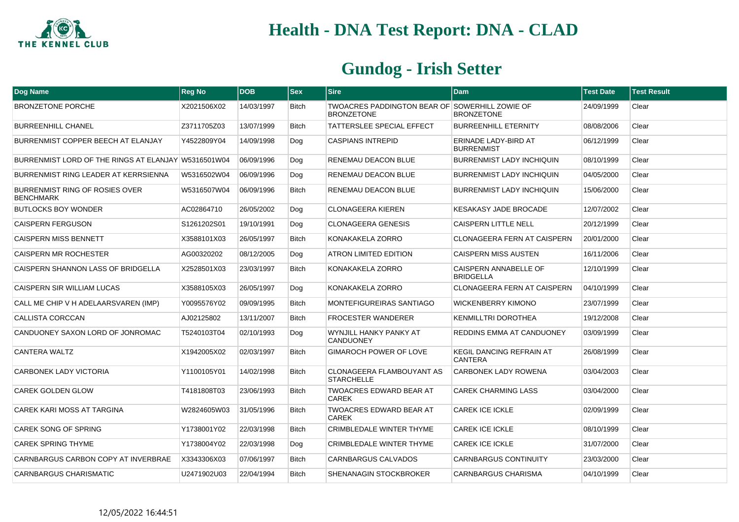# Health - DNA Test Report: DNA - CLAD

## Gundog - Irish Setter

| Dog Name | Reg No | DOB | Sex | Sire | Dam | Test Date | Test Result |
|---|---|---|---|---|---|---|---|
| BRONZETONE PORCHE | X2021506X02 | 14/03/1997 | Bitch | TWOACRES PADDINGTON BEAR OF BRONZETONE | SOWERHILL ZOWIE OF BRONZETONE | 24/09/1999 | Clear |
| BURREENHILL CHANEL | Z3711705Z03 | 13/07/1999 | Bitch | TATTERSLEE SPECIAL EFFECT | BURREENHILL ETERNITY | 08/08/2006 | Clear |
| BURRENMIST COPPER BEECH AT ELANJAY | Y4522809Y04 | 14/09/1998 | Dog | CASPIANS INTREPID | ERINADE LADY-BIRD AT BURRENMIST | 06/12/1999 | Clear |
| BURRENMIST LORD OF THE RINGS AT ELANJAY | W5316501W04 | 06/09/1996 | Dog | RENEMAU DEACON BLUE | BURRENMIST LADY INCHIQUIN | 08/10/1999 | Clear |
| BURRENMIST RING LEADER AT KERRSIENNA | W5316502W04 | 06/09/1996 | Dog | RENEMAU DEACON BLUE | BURRENMIST LADY INCHIQUIN | 04/05/2000 | Clear |
| BURRENMIST RING OF ROSIES OVER BENCHMARK | W5316507W04 | 06/09/1996 | Bitch | RENEMAU DEACON BLUE | BURRENMIST LADY INCHIQUIN | 15/06/2000 | Clear |
| BUTLOCKS BOY WONDER | AC02864710 | 26/05/2002 | Dog | CLONAGEERA KIEREN | KESAKASY JADE BROCADE | 12/07/2002 | Clear |
| CAISPERN FERGUSON | S1261202S01 | 19/10/1991 | Dog | CLONAGEERA GENESIS | CAISPERN LITTLE NELL | 20/12/1999 | Clear |
| CAISPERN MISS BENNETT | X3588101X03 | 26/05/1997 | Bitch | KONAKAKELA ZORRO | CLONAGEERA FERN AT CAISPERN | 20/01/2000 | Clear |
| CAISPERN MR ROCHESTER | AG00320202 | 08/12/2005 | Dog | ATRON LIMITED EDITION | CAISPERN MISS AUSTEN | 16/11/2006 | Clear |
| CAISPERN SHANNON LASS OF BRIDGELLA | X2528501X03 | 23/03/1997 | Bitch | KONAKAKELA ZORRO | CAISPERN ANNABELLE OF BRIDGELLA | 12/10/1999 | Clear |
| CAISPERN SIR WILLIAM LUCAS | X3588105X03 | 26/05/1997 | Dog | KONAKAKELA ZORRO | CLONAGEERA FERN AT CAISPERN | 04/10/1999 | Clear |
| CALL ME CHIP V H ADELAARSVAREN (IMP) | Y0095576Y02 | 09/09/1995 | Bitch | MONTEFIGUREIRAS SANTIAGO | WICKENBERRY KIMONO | 23/07/1999 | Clear |
| CALLISTA CORCCAN | AJ02125802 | 13/11/2007 | Bitch | FROCESTER WANDERER | KENMILLTRI DOROTHEA | 19/12/2008 | Clear |
| CANDUONEY SAXON LORD OF JONROMAC | T5240103T04 | 02/10/1993 | Dog | WYNJILL HANKY PANKY AT CANDUONEY | REDDINS EMMA AT CANDUONEY | 03/09/1999 | Clear |
| CANTERA WALTZ | X1942005X02 | 02/03/1997 | Bitch | GIMAROCH POWER OF LOVE | KEGIL DANCING REFRAIN AT CANTERA | 26/08/1999 | Clear |
| CARBONEK LADY VICTORIA | Y1100105Y01 | 14/02/1998 | Bitch | CLONAGEERA FLAMBOUYANT AS STARCHELLE | CARBONEK LADY ROWENA | 03/04/2003 | Clear |
| CAREK GOLDEN GLOW | T4181808T03 | 23/06/1993 | Bitch | TWOACRES EDWARD BEAR AT CAREK | CAREK CHARMING LASS | 03/04/2000 | Clear |
| CAREK KARI MOSS AT TARGINA | W2824605W03 | 31/05/1996 | Bitch | TWOACRES EDWARD BEAR AT CAREK | CAREK ICE ICKLE | 02/09/1999 | Clear |
| CAREK SONG OF SPRING | Y1738001Y02 | 22/03/1998 | Bitch | CRIMBLEDALE WINTER THYME | CAREK ICE ICKLE | 08/10/1999 | Clear |
| CAREK SPRING THYME | Y1738004Y02 | 22/03/1998 | Dog | CRIMBLEDALE WINTER THYME | CAREK ICE ICKLE | 31/07/2000 | Clear |
| CARNBARGUS CARBON COPY AT INVERBRAE | X3343306X03 | 07/06/1997 | Bitch | CARNBARGUS CALVADOS | CARNBARGUS CONTINUITY | 23/03/2000 | Clear |
| CARNBARGUS CHARISMATIC | U2471902U03 | 22/04/1994 | Bitch | SHENANAGIN STOCKBROKER | CARNBARGUS CHARISMA | 04/10/1999 | Clear |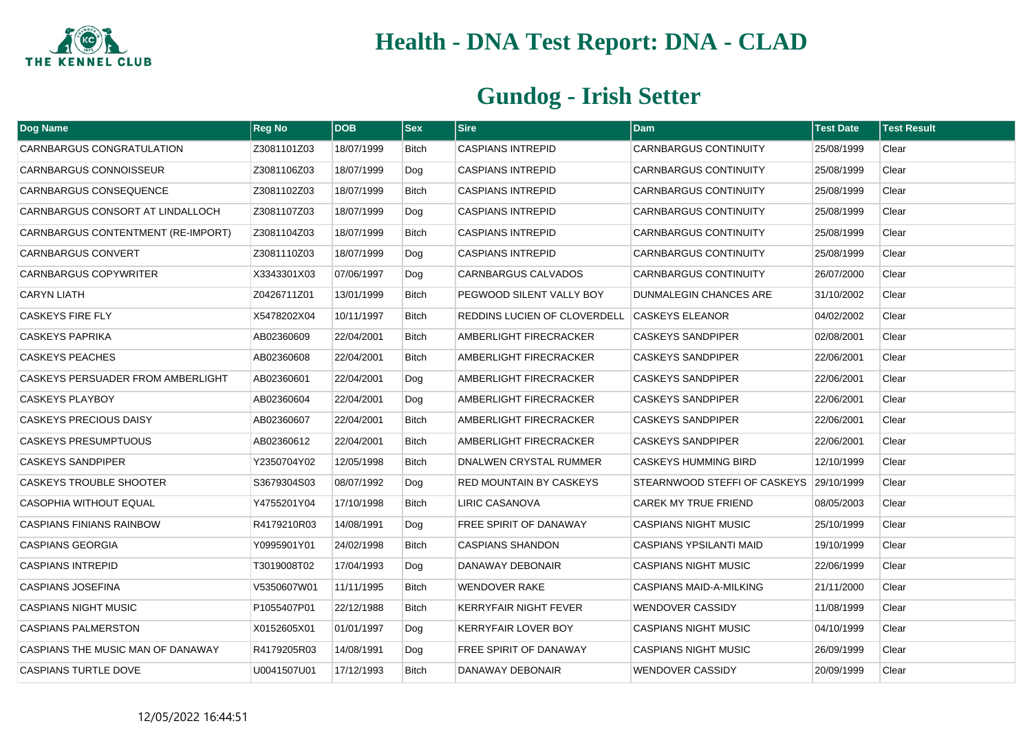# Health - DNA Test Report: DNA - CLAD

## Gundog - Irish Setter

| Dog Name | Reg No | DOB | Sex | Sire | Dam | Test Date | Test Result |
|---|---|---|---|---|---|---|---|
| CARNBARGUS CONGRATULATION | Z3081101Z03 | 18/07/1999 | Bitch | CASPIANS INTREPID | CARNBARGUS CONTINUITY | 25/08/1999 | Clear |
| CARNBARGUS CONNOISSEUR | Z3081106Z03 | 18/07/1999 | Dog | CASPIANS INTREPID | CARNBARGUS CONTINUITY | 25/08/1999 | Clear |
| CARNBARGUS CONSEQUENCE | Z3081102Z03 | 18/07/1999 | Bitch | CASPIANS INTREPID | CARNBARGUS CONTINUITY | 25/08/1999 | Clear |
| CARNBARGUS CONSORT AT LINDALLOCH | Z3081107Z03 | 18/07/1999 | Dog | CASPIANS INTREPID | CARNBARGUS CONTINUITY | 25/08/1999 | Clear |
| CARNBARGUS CONTENTMENT (RE-IMPORT) | Z3081104Z03 | 18/07/1999 | Bitch | CASPIANS INTREPID | CARNBARGUS CONTINUITY | 25/08/1999 | Clear |
| CARNBARGUS CONVERT | Z3081110Z03 | 18/07/1999 | Dog | CASPIANS INTREPID | CARNBARGUS CONTINUITY | 25/08/1999 | Clear |
| CARNBARGUS COPYWRITER | X3343301X03 | 07/06/1997 | Dog | CARNBARGUS CALVADOS | CARNBARGUS CONTINUITY | 26/07/2000 | Clear |
| CARYN LIATH | Z0426711Z01 | 13/01/1999 | Bitch | PEGWOOD SILENT VALLY BOY | DUNMALEGIN CHANCES ARE | 31/10/2002 | Clear |
| CASKEYS FIRE FLY | X5478202X04 | 10/11/1997 | Bitch | REDDINS LUCIEN OF CLOVERDELL | CASKEYS ELEANOR | 04/02/2002 | Clear |
| CASKEYS PAPRIKA | AB02360609 | 22/04/2001 | Bitch | AMBERLIGHT FIRECRACKER | CASKEYS SANDPIPER | 02/08/2001 | Clear |
| CASKEYS PEACHES | AB02360608 | 22/04/2001 | Bitch | AMBERLIGHT FIRECRACKER | CASKEYS SANDPIPER | 22/06/2001 | Clear |
| CASKEYS PERSUADER FROM AMBERLIGHT | AB02360601 | 22/04/2001 | Dog | AMBERLIGHT FIRECRACKER | CASKEYS SANDPIPER | 22/06/2001 | Clear |
| CASKEYS PLAYBOY | AB02360604 | 22/04/2001 | Dog | AMBERLIGHT FIRECRACKER | CASKEYS SANDPIPER | 22/06/2001 | Clear |
| CASKEYS PRECIOUS DAISY | AB02360607 | 22/04/2001 | Bitch | AMBERLIGHT FIRECRACKER | CASKEYS SANDPIPER | 22/06/2001 | Clear |
| CASKEYS PRESUMPTUOUS | AB02360612 | 22/04/2001 | Bitch | AMBERLIGHT FIRECRACKER | CASKEYS SANDPIPER | 22/06/2001 | Clear |
| CASKEYS SANDPIPER | Y2350704Y02 | 12/05/1998 | Bitch | DNALWEN CRYSTAL RUMMER | CASKEYS HUMMING BIRD | 12/10/1999 | Clear |
| CASKEYS TROUBLE SHOOTER | S3679304S03 | 08/07/1992 | Dog | RED MOUNTAIN BY CASKEYS | STEARNWOOD STEFFI OF CASKEYS | 29/10/1999 | Clear |
| CASOPHIA WITHOUT EQUAL | Y4755201Y04 | 17/10/1998 | Bitch | LIRIC CASANOVA | CAREK MY TRUE FRIEND | 08/05/2003 | Clear |
| CASPIANS FINIANS RAINBOW | R4179210R03 | 14/08/1991 | Dog | FREE SPIRIT OF DANAWAY | CASPIANS NIGHT MUSIC | 25/10/1999 | Clear |
| CASPIANS GEORGIA | Y0995901Y01 | 24/02/1998 | Bitch | CASPIANS SHANDON | CASPIANS YPSILANTI MAID | 19/10/1999 | Clear |
| CASPIANS INTREPID | T3019008T02 | 17/04/1993 | Dog | DANAWAY DEBONAIR | CASPIANS NIGHT MUSIC | 22/06/1999 | Clear |
| CASPIANS JOSEFINA | V5350607W01 | 11/11/1995 | Bitch | WENDOVER RAKE | CASPIANS MAID-A-MILKING | 21/11/2000 | Clear |
| CASPIANS NIGHT MUSIC | P1055407P01 | 22/12/1988 | Bitch | KERRYFAIR NIGHT FEVER | WENDOVER CASSIDY | 11/08/1999 | Clear |
| CASPIANS PALMERSTON | X0152605X01 | 01/01/1997 | Dog | KERRYFAIR LOVER BOY | CASPIANS NIGHT MUSIC | 04/10/1999 | Clear |
| CASPIANS THE MUSIC MAN OF DANAWAY | R4179205R03 | 14/08/1991 | Dog | FREE SPIRIT OF DANAWAY | CASPIANS NIGHT MUSIC | 26/09/1999 | Clear |
| CASPIANS TURTLE DOVE | U0041507U01 | 17/12/1993 | Bitch | DANAWAY DEBONAIR | WENDOVER CASSIDY | 20/09/1999 | Clear |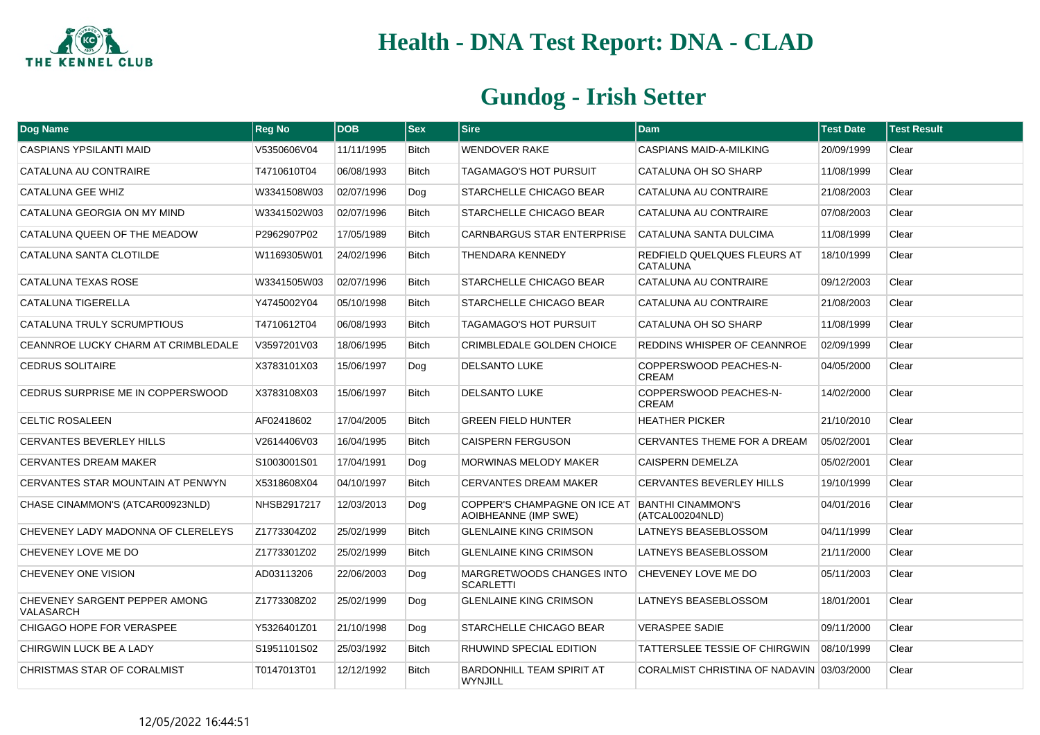# Health - DNA Test Report: DNA - CLAD

## Gundog - Irish Setter

| Dog Name | Reg No | DOB | Sex | Sire | Dam | Test Date | Test Result |
|---|---|---|---|---|---|---|---|
| CASPIANS YPSILANTI MAID | V5350606V04 | 11/11/1995 | Bitch | WENDOVER RAKE | CASPIANS MAID-A-MILKING | 20/09/1999 | Clear |
| CATALUNA AU CONTRAIRE | T4710610T04 | 06/08/1993 | Bitch | TAGAMAGO'S HOT PURSUIT | CATALUNA OH SO SHARP | 11/08/1999 | Clear |
| CATALUNA GEE WHIZ | W3341508W03 | 02/07/1996 | Dog | STARCHELLE CHICAGO BEAR | CATALUNA AU CONTRAIRE | 21/08/2003 | Clear |
| CATALUNA GEORGIA ON MY MIND | W3341502W03 | 02/07/1996 | Bitch | STARCHELLE CHICAGO BEAR | CATALUNA AU CONTRAIRE | 07/08/2003 | Clear |
| CATALUNA QUEEN OF THE MEADOW | P2962907P02 | 17/05/1989 | Bitch | CARNBARGUS STAR ENTERPRISE | CATALUNA SANTA DULCIMA | 11/08/1999 | Clear |
| CATALUNA SANTA CLOTILDE | W1169305W01 | 24/02/1996 | Bitch | THENDARA KENNEDY | REDFIELD QUELQUES FLEURS AT CATALUNA | 18/10/1999 | Clear |
| CATALUNA TEXAS ROSE | W3341505W03 | 02/07/1996 | Bitch | STARCHELLE CHICAGO BEAR | CATALUNA AU CONTRAIRE | 09/12/2003 | Clear |
| CATALUNA TIGERELLA | Y4745002Y04 | 05/10/1998 | Bitch | STARCHELLE CHICAGO BEAR | CATALUNA AU CONTRAIRE | 21/08/2003 | Clear |
| CATALUNA TRULY SCRUMPTIOUS | T4710612T04 | 06/08/1993 | Bitch | TAGAMAGO'S HOT PURSUIT | CATALUNA OH SO SHARP | 11/08/1999 | Clear |
| CEANNROE LUCKY CHARM AT CRIMBLEDALE | V3597201V03 | 18/06/1995 | Bitch | CRIMBLEDALE GOLDEN CHOICE | REDDINS WHISPER OF CEANNROE | 02/09/1999 | Clear |
| CEDRUS SOLITAIRE | X3783101X03 | 15/06/1997 | Dog | DELSANTO LUKE | COPPERSWOOD PEACHES-N-CREAM | 04/05/2000 | Clear |
| CEDRUS SURPRISE ME IN COPPERSWOOD | X3783108X03 | 15/06/1997 | Bitch | DELSANTO LUKE | COPPERSWOOD PEACHES-N-CREAM | 14/02/2000 | Clear |
| CELTIC ROSALEEN | AF02418602 | 17/04/2005 | Bitch | GREEN FIELD HUNTER | HEATHER PICKER | 21/10/2010 | Clear |
| CERVANTES BEVERLEY HILLS | V2614406V03 | 16/04/1995 | Bitch | CAISPERN FERGUSON | CERVANTES THEME FOR A DREAM | 05/02/2001 | Clear |
| CERVANTES DREAM MAKER | S1003001S01 | 17/04/1991 | Dog | MORWINAS MELODY MAKER | CAISPERN DEMELZA | 05/02/2001 | Clear |
| CERVANTES STAR MOUNTAIN AT PENWYN | X5318608X04 | 04/10/1997 | Bitch | CERVANTES DREAM MAKER | CERVANTES BEVERLEY HILLS | 19/10/1999 | Clear |
| CHASE CINAMMON'S (ATCAR00923NLD) | NHSB2917217 | 12/03/2013 | Dog | COPPER'S CHAMPAGNE ON ICE AT AOIBHEANNE (IMP SWE) | BANTHI CINAMMON'S (ATCAL00204NLD) | 04/01/2016 | Clear |
| CHEVENEY LADY MADONNA OF CLERELEYS | Z1773304Z02 | 25/02/1999 | Bitch | GLENLAINE KING CRIMSON | LATNEYS BEASEBLOSSOM | 04/11/1999 | Clear |
| CHEVENEY LOVE ME DO | Z1773301Z02 | 25/02/1999 | Bitch | GLENLAINE KING CRIMSON | LATNEYS BEASEBLOSSOM | 21/11/2000 | Clear |
| CHEVENEY ONE VISION | AD03113206 | 22/06/2003 | Dog | MARGRETWOODS CHANGES INTO SCARLETTI | CHEVENEY LOVE ME DO | 05/11/2003 | Clear |
| CHEVENEY SARGENT PEPPER AMONG VALASARCH | Z1773308Z02 | 25/02/1999 | Dog | GLENLAINE KING CRIMSON | LATNEYS BEASEBLOSSOM | 18/01/2001 | Clear |
| CHIGAGO HOPE FOR VERASPEE | Y5326401Z01 | 21/10/1998 | Dog | STARCHELLE CHICAGO BEAR | VERASPEE SADIE | 09/11/2000 | Clear |
| CHIRGWIN LUCK BE A LADY | S1951101S02 | 25/03/1992 | Bitch | RHUWIND SPECIAL EDITION | TATTERSLEE TESSIE OF CHIRGWIN | 08/10/1999 | Clear |
| CHRISTMAS STAR OF CORALMIST | T0147013T01 | 12/12/1992 | Bitch | BARDONHILL TEAM SPIRIT AT WYNJILL | CORALMIST CHRISTINA OF NADAVIN | 03/03/2000 | Clear |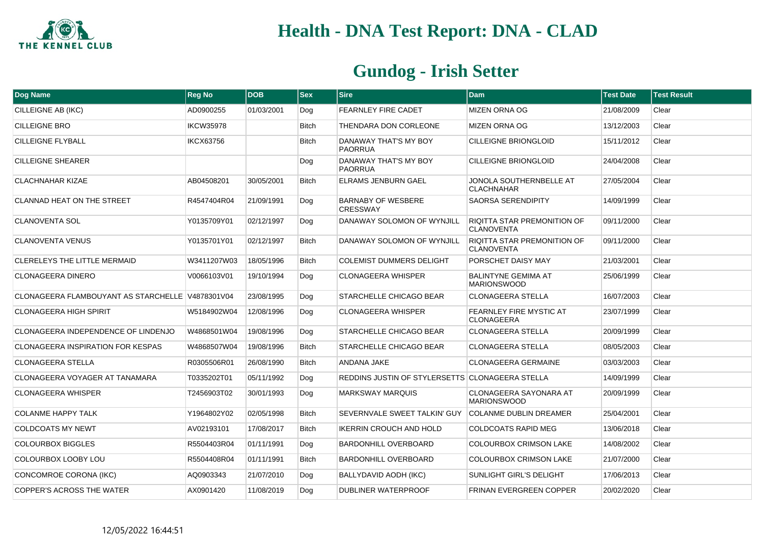# Health - DNA Test Report: DNA - CLAD

## Gundog - Irish Setter

| Dog Name | Reg No | DOB | Sex | Sire | Dam | Test Date | Test Result |
|---|---|---|---|---|---|---|---|
| CILLEIGNE AB (IKC) | AD0900255 | 01/03/2001 | Dog | FEARNLEY FIRE CADET | MIZEN ORNA OG | 21/08/2009 | Clear |
| CILLEIGNE BRO | IKCW35978 | | Bitch | THENDARA DON CORLEONE | MIZEN ORNA OG | 13/12/2003 | Clear |
| CILLEIGNE FLYBALL | IKCX63756 | | Bitch | DANAWAY THAT'S MY BOY PAORRUA | CILLEIGNE BRIONGLOID | 15/11/2012 | Clear |
| CILLEIGNE SHEARER | | | Dog | DANAWAY THAT'S MY BOY PAORRUA | CILLEIGNE BRIONGLOID | 24/04/2008 | Clear |
| CLACHNAHAR KIZAE | AB04508201 | 30/05/2001 | Bitch | ELRAMS JENBURN GAEL | JONOLA SOUTHERNBELLE AT CLACHNAHAR | 27/05/2004 | Clear |
| CLANNAD HEAT ON THE STREET | R4547404R04 | 21/09/1991 | Dog | BARNABY OF WESBERE CRESSWAY | SAORSA SERENDIPITY | 14/09/1999 | Clear |
| CLANOVENTA SOL | Y0135709Y01 | 02/12/1997 | Dog | DANAWAY SOLOMON OF WYNJILL | RIQITTA STAR PREMONITION OF CLANOVENTA | 09/11/2000 | Clear |
| CLANOVENTA VENUS | Y0135701Y01 | 02/12/1997 | Bitch | DANAWAY SOLOMON OF WYNJILL | RIQITTA STAR PREMONITION OF CLANOVENTA | 09/11/2000 | Clear |
| CLERELEYS THE LITTLE MERMAID | W3411207W03 | 18/05/1996 | Bitch | COLEMIST DUMMERS DELIGHT | PORSCHET DAISY MAY | 21/03/2001 | Clear |
| CLONAGEERA DINERO | V0066103V01 | 19/10/1994 | Dog | CLONAGEERA WHISPER | BALINTYNE GEMIMA AT MARIONSWOOD | 25/06/1999 | Clear |
| CLONAGEERA FLAMBOUYANT AS STARCHELLE | V4878301V04 | 23/08/1995 | Dog | STARCHELLE CHICAGO BEAR | CLONAGEERA STELLA | 16/07/2003 | Clear |
| CLONAGEERA HIGH SPIRIT | W5184902W04 | 12/08/1996 | Dog | CLONAGEERA WHISPER | FEARNLEY FIRE MYSTIC AT CLONAGEERA | 23/07/1999 | Clear |
| CLONAGEERA INDEPENDENCE OF LINDENJO | W4868501W04 | 19/08/1996 | Dog | STARCHELLE CHICAGO BEAR | CLONAGEERA STELLA | 20/09/1999 | Clear |
| CLONAGEERA INSPIRATION FOR KESPAS | W4868507W04 | 19/08/1996 | Bitch | STARCHELLE CHICAGO BEAR | CLONAGEERA STELLA | 08/05/2003 | Clear |
| CLONAGEERA STELLA | R0305506R01 | 26/08/1990 | Bitch | ANDANA JAKE | CLONAGEERA GERMAINE | 03/03/2003 | Clear |
| CLONAGEERA VOYAGER AT TANAMARA | T0335202T01 | 05/11/1992 | Dog | REDDINS JUSTIN OF STYLERSETTS | CLONAGEERA STELLA | 14/09/1999 | Clear |
| CLONAGEERA WHISPER | T2456903T02 | 30/01/1993 | Dog | MARKSWAY MARQUIS | CLONAGEERA SAYONARA AT MARIONSWOOD | 20/09/1999 | Clear |
| COLANME HAPPY TALK | Y1964802Y02 | 02/05/1998 | Bitch | SEVERNVALE SWEET TALKIN' GUY | COLANME DUBLIN DREAMER | 25/04/2001 | Clear |
| COLDCOATS MY NEWT | AV02193101 | 17/08/2017 | Bitch | IKERRIN CROUCH AND HOLD | COLDCOATS RAPID MEG | 13/06/2018 | Clear |
| COLOURBOX BIGGLES | R5504403R04 | 01/11/1991 | Dog | BARDONHILL OVERBOARD | COLOURBOX CRIMSON LAKE | 14/08/2002 | Clear |
| COLOURBOX LOOBY LOU | R5504408R04 | 01/11/1991 | Bitch | BARDONHILL OVERBOARD | COLOURBOX CRIMSON LAKE | 21/07/2000 | Clear |
| CONCOMROE CORONA (IKC) | AQ0903343 | 21/07/2010 | Dog | BALLYDAVID AODH (IKC) | SUNLIGHT GIRL'S DELIGHT | 17/06/2013 | Clear |
| COPPER'S ACROSS THE WATER | AX0901420 | 11/08/2019 | Dog | DUBLINER WATERPROOF | FRINAN EVERGREEN COPPER | 20/02/2020 | Clear |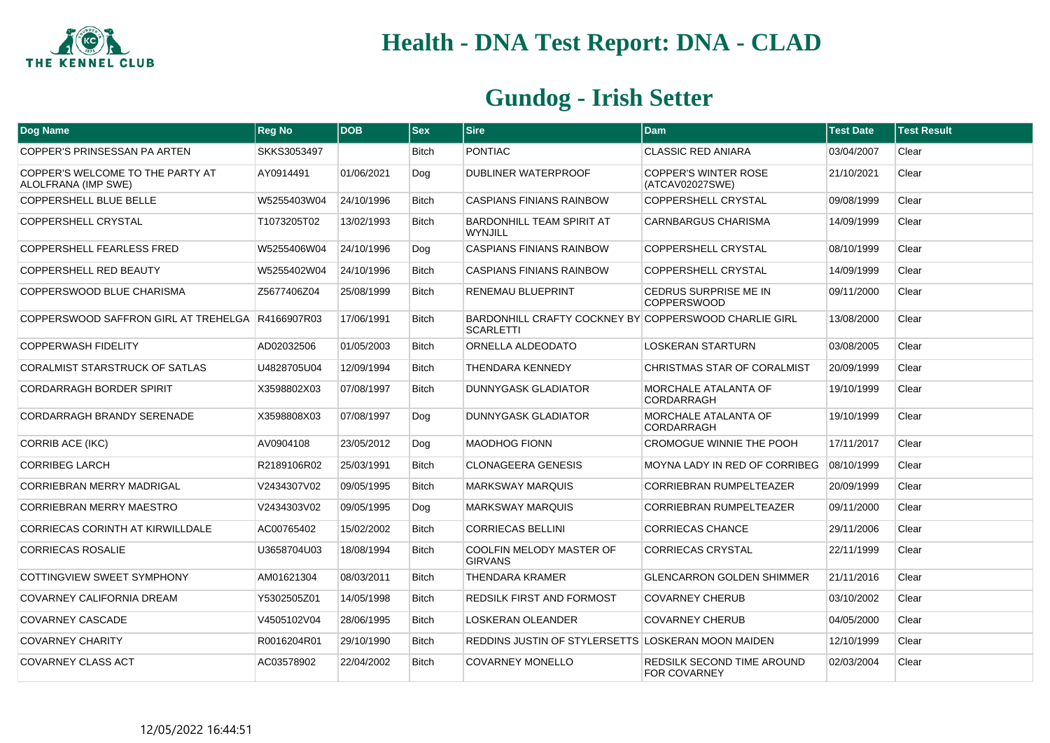# Health - DNA Test Report: DNA - CLAD

## Gundog - Irish Setter

| Dog Name | Reg No | DOB | Sex | Sire | Dam | Test Date | Test Result |
|---|---|---|---|---|---|---|---|
| COPPER'S PRINSESSAN PA ARTEN | SKKS3053497 | | Bitch | PONTIAC | CLASSIC RED ANIARA | 03/04/2007 | Clear |
| COPPER'S WELCOME TO THE PARTY AT ALOLFRANA (IMP SWE) | AY0914491 | 01/06/2021 | Dog | DUBLINER WATERPROOF | COPPER'S WINTER ROSE (ATCAV02027SWE) | 21/10/2021 | Clear |
| COPPERSHELL BLUE BELLE | W5255403W04 | 24/10/1996 | Bitch | CASPIANS FINIANS RAINBOW | COPPERSHELL CRYSTAL | 09/08/1999 | Clear |
| COPPERSHELL CRYSTAL | T1073205T02 | 13/02/1993 | Bitch | BARDONHILL TEAM SPIRIT AT WYNJILL | CARNBARGUS CHARISMA | 14/09/1999 | Clear |
| COPPERSHELL FEARLESS FRED | W5255406W04 | 24/10/1996 | Dog | CASPIANS FINIANS RAINBOW | COPPERSHELL CRYSTAL | 08/10/1999 | Clear |
| COPPERSHELL RED BEAUTY | W5255402W04 | 24/10/1996 | Bitch | CASPIANS FINIANS RAINBOW | COPPERSHELL CRYSTAL | 14/09/1999 | Clear |
| COPPERSWOOD BLUE CHARISMA | Z5677406Z04 | 25/08/1999 | Bitch | RENEMAU BLUEPRINT | CEDRUS SURPRISE ME IN COPPERSWOOD | 09/11/2000 | Clear |
| COPPERSWOOD SAFFRON GIRL AT TREHELGA | R4166907R03 | 17/06/1991 | Bitch | BARDONHILL CRAFTY COCKNEY BY SCARLETTI | COPPERSWOOD CHARLIE GIRL | 13/08/2000 | Clear |
| COPPERWASH FIDELITY | AD02032506 | 01/05/2003 | Bitch | ORNELLA ALDEODATO | LOSKERAN STARTURN | 03/08/2005 | Clear |
| CORALMIST STARSTRUCK OF SATLAS | U4828705U04 | 12/09/1994 | Bitch | THENDARA KENNEDY | CHRISTMAS STAR OF CORALMIST | 20/09/1999 | Clear |
| CORDARRAGH BORDER SPIRIT | X3598802X03 | 07/08/1997 | Bitch | DUNNYGASK GLADIATOR | MORCHALE ATALANTA OF CORDARRAGH | 19/10/1999 | Clear |
| CORDARRAGH BRANDY SERENADE | X3598808X03 | 07/08/1997 | Dog | DUNNYGASK GLADIATOR | MORCHALE ATALANTA OF CORDARRAGH | 19/10/1999 | Clear |
| CORRIB ACE (IKC) | AV0904108 | 23/05/2012 | Dog | MAODHOG FIONN | CROMOGUE WINNIE THE POOH | 17/11/2017 | Clear |
| CORRIBEG LARCH | R2189106R02 | 25/03/1991 | Bitch | CLONAGEERA GENESIS | MOYNA LADY IN RED OF CORRIBEG | 08/10/1999 | Clear |
| CORRIEBRAN MERRY MADRIGAL | V2434307V02 | 09/05/1995 | Bitch | MARKSWAY MARQUIS | CORRIEBRAN RUMPELTEAZER | 20/09/1999 | Clear |
| CORRIEBRAN MERRY MAESTRO | V2434303V02 | 09/05/1995 | Dog | MARKSWAY MARQUIS | CORRIEBRAN RUMPELTEAZER | 09/11/2000 | Clear |
| CORRIECAS CORINTH AT KIRWILLDALE | AC00765402 | 15/02/2002 | Bitch | CORRIECAS BELLINI | CORRIECAS CHANCE | 29/11/2006 | Clear |
| CORRIECAS ROSALIE | U3658704U03 | 18/08/1994 | Bitch | COOLFIN MELODY MASTER OF GIRVANS | CORRIECAS CRYSTAL | 22/11/1999 | Clear |
| COTTINGVIEW SWEET SYMPHONY | AM01621304 | 08/03/2011 | Bitch | THENDARA KRAMER | GLENCARRON GOLDEN SHIMMER | 21/11/2016 | Clear |
| COVARNEY CALIFORNIA DREAM | Y5302505Z01 | 14/05/1998 | Bitch | REDSILK FIRST AND FORMOST | COVARNEY CHERUB | 03/10/2002 | Clear |
| COVARNEY CASCADE | V4505102V04 | 28/06/1995 | Bitch | LOSKERAN OLEANDER | COVARNEY CHERUB | 04/05/2000 | Clear |
| COVARNEY CHARITY | R0016204R01 | 29/10/1990 | Bitch | REDDINS JUSTIN OF STYLERSETTS | LOSKERAN MOON MAIDEN | 12/10/1999 | Clear |
| COVARNEY CLASS ACT | AC03578902 | 22/04/2002 | Bitch | COVARNEY MONELLO | REDSILK SECOND TIME AROUND FOR COVARNEY | 02/03/2004 | Clear |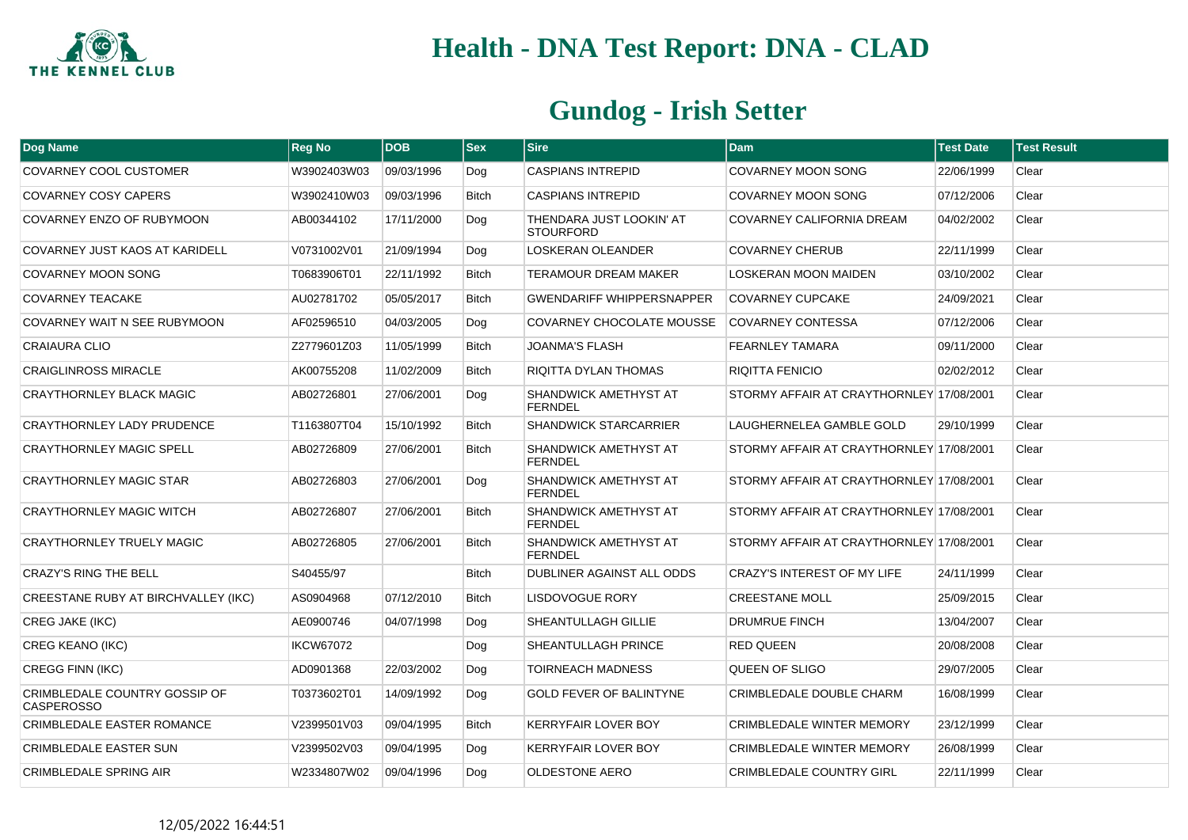# Health - DNA Test Report: DNA - CLAD

## Gundog - Irish Setter

| Dog Name | Reg No | DOB | Sex | Sire | Dam | Test Date | Test Result |
|---|---|---|---|---|---|---|---|
| COVARNEY COOL CUSTOMER | W3902403W03 | 09/03/1996 | Dog | CASPIANS INTREPID | COVARNEY MOON SONG | 22/06/1999 | Clear |
| COVARNEY COSY CAPERS | W3902410W03 | 09/03/1996 | Bitch | CASPIANS INTREPID | COVARNEY MOON SONG | 07/12/2006 | Clear |
| COVARNEY ENZO OF RUBYMOON | AB00344102 | 17/11/2000 | Dog | THENDARA JUST LOOKIN' AT STOURFORD | COVARNEY CALIFORNIA DREAM | 04/02/2002 | Clear |
| COVARNEY JUST KAOS AT KARIDELL | V0731002V01 | 21/09/1994 | Dog | LOSKERAN OLEANDER | COVARNEY CHERUB | 22/11/1999 | Clear |
| COVARNEY MOON SONG | T0683906T01 | 22/11/1992 | Bitch | TERAMOUR DREAM MAKER | LOSKERAN MOON MAIDEN | 03/10/2002 | Clear |
| COVARNEY TEACAKE | AU02781702 | 05/05/2017 | Bitch | GWENDARIFF WHIPPERSNAPPER | COVARNEY CUPCAKE | 24/09/2021 | Clear |
| COVARNEY WAIT N SEE RUBYMOON | AF02596510 | 04/03/2005 | Dog | COVARNEY CHOCOLATE MOUSSE | COVARNEY CONTESSA | 07/12/2006 | Clear |
| CRAIAURA CLIO | Z2779601Z03 | 11/05/1999 | Bitch | JOANMA'S FLASH | FEARNLEY TAMARA | 09/11/2000 | Clear |
| CRAIGLINROSS MIRACLE | AK00755208 | 11/02/2009 | Bitch | RIQITTA DYLAN THOMAS | RIQITTA FENICIO | 02/02/2012 | Clear |
| CRAYTHORNLEY BLACK MAGIC | AB02726801 | 27/06/2001 | Dog | SHANDWICK AMETHYST AT FERNDEL | STORMY AFFAIR AT CRAYTHORNLEY | 17/08/2001 | Clear |
| CRAYTHORNLEY LADY PRUDENCE | T1163807T04 | 15/10/1992 | Bitch | SHANDWICK STARCARRIER | LAUGHERNELEA GAMBLE GOLD | 29/10/1999 | Clear |
| CRAYTHORNLEY MAGIC SPELL | AB02726809 | 27/06/2001 | Bitch | SHANDWICK AMETHYST AT FERNDEL | STORMY AFFAIR AT CRAYTHORNLEY | 17/08/2001 | Clear |
| CRAYTHORNLEY MAGIC STAR | AB02726803 | 27/06/2001 | Dog | SHANDWICK AMETHYST AT FERNDEL | STORMY AFFAIR AT CRAYTHORNLEY | 17/08/2001 | Clear |
| CRAYTHORNLEY MAGIC WITCH | AB02726807 | 27/06/2001 | Bitch | SHANDWICK AMETHYST AT FERNDEL | STORMY AFFAIR AT CRAYTHORNLEY | 17/08/2001 | Clear |
| CRAYTHORNLEY TRUELY MAGIC | AB02726805 | 27/06/2001 | Bitch | SHANDWICK AMETHYST AT FERNDEL | STORMY AFFAIR AT CRAYTHORNLEY | 17/08/2001 | Clear |
| CRAZY'S RING THE BELL | S40455/97 | | Bitch | DUBLINER AGAINST ALL ODDS | CRAZY'S INTEREST OF MY LIFE | 24/11/1999 | Clear |
| CREESTANE RUBY AT BIRCHVALLEY (IKC) | AS0904968 | 07/12/2010 | Bitch | LISDOVOGUE RORY | CREESTANE MOLL | 25/09/2015 | Clear |
| CREG JAKE (IKC) | AE0900746 | 04/07/1998 | Dog | SHEANTULLAGH GILLIE | DRUMRUE FINCH | 13/04/2007 | Clear |
| CREG KEANO (IKC) | IKCW67072 | | Dog | SHEANTULLAGH PRINCE | RED QUEEN | 20/08/2008 | Clear |
| CREGG FINN (IKC) | AD0901368 | 22/03/2002 | Dog | TOIRNEACH MADNESS | QUEEN OF SLIGO | 29/07/2005 | Clear |
| CRIMBLEDALE COUNTRY GOSSIP OF CASPEROSSO | T0373602T01 | 14/09/1992 | Dog | GOLD FEVER OF BALINTYNE | CRIMBLEDALE DOUBLE CHARM | 16/08/1999 | Clear |
| CRIMBLEDALE EASTER ROMANCE | V2399501V03 | 09/04/1995 | Bitch | KERRYFAIR LOVER BOY | CRIMBLEDALE WINTER MEMORY | 23/12/1999 | Clear |
| CRIMBLEDALE EASTER SUN | V2399502V03 | 09/04/1995 | Dog | KERRYFAIR LOVER BOY | CRIMBLEDALE WINTER MEMORY | 26/08/1999 | Clear |
| CRIMBLEDALE SPRING AIR | W2334807W02 | 09/04/1996 | Dog | OLDESTONE AERO | CRIMBLEDALE COUNTRY GIRL | 22/11/1999 | Clear |

12/05/2022 16:44:51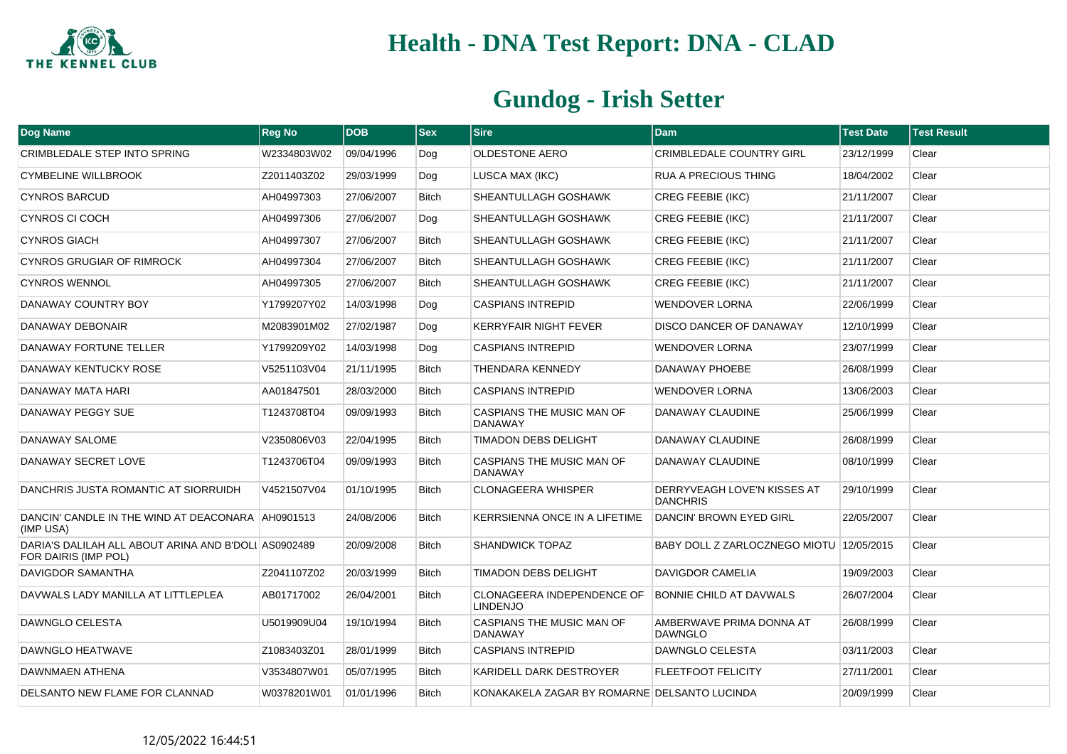# Health - DNA Test Report: DNA - CLAD

## Gundog - Irish Setter

| Dog Name | Reg No | DOB | Sex | Sire | Dam | Test Date | Test Result |
|---|---|---|---|---|---|---|---|
| CRIMBLEDALE STEP INTO SPRING | W2334803W02 | 09/04/1996 | Dog | OLDESTONE AERO | CRIMBLEDALE COUNTRY GIRL | 23/12/1999 | Clear |
| CYMBELINE WILLBROOK | Z2011403Z02 | 29/03/1999 | Dog | LUSCA MAX (IKC) | RUA A PRECIOUS THING | 18/04/2002 | Clear |
| CYNROS BARCUD | AH04997303 | 27/06/2007 | Bitch | SHEANTULLAGH GOSHAWK | CREG FEEBIE (IKC) | 21/11/2007 | Clear |
| CYNROS CI COCH | AH04997306 | 27/06/2007 | Dog | SHEANTULLAGH GOSHAWK | CREG FEEBIE (IKC) | 21/11/2007 | Clear |
| CYNROS GIACH | AH04997307 | 27/06/2007 | Bitch | SHEANTULLAGH GOSHAWK | CREG FEEBIE (IKC) | 21/11/2007 | Clear |
| CYNROS GRUGIAR OF RIMROCK | AH04997304 | 27/06/2007 | Bitch | SHEANTULLAGH GOSHAWK | CREG FEEBIE (IKC) | 21/11/2007 | Clear |
| CYNROS WENNOL | AH04997305 | 27/06/2007 | Bitch | SHEANTULLAGH GOSHAWK | CREG FEEBIE (IKC) | 21/11/2007 | Clear |
| DANAWAY COUNTRY BOY | Y1799207Y02 | 14/03/1998 | Dog | CASPIANS INTREPID | WENDOVER LORNA | 22/06/1999 | Clear |
| DANAWAY DEBONAIR | M2083901M02 | 27/02/1987 | Dog | KERRYFAIR NIGHT FEVER | DISCO DANCER OF DANAWAY | 12/10/1999 | Clear |
| DANAWAY FORTUNE TELLER | Y1799209Y02 | 14/03/1998 | Dog | CASPIANS INTREPID | WENDOVER LORNA | 23/07/1999 | Clear |
| DANAWAY KENTUCKY ROSE | V5251103V04 | 21/11/1995 | Bitch | THENDARA KENNEDY | DANAWAY PHOEBE | 26/08/1999 | Clear |
| DANAWAY MATA HARI | AA01847501 | 28/03/2000 | Bitch | CASPIANS INTREPID | WENDOVER LORNA | 13/06/2003 | Clear |
| DANAWAY PEGGY SUE | T1243708T04 | 09/09/1993 | Bitch | CASPIANS THE MUSIC MAN OF DANAWAY | DANAWAY CLAUDINE | 25/06/1999 | Clear |
| DANAWAY SALOME | V2350806V03 | 22/04/1995 | Bitch | TIMADON DEBS DELIGHT | DANAWAY CLAUDINE | 26/08/1999 | Clear |
| DANAWAY SECRET LOVE | T1243706T04 | 09/09/1993 | Bitch | CASPIANS THE MUSIC MAN OF DANAWAY | DANAWAY CLAUDINE | 08/10/1999 | Clear |
| DANCHRIS JUSTA ROMANTIC AT SIORRUIDH | V4521507V04 | 01/10/1995 | Bitch | CLONAGEERA WHISPER | DERRYVEAGH LOVE'N KISSES AT DANCHRIS | 29/10/1999 | Clear |
| DANCIN' CANDLE IN THE WIND AT DEACONARA (IMP USA) | AH0901513 | 24/08/2006 | Bitch | KERRSIENNA ONCE IN A LIFETIME | DANCIN' BROWN EYED GIRL | 22/05/2007 | Clear |
| DARIA'S DALILAH ALL ABOUT ARINA AND B'DOLL FOR DAIRIS (IMP POL) | AS0902489 | 20/09/2008 | Bitch | SHANDWICK TOPAZ | BABY DOLL Z ZARLOCZNEGO MIOTU | 12/05/2015 | Clear |
| DAVIGDOR SAMANTHA | Z2041107Z02 | 20/03/1999 | Bitch | TIMADON DEBS DELIGHT | DAVIGDOR CAMELIA | 19/09/2003 | Clear |
| DAVWALS LADY MANILLA AT LITTLEPLEA | AB01717002 | 26/04/2001 | Bitch | CLONAGEERA INDEPENDENCE OF LINDENJO | BONNIE CHILD AT DAVWALS | 26/07/2004 | Clear |
| DAWNGLO CELESTA | U5019909U04 | 19/10/1994 | Bitch | CASPIANS THE MUSIC MAN OF DANAWAY | AMBERWAVE PRIMA DONNA AT DAWNGLO | 26/08/1999 | Clear |
| DAWNGLO HEATWAVE | Z1083403Z01 | 28/01/1999 | Bitch | CASPIANS INTREPID | DAWNGLO CELESTA | 03/11/2003 | Clear |
| DAWNMAEN ATHENA | V3534807W01 | 05/07/1995 | Bitch | KARIDELL DARK DESTROYER | FLEETFOOT FELICITY | 27/11/2001 | Clear |
| DELSANTO NEW FLAME FOR CLANNAD | W0378201W01 | 01/01/1996 | Bitch | KONAKAKELA ZAGAR BY ROMARNE | DELSANTO LUCINDA | 20/09/1999 | Clear |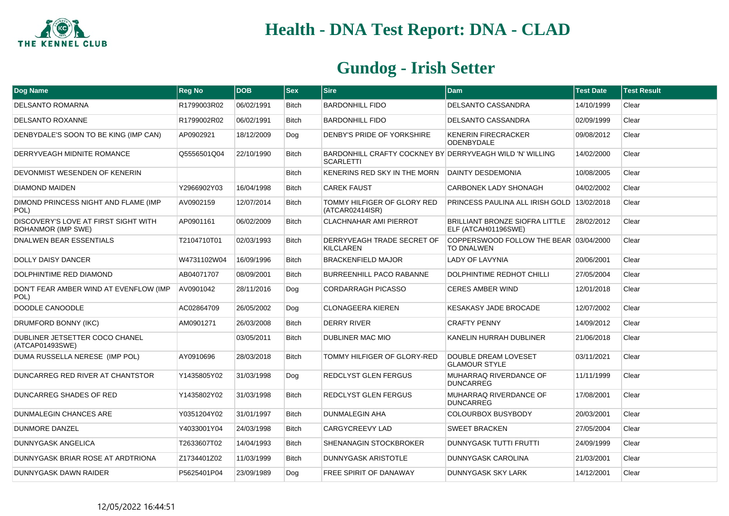# Health - DNA Test Report: DNA - CLAD

## Gundog - Irish Setter

| Dog Name | Reg No | DOB | Sex | Sire | Dam | Test Date | Test Result |
|---|---|---|---|---|---|---|---|
| DELSANTO ROMARNA | R1799003R02 | 06/02/1991 | Bitch | BARDONHILL FIDO | DELSANTO CASSANDRA | 14/10/1999 | Clear |
| DELSANTO ROXANNE | R1799002R02 | 06/02/1991 | Bitch | BARDONHILL FIDO | DELSANTO CASSANDRA | 02/09/1999 | Clear |
| DENBYDALE'S SOON TO BE KING (IMP CAN) | AP0902921 | 18/12/2009 | Dog | DENBY'S PRIDE OF YORKSHIRE | KENERIN FIRECRACKER ODENBYDALE | 09/08/2012 | Clear |
| DERRYVEAGH MIDNITE ROMANCE | Q5556501Q04 | 22/10/1990 | Bitch | BARDONHILL CRAFTY COCKNEY BY SCARLETTI | DERRYVEAGH WILD 'N' WILLING | 14/02/2000 | Clear |
| DEVONMIST WESENDEN OF KENERIN | | | Bitch | KENERINS RED SKY IN THE MORN | DAINTY DESDEMONIA | 10/08/2005 | Clear |
| DIAMOND MAIDEN | Y2966902Y03 | 16/04/1998 | Bitch | CAREK FAUST | CARBONEK LADY SHONAGH | 04/02/2002 | Clear |
| DIMOND PRINCESS NIGHT AND FLAME (IMP POL) | AV0902159 | 12/07/2014 | Bitch | TOMMY HILFIGER OF GLORY RED (ATCAR02414ISR) | PRINCESS PAULINA ALL IRISH GOLD | 13/02/2018 | Clear |
| DISCOVERY'S LOVE AT FIRST SIGHT WITH ROHANMOR (IMP SWE) | AP0901161 | 06/02/2009 | Bitch | CLACHNAHAR AMI PIERROT | BRILLIANT BRONZE SIOFRA LITTLE ELF (ATCAH01196SWE) | 28/02/2012 | Clear |
| DNALWEN BEAR ESSENTIALS | T2104710T01 | 02/03/1993 | Bitch | DERRYVEAGH TRADE SECRET OF KILCLAREN | COPPERSWOOD FOLLOW THE BEAR TO DNALWEN | 03/04/2000 | Clear |
| DOLLY DAISY DANCER | W4731102W04 | 16/09/1996 | Bitch | BRACKENFIELD MAJOR | LADY OF LAVYNIA | 20/06/2001 | Clear |
| DOLPHINTIME RED DIAMOND | AB04071707 | 08/09/2001 | Bitch | BURREENHILL PACO RABANNE | DOLPHINTIME REDHOT CHILLI | 27/05/2004 | Clear |
| DON'T FEAR AMBER WIND AT EVENFLOW (IMP POL) | AV0901042 | 28/11/2016 | Dog | CORDARRAGH PICASSO | CERES AMBER WIND | 12/01/2018 | Clear |
| DOODLE CANOODLE | AC02864709 | 26/05/2002 | Dog | CLONAGEERA KIEREN | KESAKASY JADE BROCADE | 12/07/2002 | Clear |
| DRUMFORD BONNY (IKC) | AM0901271 | 26/03/2008 | Bitch | DERRY RIVER | CRAFTY PENNY | 14/09/2012 | Clear |
| DUBLINER JETSETTER COCO CHANEL (ATCAP01493SWE) | | 03/05/2011 | Bitch | DUBLINER MAC MIO | KANELIN HURRAH DUBLINER | 21/06/2018 | Clear |
| DUMA RUSSELLA NERESE (IMP POL) | AY0910696 | 28/03/2018 | Bitch | TOMMY HILFIGER OF GLORY-RED | DOUBLE DREAM LOVESET GLAMOUR STYLE | 03/11/2021 | Clear |
| DUNCARREG RED RIVER AT CHANTSTOR | Y1435805Y02 | 31/03/1998 | Dog | REDCLYST GLEN FERGUS | MUHARRAQ RIVERDANCE OF DUNCARREG | 11/11/1999 | Clear |
| DUNCARREG SHADES OF RED | Y1435802Y02 | 31/03/1998 | Bitch | REDCLYST GLEN FERGUS | MUHARRAQ RIVERDANCE OF DUNCARREG | 17/08/2001 | Clear |
| DUNMALEGIN CHANCES ARE | Y0351204Y02 | 31/01/1997 | Bitch | DUNMALEGIN AHA | COLOURBOX BUSYBODY | 20/03/2001 | Clear |
| DUNMORE DANZEL | Y4033001Y04 | 24/03/1998 | Bitch | CARGYCREEVY LAD | SWEET BRACKEN | 27/05/2004 | Clear |
| DUNNYGASK ANGELICA | T2633607T02 | 14/04/1993 | Bitch | SHENANAGIN STOCKBROKER | DUNNYGASK TUTTI FRUTTI | 24/09/1999 | Clear |
| DUNNYGASK BRIAR ROSE AT ARDTRIONA | Z1734401Z02 | 11/03/1999 | Bitch | DUNNYGASK ARISTOTLE | DUNNYGASK CAROLINA | 21/03/2001 | Clear |
| DUNNYGASK DAWN RAIDER | P5625401P04 | 23/09/1989 | Dog | FREE SPIRIT OF DANAWAY | DUNNYGASK SKY LARK | 14/12/2001 | Clear |

12/05/2022 16:44:51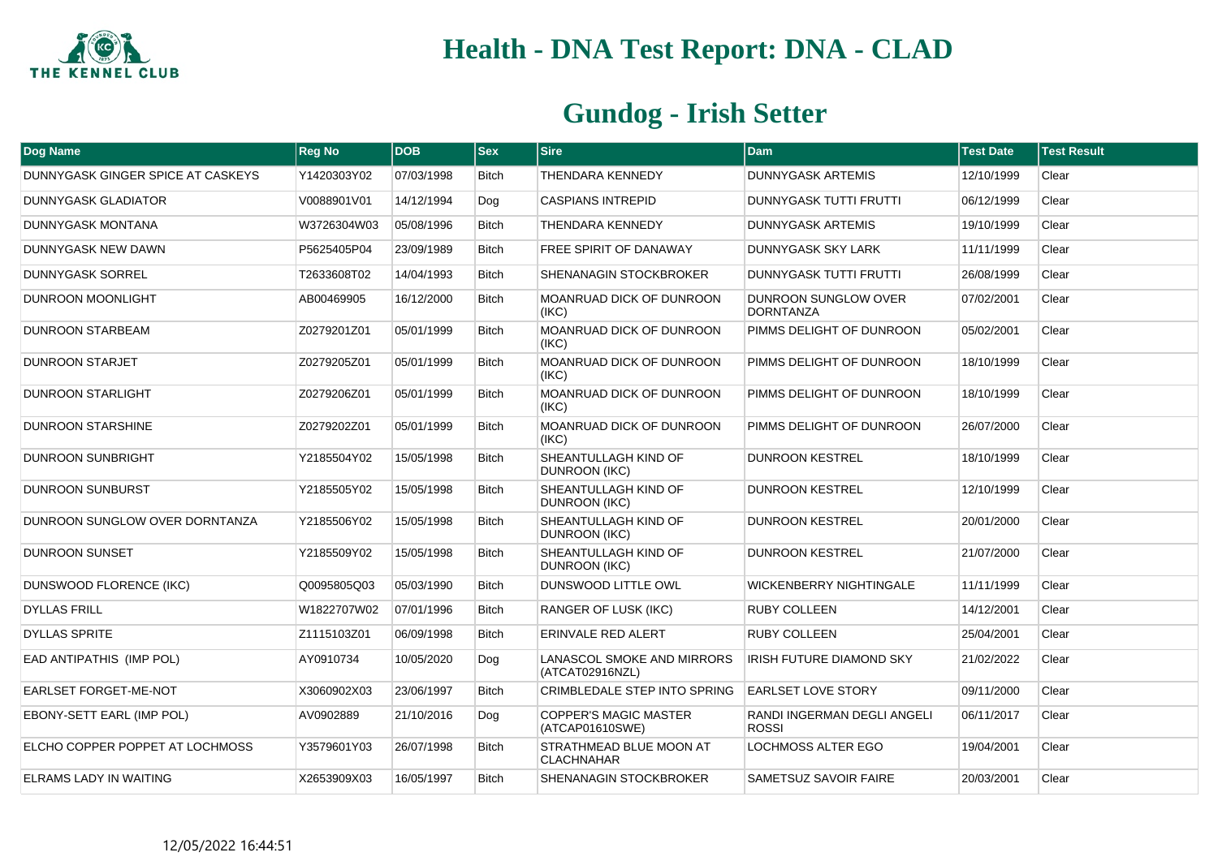# Health - DNA Test Report: DNA - CLAD

## Gundog - Irish Setter

| Dog Name | Reg No | DOB | Sex | Sire | Dam | Test Date | Test Result |
|---|---|---|---|---|---|---|---|
| DUNNYGASK GINGER SPICE AT CASKEYS | Y1420303Y02 | 07/03/1998 | Bitch | THENDARA KENNEDY | DUNNYGASK ARTEMIS | 12/10/1999 | Clear |
| DUNNYGASK GLADIATOR | V0088901V01 | 14/12/1994 | Dog | CASPIANS INTREPID | DUNNYGASK TUTTI FRUTTI | 06/12/1999 | Clear |
| DUNNYGASK MONTANA | W3726304W03 | 05/08/1996 | Bitch | THENDARA KENNEDY | DUNNYGASK ARTEMIS | 19/10/1999 | Clear |
| DUNNYGASK NEW DAWN | P5625405P04 | 23/09/1989 | Bitch | FREE SPIRIT OF DANAWAY | DUNNYGASK SKY LARK | 11/11/1999 | Clear |
| DUNNYGASK SORREL | T2633608T02 | 14/04/1993 | Bitch | SHENANAGIN STOCKBROKER | DUNNYGASK TUTTI FRUTTI | 26/08/1999 | Clear |
| DUNROON MOONLIGHT | AB00469905 | 16/12/2000 | Bitch | MOANRUAD DICK OF DUNROON (IKC) | DUNROON SUNGLOW OVER DORNTANZA | 07/02/2001 | Clear |
| DUNROON STARBEAM | Z0279201Z01 | 05/01/1999 | Bitch | MOANRUAD DICK OF DUNROON (IKC) | PIMMS DELIGHT OF DUNROON | 05/02/2001 | Clear |
| DUNROON STARJET | Z0279205Z01 | 05/01/1999 | Bitch | MOANRUAD DICK OF DUNROON (IKC) | PIMMS DELIGHT OF DUNROON | 18/10/1999 | Clear |
| DUNROON STARLIGHT | Z0279206Z01 | 05/01/1999 | Bitch | MOANRUAD DICK OF DUNROON (IKC) | PIMMS DELIGHT OF DUNROON | 18/10/1999 | Clear |
| DUNROON STARSHINE | Z0279202Z01 | 05/01/1999 | Bitch | MOANRUAD DICK OF DUNROON (IKC) | PIMMS DELIGHT OF DUNROON | 26/07/2000 | Clear |
| DUNROON SUNBRIGHT | Y2185504Y02 | 15/05/1998 | Bitch | SHEANTULLAGH KIND OF DUNROON (IKC) | DUNROON KESTREL | 18/10/1999 | Clear |
| DUNROON SUNBURST | Y2185505Y02 | 15/05/1998 | Bitch | SHEANTULLAGH KIND OF DUNROON (IKC) | DUNROON KESTREL | 12/10/1999 | Clear |
| DUNROON SUNGLOW OVER DORNTANZA | Y2185506Y02 | 15/05/1998 | Bitch | SHEANTULLAGH KIND OF DUNROON (IKC) | DUNROON KESTREL | 20/01/2000 | Clear |
| DUNROON SUNSET | Y2185509Y02 | 15/05/1998 | Bitch | SHEANTULLAGH KIND OF DUNROON (IKC) | DUNROON KESTREL | 21/07/2000 | Clear |
| DUNSWOOD FLORENCE (IKC) | Q0095805Q03 | 05/03/1990 | Bitch | DUNSWOOD LITTLE OWL | WICKENBERRY NIGHTINGALE | 11/11/1999 | Clear |
| DYLLAS FRILL | W1822707W02 | 07/01/1996 | Bitch | RANGER OF LUSK (IKC) | RUBY COLLEEN | 14/12/2001 | Clear |
| DYLLAS SPRITE | Z1115103Z01 | 06/09/1998 | Bitch | ERINVALE RED ALERT | RUBY COLLEEN | 25/04/2001 | Clear |
| EAD ANTIPATHIS (IMP POL) | AY0910734 | 10/05/2020 | Dog | LANASCOL SMOKE AND MIRRORS (ATCAT02916NZL) | IRISH FUTURE DIAMOND SKY | 21/02/2022 | Clear |
| EARLSET FORGET-ME-NOT | X3060902X03 | 23/06/1997 | Bitch | CRIMBLEDALE STEP INTO SPRING | EARLSET LOVE STORY | 09/11/2000 | Clear |
| EBONY-SETT EARL (IMP POL) | AV0902889 | 21/10/2016 | Dog | COPPER'S MAGIC MASTER (ATCAP01610SWE) | RANDI INGERMAN DEGLI ANGELI ROSSI | 06/11/2017 | Clear |
| ELCHO COPPER POPPET AT LOCHMOSS | Y3579601Y03 | 26/07/1998 | Bitch | STRATHMEAD BLUE MOON AT CLACHNAHAR | LOCHMOSS ALTER EGO | 19/04/2001 | Clear |
| ELRAMS LADY IN WAITING | X2653909X03 | 16/05/1997 | Bitch | SHENANAGIN STOCKBROKER | SAMETSUZ SAVOIR FAIRE | 20/03/2001 | Clear |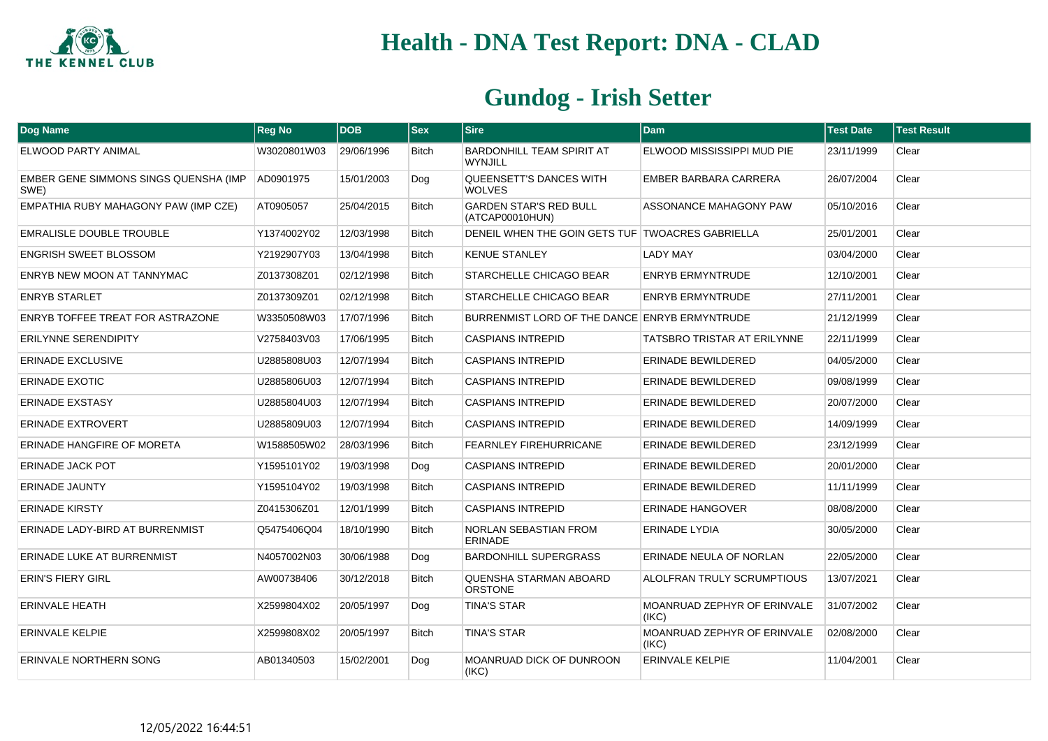# Health - DNA Test Report: DNA - CLAD

## Gundog - Irish Setter

| Dog Name | Reg No | DOB | Sex | Sire | Dam | Test Date | Test Result |
|---|---|---|---|---|---|---|---|
| ELWOOD PARTY ANIMAL | W3020801W03 | 29/06/1996 | Bitch | BARDONHILL TEAM SPIRIT AT WYNJILL | ELWOOD MISSISSIPPI MUD PIE | 23/11/1999 | Clear |
| EMBER GENE SIMMONS SINGS QUENSHA (IMP SWE) | AD0901975 | 15/01/2003 | Dog | QUEENSETT'S DANCES WITH WOLVES | EMBER BARBARA CARRERA | 26/07/2004 | Clear |
| EMPATHIA RUBY MAHAGONY PAW (IMP CZE) | AT0905057 | 25/04/2015 | Bitch | GARDEN STAR'S RED BULL (ATCAP00010HUN) | ASSONANCE MAHAGONY PAW | 05/10/2016 | Clear |
| EMRALISLE DOUBLE TROUBLE | Y1374002Y02 | 12/03/1998 | Bitch | DENEIL WHEN THE GOIN GETS TUF | TWOACRES GABRIELLA | 25/01/2001 | Clear |
| ENGRISH SWEET BLOSSOM | Y2192907Y03 | 13/04/1998 | Bitch | KENUE STANLEY | LADY MAY | 03/04/2000 | Clear |
| ENRYB NEW MOON AT TANNYMAC | Z0137308Z01 | 02/12/1998 | Bitch | STARCHELLE CHICAGO BEAR | ENRYB ERMYNTRUDE | 12/10/2001 | Clear |
| ENRYB STARLET | Z0137309Z01 | 02/12/1998 | Bitch | STARCHELLE CHICAGO BEAR | ENRYB ERMYNTRUDE | 27/11/2001 | Clear |
| ENRYB TOFFEE TREAT FOR ASTRAZONE | W3350508W03 | 17/07/1996 | Bitch | BURRENMIST LORD OF THE DANCE | ENRYB ERMYNTRUDE | 21/12/1999 | Clear |
| ERILYNNE SERENDIPITY | V2758403V03 | 17/06/1995 | Bitch | CASPIANS INTREPID | TATSBRO TRISTAR AT ERILYNNE | 22/11/1999 | Clear |
| ERINADE EXCLUSIVE | U2885808U03 | 12/07/1994 | Bitch | CASPIANS INTREPID | ERINADE BEWILDERED | 04/05/2000 | Clear |
| ERINADE EXOTIC | U2885806U03 | 12/07/1994 | Bitch | CASPIANS INTREPID | ERINADE BEWILDERED | 09/08/1999 | Clear |
| ERINADE EXSTASY | U2885804U03 | 12/07/1994 | Bitch | CASPIANS INTREPID | ERINADE BEWILDERED | 20/07/2000 | Clear |
| ERINADE EXTROVERT | U2885809U03 | 12/07/1994 | Bitch | CASPIANS INTREPID | ERINADE BEWILDERED | 14/09/1999 | Clear |
| ERINADE HANGFIRE OF MORETA | W1588505W02 | 28/03/1996 | Bitch | FEARNLEY FIREHURRICANE | ERINADE BEWILDERED | 23/12/1999 | Clear |
| ERINADE JACK POT | Y1595101Y02 | 19/03/1998 | Dog | CASPIANS INTREPID | ERINADE BEWILDERED | 20/01/2000 | Clear |
| ERINADE JAUNTY | Y1595104Y02 | 19/03/1998 | Bitch | CASPIANS INTREPID | ERINADE BEWILDERED | 11/11/1999 | Clear |
| ERINADE KIRSTY | Z0415306Z01 | 12/01/1999 | Bitch | CASPIANS INTREPID | ERINADE HANGOVER | 08/08/2000 | Clear |
| ERINADE LADY-BIRD AT BURRENMIST | Q5475406Q04 | 18/10/1990 | Bitch | NORLAN SEBASTIAN FROM ERINADE | ERINADE LYDIA | 30/05/2000 | Clear |
| ERINADE LUKE AT BURRENMIST | N4057002N03 | 30/06/1988 | Dog | BARDONHILL SUPERGRASS | ERINADE NEULA OF NORLAN | 22/05/2000 | Clear |
| ERIN'S FIERY GIRL | AW00738406 | 30/12/2018 | Bitch | QUENSHA STARMAN ABOARD ORSTONE | ALOLFRAN TRULY SCRUMPTIOUS | 13/07/2021 | Clear |
| ERINVALE HEATH | X2599804X02 | 20/05/1997 | Dog | TINA'S STAR | MOANRUAD ZEPHYR OF ERINVALE (IKC) | 31/07/2002 | Clear |
| ERINVALE KELPIE | X2599808X02 | 20/05/1997 | Bitch | TINA'S STAR | MOANRUAD ZEPHYR OF ERINVALE (IKC) | 02/08/2000 | Clear |
| ERINVALE NORTHERN SONG | AB01340503 | 15/02/2001 | Dog | MOANRUAD DICK OF DUNROON (IKC) | ERINVALE KELPIE | 11/04/2001 | Clear |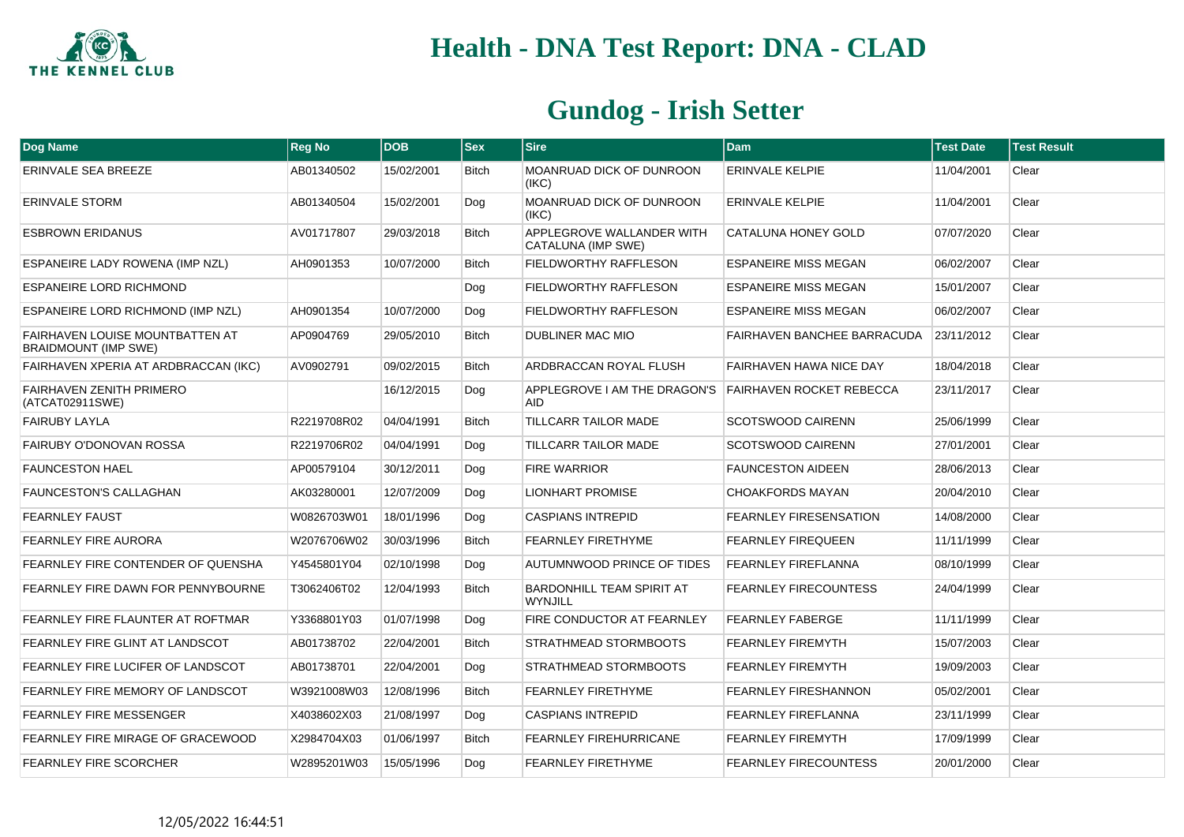# Health - DNA Test Report: DNA - CLAD

## Gundog - Irish Setter

| Dog Name | Reg No | DOB | Sex | Sire | Dam | Test Date | Test Result |
|---|---|---|---|---|---|---|---|
| ERINVALE SEA BREEZE | AB01340502 | 15/02/2001 | Bitch | MOANRUAD DICK OF DUNROON (IKC) | ERINVALE KELPIE | 11/04/2001 | Clear |
| ERINVALE STORM | AB01340504 | 15/02/2001 | Dog | MOANRUAD DICK OF DUNROON (IKC) | ERINVALE KELPIE | 11/04/2001 | Clear |
| ESBROWN ERIDANUS | AV01717807 | 29/03/2018 | Bitch | APPLEGROVE WALLANDER WITH CATALUNA (IMP SWE) | CATALUNA HONEY GOLD | 07/07/2020 | Clear |
| ESPANEIRE LADY ROWENA (IMP NZL) | AH0901353 | 10/07/2000 | Bitch | FIELDWORTHY RAFFLESON | ESPANEIRE MISS MEGAN | 06/02/2007 | Clear |
| ESPANEIRE LORD RICHMOND | | | Dog | FIELDWORTHY RAFFLESON | ESPANEIRE MISS MEGAN | 15/01/2007 | Clear |
| ESPANEIRE LORD RICHMOND (IMP NZL) | AH0901354 | 10/07/2000 | Dog | FIELDWORTHY RAFFLESON | ESPANEIRE MISS MEGAN | 06/02/2007 | Clear |
| FAIRHAVEN LOUISE MOUNTBATTEN AT BRAIDMOUNT (IMP SWE) | AP0904769 | 29/05/2010 | Bitch | DUBLINER MAC MIO | FAIRHAVEN BANCHEE BARRACUDA | 23/11/2012 | Clear |
| FAIRHAVEN XPERIA AT ARDBRACCAN (IKC) | AV0902791 | 09/02/2015 | Bitch | ARDBRACCAN ROYAL FLUSH | FAIRHAVEN HAWA NICE DAY | 18/04/2018 | Clear |
| FAIRHAVEN ZENITH PRIMERO (ATCAT02911SWE) | | 16/12/2015 | Dog | APPLEGROVE I AM THE DRAGON'S AID | FAIRHAVEN ROCKET REBECCA | 23/11/2017 | Clear |
| FAIRUBY LAYLA | R2219708R02 | 04/04/1991 | Bitch | TILLCARR TAILOR MADE | SCOTSWOOD CAIRENN | 25/06/1999 | Clear |
| FAIRUBY O'DONOVAN ROSSA | R2219706R02 | 04/04/1991 | Dog | TILLCARR TAILOR MADE | SCOTSWOOD CAIRENN | 27/01/2001 | Clear |
| FAUNCESTON HAEL | AP00579104 | 30/12/2011 | Dog | FIRE WARRIOR | FAUNCESTON AIDEEN | 28/06/2013 | Clear |
| FAUNCESTON'S CALLAGHAN | AK03280001 | 12/07/2009 | Dog | LIONHART PROMISE | CHOAKFORDS MAYAN | 20/04/2010 | Clear |
| FEARNLEY FAUST | W0826703W01 | 18/01/1996 | Dog | CASPIANS INTREPID | FEARNLEY FIRESENSATION | 14/08/2000 | Clear |
| FEARNLEY FIRE AURORA | W2076706W02 | 30/03/1996 | Bitch | FEARNLEY FIRETHYME | FEARNLEY FIREQUEEN | 11/11/1999 | Clear |
| FEARNLEY FIRE CONTENDER OF QUENSHA | Y4545801Y04 | 02/10/1998 | Dog | AUTUMNWOOD PRINCE OF TIDES | FEARNLEY FIREFLANNA | 08/10/1999 | Clear |
| FEARNLEY FIRE DAWN FOR PENNYBOURNE | T3062406T02 | 12/04/1993 | Bitch | BARDONHILL TEAM SPIRIT AT WYNJILL | FEARNLEY FIRECOUNTESS | 24/04/1999 | Clear |
| FEARNLEY FIRE FLAUNTER AT ROFTMAR | Y3368801Y03 | 01/07/1998 | Dog | FIRE CONDUCTOR AT FEARNLEY | FEARNLEY FABERGE | 11/11/1999 | Clear |
| FEARNLEY FIRE GLINT AT LANDSCOT | AB01738702 | 22/04/2001 | Bitch | STRATHMEAD STORMBOOTS | FEARNLEY FIREMYTH | 15/07/2003 | Clear |
| FEARNLEY FIRE LUCIFER OF LANDSCOT | AB01738701 | 22/04/2001 | Dog | STRATHMEAD STORMBOOTS | FEARNLEY FIREMYTH | 19/09/2003 | Clear |
| FEARNLEY FIRE MEMORY OF LANDSCOT | W3921008W03 | 12/08/1996 | Bitch | FEARNLEY FIRETHYME | FEARNLEY FIRESHANNON | 05/02/2001 | Clear |
| FEARNLEY FIRE MESSENGER | X4038602X03 | 21/08/1997 | Dog | CASPIANS INTREPID | FEARNLEY FIREFLANNA | 23/11/1999 | Clear |
| FEARNLEY FIRE MIRAGE OF GRACEWOOD | X2984704X03 | 01/06/1997 | Bitch | FEARNLEY FIREHURRICANE | FEARNLEY FIREMYTH | 17/09/1999 | Clear |
| FEARNLEY FIRE SCORCHER | W2895201W03 | 15/05/1996 | Dog | FEARNLEY FIRETHYME | FEARNLEY FIRECOUNTESS | 20/01/2000 | Clear |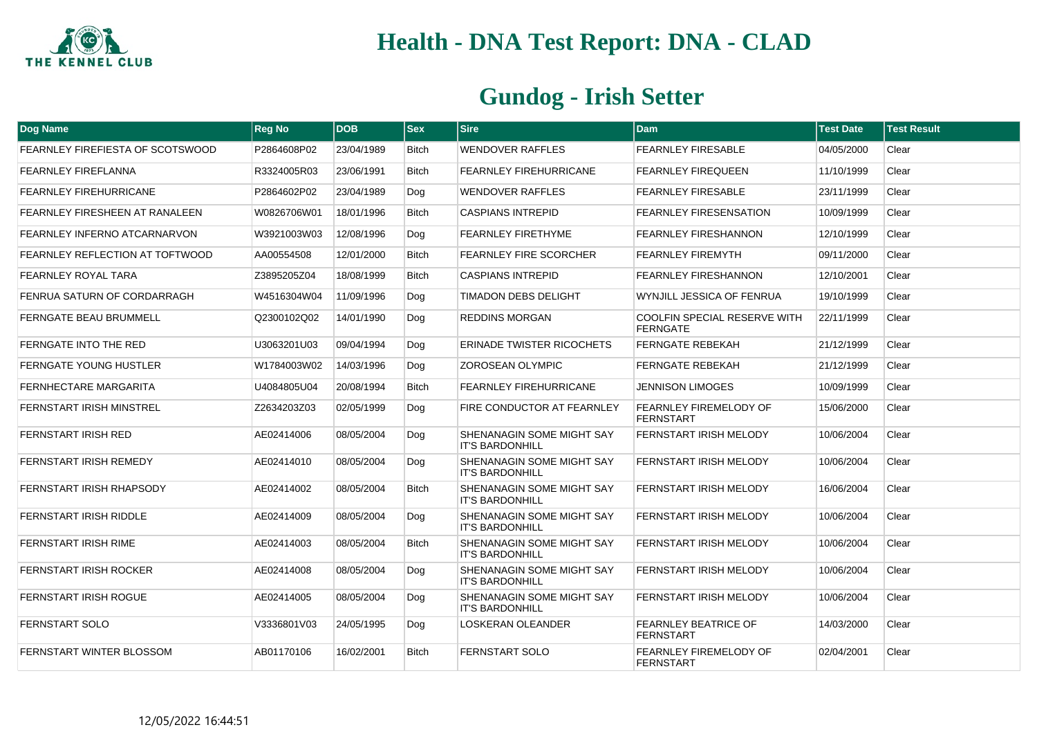# Health - DNA Test Report: DNA - CLAD

## Gundog - Irish Setter

| Dog Name | Reg No | DOB | Sex | Sire | Dam | Test Date | Test Result |
|---|---|---|---|---|---|---|---|
| FEARNLEY FIREFIESTA OF SCOTSWOOD | P2864608P02 | 23/04/1989 | Bitch | WENDOVER RAFFLES | FEARNLEY FIRESABLE | 04/05/2000 | Clear |
| FEARNLEY FIREFLANNA | R3324005R03 | 23/06/1991 | Bitch | FEARNLEY FIREHURRICANE | FEARNLEY FIREQUEEN | 11/10/1999 | Clear |
| FEARNLEY FIREHURRICANE | P2864602P02 | 23/04/1989 | Dog | WENDOVER RAFFLES | FEARNLEY FIRESABLE | 23/11/1999 | Clear |
| FEARNLEY FIRESHEEN AT RANALEEN | W0826706W01 | 18/01/1996 | Bitch | CASPIANS INTREPID | FEARNLEY FIRESENSATION | 10/09/1999 | Clear |
| FEARNLEY INFERNO ATCARNARVON | W3921003W03 | 12/08/1996 | Dog | FEARNLEY FIRETHYME | FEARNLEY FIRESHANNON | 12/10/1999 | Clear |
| FEARNLEY REFLECTION AT TOFTWOOD | AA00554508 | 12/01/2000 | Bitch | FEARNLEY FIRE SCORCHER | FEARNLEY FIREMYTH | 09/11/2000 | Clear |
| FEARNLEY ROYAL TARA | Z3895205Z04 | 18/08/1999 | Bitch | CASPIANS INTREPID | FEARNLEY FIRESHANNON | 12/10/2001 | Clear |
| FENRUA SATURN OF CORDARRAGH | W4516304W04 | 11/09/1996 | Dog | TIMADON DEBS DELIGHT | WYNJILL JESSICA OF FENRUA | 19/10/1999 | Clear |
| FERNGATE BEAU BRUMMELL | Q2300102Q02 | 14/01/1990 | Dog | REDDINS MORGAN | COOLFIN SPECIAL RESERVE WITH FERNGATE | 22/11/1999 | Clear |
| FERNGATE INTO THE RED | U3063201U03 | 09/04/1994 | Dog | ERINADE TWISTER RICOCHETS | FERNGATE REBEKAH | 21/12/1999 | Clear |
| FERNGATE YOUNG HUSTLER | W1784003W02 | 14/03/1996 | Dog | ZOROSEAN OLYMPIC | FERNGATE REBEKAH | 21/12/1999 | Clear |
| FERNHECTARE MARGARITA | U4084805U04 | 20/08/1994 | Bitch | FEARNLEY FIREHURRICANE | JENNISON LIMOGES | 10/09/1999 | Clear |
| FERNSTART IRISH MINSTREL | Z2634203Z03 | 02/05/1999 | Dog | FIRE CONDUCTOR AT FEARNLEY | FEARNLEY FIREMELODY OF FERNSTART | 15/06/2000 | Clear |
| FERNSTART IRISH RED | AE02414006 | 08/05/2004 | Dog | SHENANAGIN SOME MIGHT SAY IT'S BARDONHILL | FERNSTART IRISH MELODY | 10/06/2004 | Clear |
| FERNSTART IRISH REMEDY | AE02414010 | 08/05/2004 | Dog | SHENANAGIN SOME MIGHT SAY IT'S BARDONHILL | FERNSTART IRISH MELODY | 10/06/2004 | Clear |
| FERNSTART IRISH RHAPSODY | AE02414002 | 08/05/2004 | Bitch | SHENANAGIN SOME MIGHT SAY IT'S BARDONHILL | FERNSTART IRISH MELODY | 16/06/2004 | Clear |
| FERNSTART IRISH RIDDLE | AE02414009 | 08/05/2004 | Dog | SHENANAGIN SOME MIGHT SAY IT'S BARDONHILL | FERNSTART IRISH MELODY | 10/06/2004 | Clear |
| FERNSTART IRISH RIME | AE02414003 | 08/05/2004 | Bitch | SHENANAGIN SOME MIGHT SAY IT'S BARDONHILL | FERNSTART IRISH MELODY | 10/06/2004 | Clear |
| FERNSTART IRISH ROCKER | AE02414008 | 08/05/2004 | Dog | SHENANAGIN SOME MIGHT SAY IT'S BARDONHILL | FERNSTART IRISH MELODY | 10/06/2004 | Clear |
| FERNSTART IRISH ROGUE | AE02414005 | 08/05/2004 | Dog | SHENANAGIN SOME MIGHT SAY IT'S BARDONHILL | FERNSTART IRISH MELODY | 10/06/2004 | Clear |
| FERNSTART SOLO | V3336801V03 | 24/05/1995 | Dog | LOSKERAN OLEANDER | FEARNLEY BEATRICE OF FERNSTART | 14/03/2000 | Clear |
| FERNSTART WINTER BLOSSOM | AB01170106 | 16/02/2001 | Bitch | FERNSTART SOLO | FEARNLEY FIREMELODY OF FERNSTART | 02/04/2001 | Clear |

12/05/2022 16:44:51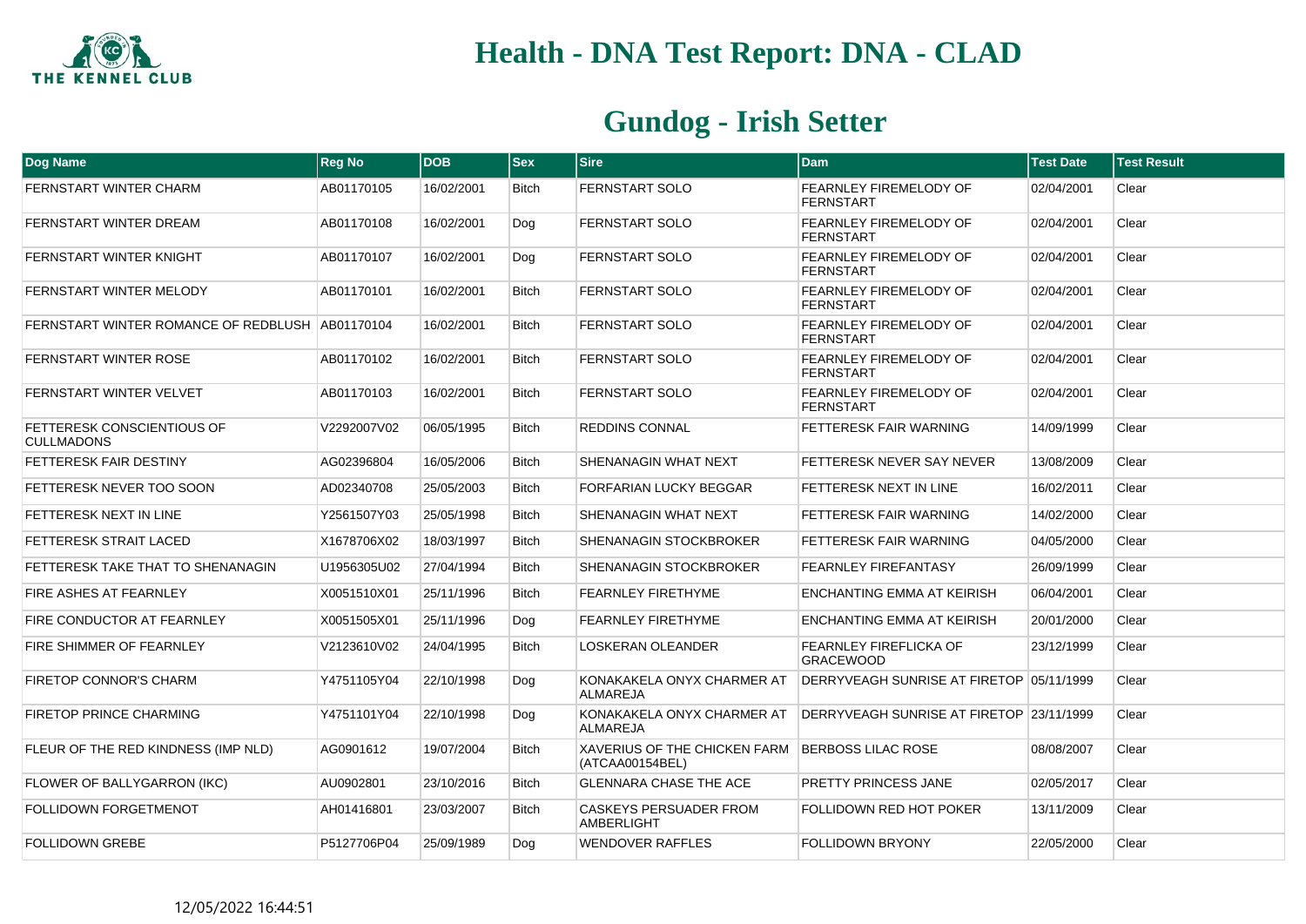# Health - DNA Test Report: DNA - CLAD

## Gundog - Irish Setter

| Dog Name | Reg No | DOB | Sex | Sire | Dam | Test Date | Test Result |
|---|---|---|---|---|---|---|---|
| FERNSTART WINTER CHARM | AB01170105 | 16/02/2001 | Bitch | FERNSTART SOLO | FEARNLEY FIREMELODY OF FERNSTART | 02/04/2001 | Clear |
| FERNSTART WINTER DREAM | AB01170108 | 16/02/2001 | Dog | FERNSTART SOLO | FEARNLEY FIREMELODY OF FERNSTART | 02/04/2001 | Clear |
| FERNSTART WINTER KNIGHT | AB01170107 | 16/02/2001 | Dog | FERNSTART SOLO | FEARNLEY FIREMELODY OF FERNSTART | 02/04/2001 | Clear |
| FERNSTART WINTER MELODY | AB01170101 | 16/02/2001 | Bitch | FERNSTART SOLO | FEARNLEY FIREMELODY OF FERNSTART | 02/04/2001 | Clear |
| FERNSTART WINTER ROMANCE OF REDBLUSH | AB01170104 | 16/02/2001 | Bitch | FERNSTART SOLO | FEARNLEY FIREMELODY OF FERNSTART | 02/04/2001 | Clear |
| FERNSTART WINTER ROSE | AB01170102 | 16/02/2001 | Bitch | FERNSTART SOLO | FEARNLEY FIREMELODY OF FERNSTART | 02/04/2001 | Clear |
| FERNSTART WINTER VELVET | AB01170103 | 16/02/2001 | Bitch | FERNSTART SOLO | FEARNLEY FIREMELODY OF FERNSTART | 02/04/2001 | Clear |
| FETTERESK CONSCIENTIOUS OF CULLMADONS | V2292007V02 | 06/05/1995 | Bitch | REDDINS CONNAL | FETTERESK FAIR WARNING | 14/09/1999 | Clear |
| FETTERESK FAIR DESTINY | AG02396804 | 16/05/2006 | Bitch | SHENANAGIN WHAT NEXT | FETTERESK NEVER SAY NEVER | 13/08/2009 | Clear |
| FETTERESK NEVER TOO SOON | AD02340708 | 25/05/2003 | Bitch | FORFARIAN LUCKY BEGGAR | FETTERESK NEXT IN LINE | 16/02/2011 | Clear |
| FETTERESK NEXT IN LINE | Y2561507Y03 | 25/05/1998 | Bitch | SHENANAGIN WHAT NEXT | FETTERESK FAIR WARNING | 14/02/2000 | Clear |
| FETTERESK STRAIT LACED | X1678706X02 | 18/03/1997 | Bitch | SHENANAGIN STOCKBROKER | FETTERESK FAIR WARNING | 04/05/2000 | Clear |
| FETTERESK TAKE THAT TO SHENANAGIN | U1956305U02 | 27/04/1994 | Bitch | SHENANAGIN STOCKBROKER | FEARNLEY FIREFANTASY | 26/09/1999 | Clear |
| FIRE ASHES AT FEARNLEY | X0051510X01 | 25/11/1996 | Bitch | FEARNLEY FIRETHYME | ENCHANTING EMMA AT KEIRISH | 06/04/2001 | Clear |
| FIRE CONDUCTOR AT FEARNLEY | X0051505X01 | 25/11/1996 | Dog | FEARNLEY FIRETHYME | ENCHANTING EMMA AT KEIRISH | 20/01/2000 | Clear |
| FIRE SHIMMER OF FEARNLEY | V2123610V02 | 24/04/1995 | Bitch | LOSKERAN OLEANDER | FEARNLEY FIREFLICKA OF GRACEWOOD | 23/12/1999 | Clear |
| FIRETOP CONNOR'S CHARM | Y4751105Y04 | 22/10/1998 | Dog | KONAKAKELA ONYX CHARMER AT ALMAREJA | DERRYVEAGH SUNRISE AT FIRETOP | 05/11/1999 | Clear |
| FIRETOP PRINCE CHARMING | Y4751101Y04 | 22/10/1998 | Dog | KONAKAKELA ONYX CHARMER AT ALMAREJA | DERRYVEAGH SUNRISE AT FIRETOP | 23/11/1999 | Clear |
| FLEUR OF THE RED KINDNESS (IMP NLD) | AG0901612 | 19/07/2004 | Bitch | XAVERIUS OF THE CHICKEN FARM (ATCAA00154BEL) | BERBOSS LILAC ROSE | 08/08/2007 | Clear |
| FLOWER OF BALLYGARRON (IKC) | AU0902801 | 23/10/2016 | Bitch | GLENNARA CHASE THE ACE | PRETTY PRINCESS JANE | 02/05/2017 | Clear |
| FOLLIDOWN FORGETMENOT | AH01416801 | 23/03/2007 | Bitch | CASKEYS PERSUADER FROM AMBERLIGHT | FOLLIDOWN RED HOT POKER | 13/11/2009 | Clear |
| FOLLIDOWN GREBE | P5127706P04 | 25/09/1989 | Dog | WENDOVER RAFFLES | FOLLIDOWN BRYONY | 22/05/2000 | Clear |

12/05/2022 16:44:51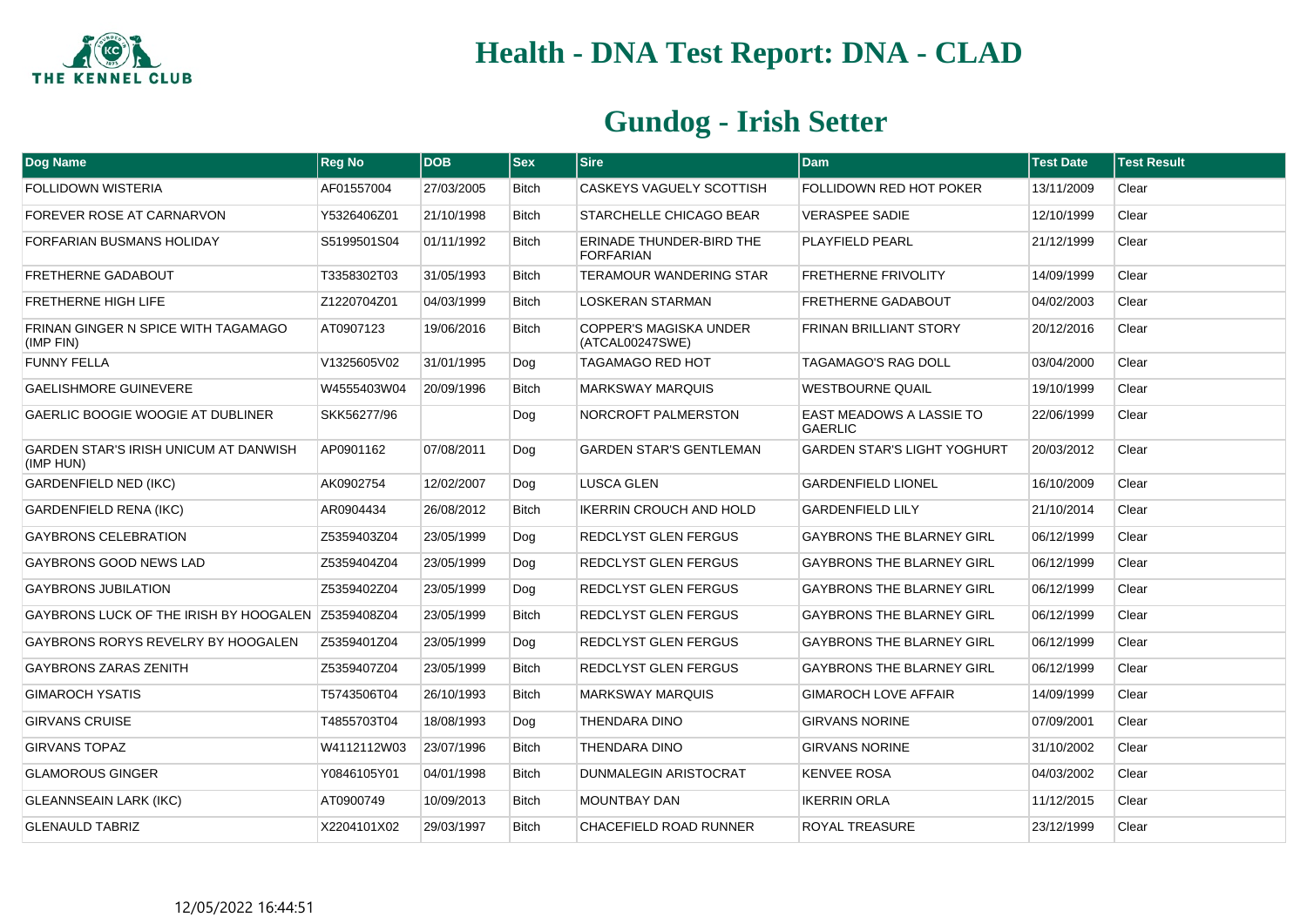# Health - DNA Test Report: DNA - CLAD

## Gundog - Irish Setter

| Dog Name | Reg No | DOB | Sex | Sire | Dam | Test Date | Test Result |
|---|---|---|---|---|---|---|---|
| FOLLIDOWN WISTERIA | AF01557004 | 27/03/2005 | Bitch | CASKEYS VAGUELY SCOTTISH | FOLLIDOWN RED HOT POKER | 13/11/2009 | Clear |
| FOREVER ROSE AT CARNARVON | Y5326406Z01 | 21/10/1998 | Bitch | STARCHELLE CHICAGO BEAR | VERASPEE SADIE | 12/10/1999 | Clear |
| FORFARIAN BUSMANS HOLIDAY | S5199501S04 | 01/11/1992 | Bitch | ERINADE THUNDER-BIRD THE FORFARIAN | PLAYFIELD PEARL | 21/12/1999 | Clear |
| FRETHERNE GADABOUT | T3358302T03 | 31/05/1993 | Bitch | TERAMOUR WANDERING STAR | FRETHERNE FRIVOLITY | 14/09/1999 | Clear |
| FRETHERNE HIGH LIFE | Z1220704Z01 | 04/03/1999 | Bitch | LOSKERAN STARMAN | FRETHERNE GADABOUT | 04/02/2003 | Clear |
| FRINAN GINGER N SPICE WITH TAGAMAGO (IMP FIN) | AT0907123 | 19/06/2016 | Bitch | COPPER'S MAGISKA UNDER (ATCAL00247SWE) | FRINAN BRILLIANT STORY | 20/12/2016 | Clear |
| FUNNY FELLA | V1325605V02 | 31/01/1995 | Dog | TAGAMAGO RED HOT | TAGAMAGO'S RAG DOLL | 03/04/2000 | Clear |
| GAELISHMORE GUINEVERE | W4555403W04 | 20/09/1996 | Bitch | MARKSWAY MARQUIS | WESTBOURNE QUAIL | 19/10/1999 | Clear |
| GAERLIC BOOGIE WOOGIE AT DUBLINER | SKK56277/96 | | Dog | NORCROFT PALMERSTON | EAST MEADOWS A LASSIE TO GAERLIC | 22/06/1999 | Clear |
| GARDEN STAR'S IRISH UNICUM AT DANWISH (IMP HUN) | AP0901162 | 07/08/2011 | Dog | GARDEN STAR'S GENTLEMAN | GARDEN STAR'S LIGHT YOGHURT | 20/03/2012 | Clear |
| GARDENFIELD NED (IKC) | AK0902754 | 12/02/2007 | Dog | LUSCA GLEN | GARDENFIELD LIONEL | 16/10/2009 | Clear |
| GARDENFIELD RENA (IKC) | AR0904434 | 26/08/2012 | Bitch | IKERRIN CROUCH AND HOLD | GARDENFIELD LILY | 21/10/2014 | Clear |
| GAYBRONS CELEBRATION | Z5359403Z04 | 23/05/1999 | Dog | REDCLYST GLEN FERGUS | GAYBRONS THE BLARNEY GIRL | 06/12/1999 | Clear |
| GAYBRONS GOOD NEWS LAD | Z5359404Z04 | 23/05/1999 | Dog | REDCLYST GLEN FERGUS | GAYBRONS THE BLARNEY GIRL | 06/12/1999 | Clear |
| GAYBRONS JUBILATION | Z5359402Z04 | 23/05/1999 | Dog | REDCLYST GLEN FERGUS | GAYBRONS THE BLARNEY GIRL | 06/12/1999 | Clear |
| GAYBRONS LUCK OF THE IRISH BY HOOGALEN | Z5359408Z04 | 23/05/1999 | Bitch | REDCLYST GLEN FERGUS | GAYBRONS THE BLARNEY GIRL | 06/12/1999 | Clear |
| GAYBRONS RORYS REVELRY BY HOOGALEN | Z5359401Z04 | 23/05/1999 | Dog | REDCLYST GLEN FERGUS | GAYBRONS THE BLARNEY GIRL | 06/12/1999 | Clear |
| GAYBRONS ZARAS ZENITH | Z5359407Z04 | 23/05/1999 | Bitch | REDCLYST GLEN FERGUS | GAYBRONS THE BLARNEY GIRL | 06/12/1999 | Clear |
| GIMAROCH YSATIS | T5743506T04 | 26/10/1993 | Bitch | MARKSWAY MARQUIS | GIMAROCH LOVE AFFAIR | 14/09/1999 | Clear |
| GIRVANS CRUISE | T4855703T04 | 18/08/1993 | Dog | THENDARA DINO | GIRVANS NORINE | 07/09/2001 | Clear |
| GIRVANS TOPAZ | W4112112W03 | 23/07/1996 | Bitch | THENDARA DINO | GIRVANS NORINE | 31/10/2002 | Clear |
| GLAMOROUS GINGER | Y0846105Y01 | 04/01/1998 | Bitch | DUNMALEGIN ARISTOCRAT | KENVEE ROSA | 04/03/2002 | Clear |
| GLEANNSEAIN LARK (IKC) | AT0900749 | 10/09/2013 | Bitch | MOUNTBAY DAN | IKERRIN ORLA | 11/12/2015 | Clear |
| GLENAULD TABRIZ | X2204101X02 | 29/03/1997 | Bitch | CHACEFIELD ROAD RUNNER | ROYAL TREASURE | 23/12/1999 | Clear |

12/05/2022 16:44:51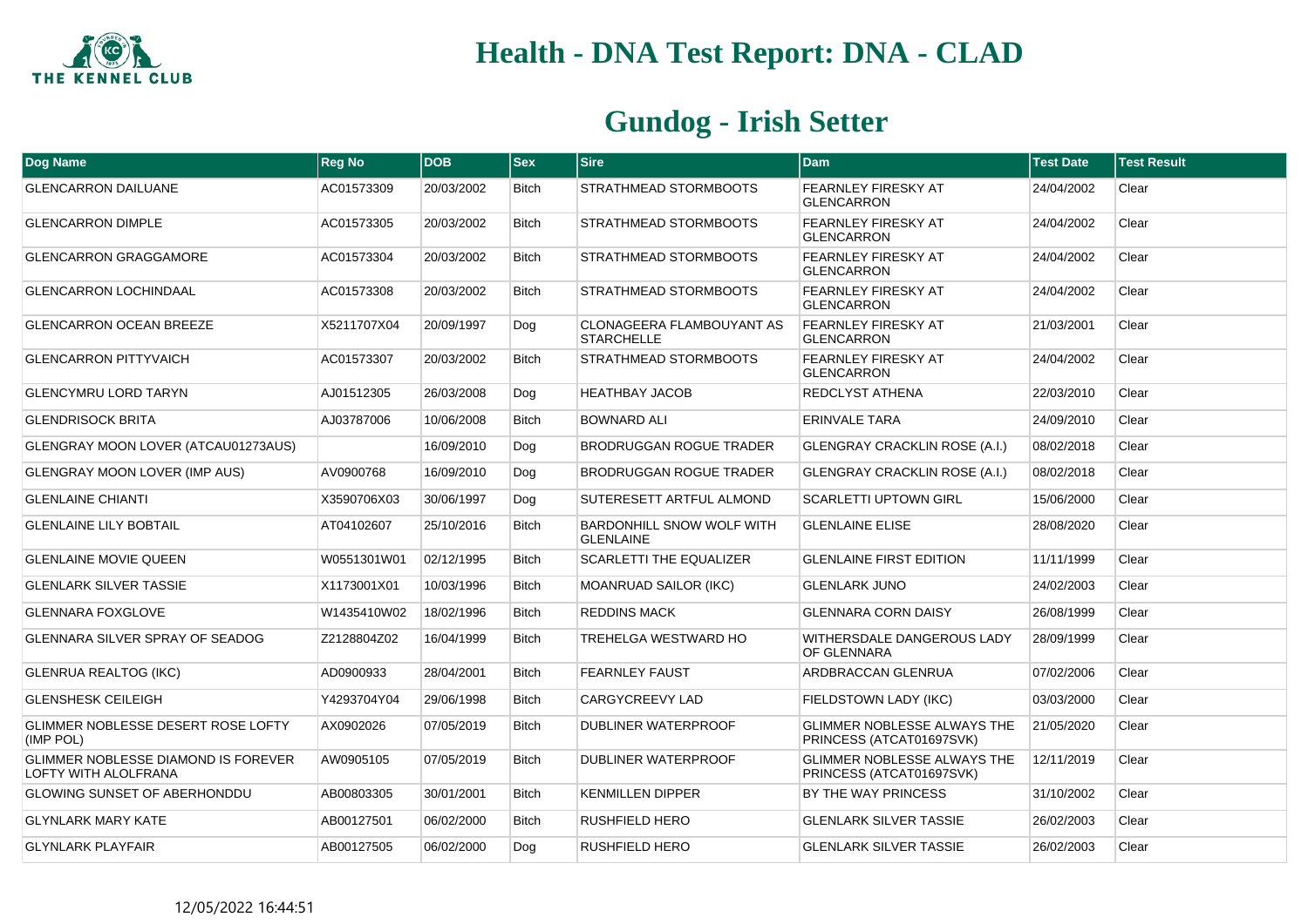# Health - DNA Test Report: DNA - CLAD

## Gundog - Irish Setter

| Dog Name | Reg No | DOB | Sex | Sire | Dam | Test Date | Test Result |
|---|---|---|---|---|---|---|---|
| GLENCARRON DAILUANE | AC01573309 | 20/03/2002 | Bitch | STRATHMEAD STORMBOOTS | FEARNLEY FIRESKY AT GLENCARRON | 24/04/2002 | Clear |
| GLENCARRON DIMPLE | AC01573305 | 20/03/2002 | Bitch | STRATHMEAD STORMBOOTS | FEARNLEY FIRESKY AT GLENCARRON | 24/04/2002 | Clear |
| GLENCARRON GRAGGAMORE | AC01573304 | 20/03/2002 | Bitch | STRATHMEAD STORMBOOTS | FEARNLEY FIRESKY AT GLENCARRON | 24/04/2002 | Clear |
| GLENCARRON LOCHINDAAL | AC01573308 | 20/03/2002 | Bitch | STRATHMEAD STORMBOOTS | FEARNLEY FIRESKY AT GLENCARRON | 24/04/2002 | Clear |
| GLENCARRON OCEAN BREEZE | X5211707X04 | 20/09/1997 | Dog | CLONAGEERA FLAMBOUYANT AS STARCHELLE | FEARNLEY FIRESKY AT GLENCARRON | 21/03/2001 | Clear |
| GLENCARRON PITTYVAICH | AC01573307 | 20/03/2002 | Bitch | STRATHMEAD STORMBOOTS | FEARNLEY FIRESKY AT GLENCARRON | 24/04/2002 | Clear |
| GLENCYMRU LORD TARYN | AJ01512305 | 26/03/2008 | Dog | HEATHBAY JACOB | REDCLYST ATHENA | 22/03/2010 | Clear |
| GLENDRISOCK BRITA | AJ03787006 | 10/06/2008 | Bitch | BOWNARD ALI | ERINVALE TARA | 24/09/2010 | Clear |
| GLENGRAY MOON LOVER (ATCAU01273AUS) | | 16/09/2010 | Dog | BRODRUGGAN ROGUE TRADER | GLENGRAY CRACKLIN ROSE (A.I.) | 08/02/2018 | Clear |
| GLENGRAY MOON LOVER (IMP AUS) | AV0900768 | 16/09/2010 | Dog | BRODRUGGAN ROGUE TRADER | GLENGRAY CRACKLIN ROSE (A.I.) | 08/02/2018 | Clear |
| GLENLAINE CHIANTI | X3590706X03 | 30/06/1997 | Dog | SUTERESETT ARTFUL ALMOND | SCARLETTI UPTOWN GIRL | 15/06/2000 | Clear |
| GLENLAINE LILY BOBTAIL | AT04102607 | 25/10/2016 | Bitch | BARDONHILL SNOW WOLF WITH GLENLAINE | GLENLAINE ELISE | 28/08/2020 | Clear |
| GLENLAINE MOVIE QUEEN | W0551301W01 | 02/12/1995 | Bitch | SCARLETTI THE EQUALIZER | GLENLAINE FIRST EDITION | 11/11/1999 | Clear |
| GLENLARK SILVER TASSIE | X1173001X01 | 10/03/1996 | Bitch | MOANRUAD SAILOR (IKC) | GLENLARK JUNO | 24/02/2003 | Clear |
| GLENNARA FOXGLOVE | W1435410W02 | 18/02/1996 | Bitch | REDDINS MACK | GLENNARA CORN DAISY | 26/08/1999 | Clear |
| GLENNARA SILVER SPRAY OF SEADOG | Z2128804Z02 | 16/04/1999 | Bitch | TREHELGA WESTWARD HO | WITHERSDALE DANGEROUS LADY OF GLENNARA | 28/09/1999 | Clear |
| GLENRUA REALTOG (IKC) | AD0900933 | 28/04/2001 | Bitch | FEARNLEY FAUST | ARDBRACCAN GLENRUA | 07/02/2006 | Clear |
| GLENSHESK CEILEIGH | Y4293704Y04 | 29/06/1998 | Bitch | CARGYCREEVY LAD | FIELDSTOWN LADY (IKC) | 03/03/2000 | Clear |
| GLIMMER NOBLESSE DESERT ROSE LOFTY (IMP POL) | AX0902026 | 07/05/2019 | Bitch | DUBLINER WATERPROOF | GLIMMER NOBLESSE ALWAYS THE PRINCESS (ATCAT01697SVK) | 21/05/2020 | Clear |
| GLIMMER NOBLESSE DIAMOND IS FOREVER LOFTY WITH ALOLFRANA | AW0905105 | 07/05/2019 | Bitch | DUBLINER WATERPROOF | GLIMMER NOBLESSE ALWAYS THE PRINCESS (ATCAT01697SVK) | 12/11/2019 | Clear |
| GLOWING SUNSET OF ABERHONDDU | AB00803305 | 30/01/2001 | Bitch | KENMILLEN DIPPER | BY THE WAY PRINCESS | 31/10/2002 | Clear |
| GLYNLARK MARY KATE | AB00127501 | 06/02/2000 | Bitch | RUSHFIELD HERO | GLENLARK SILVER TASSIE | 26/02/2003 | Clear |
| GLYNLARK PLAYFAIR | AB00127505 | 06/02/2000 | Dog | RUSHFIELD HERO | GLENLARK SILVER TASSIE | 26/02/2003 | Clear |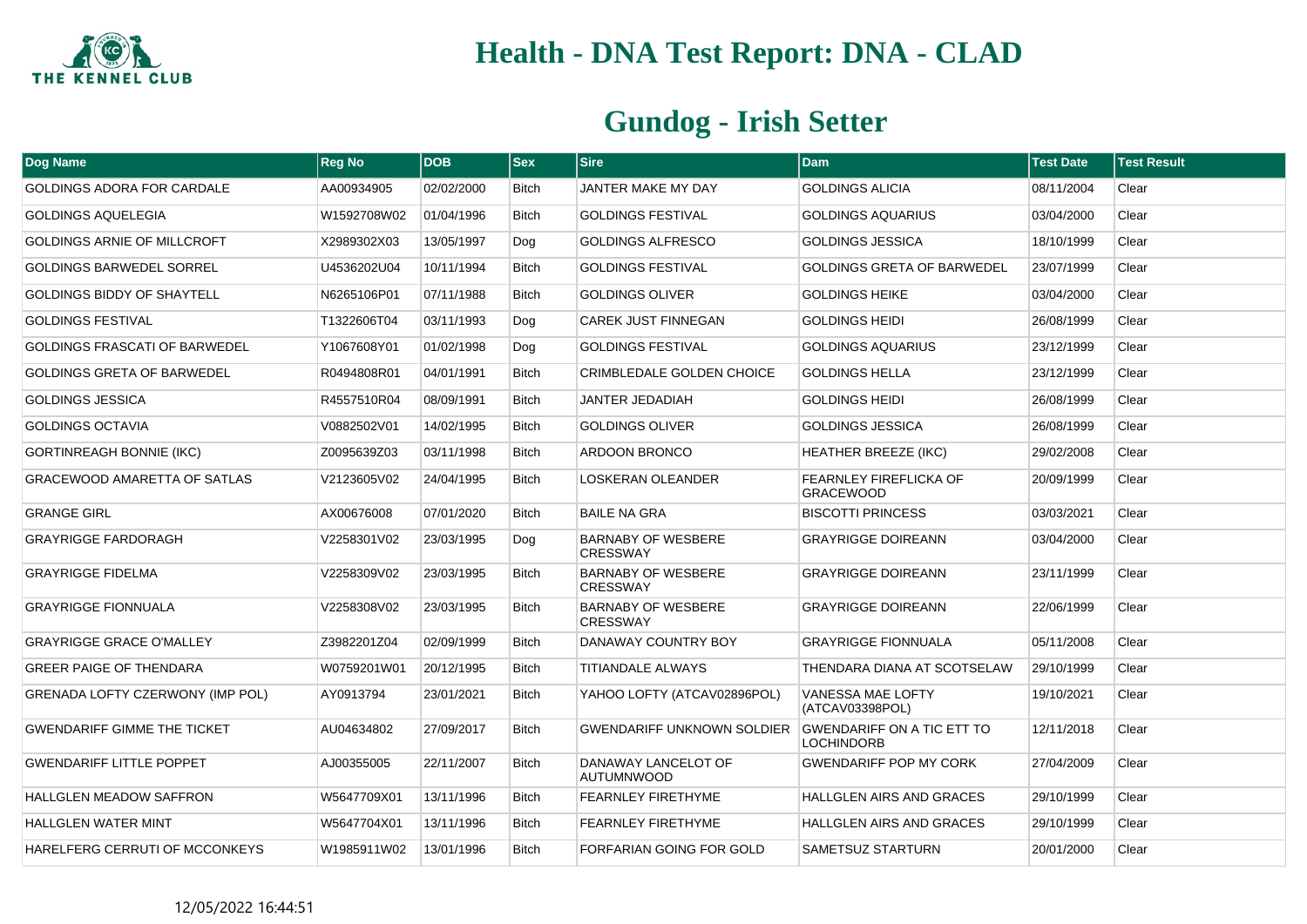# Health - DNA Test Report: DNA - CLAD

## Gundog - Irish Setter

| Dog Name | Reg No | DOB | Sex | Sire | Dam | Test Date | Test Result |
|---|---|---|---|---|---|---|---|
| GOLDINGS ADORA FOR CARDALE | AA00934905 | 02/02/2000 | Bitch | JANTER MAKE MY DAY | GOLDINGS ALICIA | 08/11/2004 | Clear |
| GOLDINGS AQUELEGIA | W1592708W02 | 01/04/1996 | Bitch | GOLDINGS FESTIVAL | GOLDINGS AQUARIUS | 03/04/2000 | Clear |
| GOLDINGS ARNIE OF MILLCROFT | X2989302X03 | 13/05/1997 | Dog | GOLDINGS ALFRESCO | GOLDINGS JESSICA | 18/10/1999 | Clear |
| GOLDINGS BARWEDEL SORREL | U4536202U04 | 10/11/1994 | Bitch | GOLDINGS FESTIVAL | GOLDINGS GRETA OF BARWEDEL | 23/07/1999 | Clear |
| GOLDINGS BIDDY OF SHAYTELL | N6265106P01 | 07/11/1988 | Bitch | GOLDINGS OLIVER | GOLDINGS HEIKE | 03/04/2000 | Clear |
| GOLDINGS FESTIVAL | T1322606T04 | 03/11/1993 | Dog | CAREK JUST FINNEGAN | GOLDINGS HEIDI | 26/08/1999 | Clear |
| GOLDINGS FRASCATI OF BARWEDEL | Y1067608Y01 | 01/02/1998 | Dog | GOLDINGS FESTIVAL | GOLDINGS AQUARIUS | 23/12/1999 | Clear |
| GOLDINGS GRETA OF BARWEDEL | R0494808R01 | 04/01/1991 | Bitch | CRIMBLEDALE GOLDEN CHOICE | GOLDINGS HELLA | 23/12/1999 | Clear |
| GOLDINGS JESSICA | R4557510R04 | 08/09/1991 | Bitch | JANTER JEDADIAH | GOLDINGS HEIDI | 26/08/1999 | Clear |
| GOLDINGS OCTAVIA | V0882502V01 | 14/02/1995 | Bitch | GOLDINGS OLIVER | GOLDINGS JESSICA | 26/08/1999 | Clear |
| GORTINREAGH BONNIE (IKC) | Z0095639Z03 | 03/11/1998 | Bitch | ARDOON BRONCO | HEATHER BREEZE (IKC) | 29/02/2008 | Clear |
| GRACEWOOD AMARETTA OF SATLAS | V2123605V02 | 24/04/1995 | Bitch | LOSKERAN OLEANDER | FEARNLEY FIREFLICKA OF GRACEWOOD | 20/09/1999 | Clear |
| GRANGE GIRL | AX00676008 | 07/01/2020 | Bitch | BAILE NA GRA | BISCOTTI PRINCESS | 03/03/2021 | Clear |
| GRAYRIGGE FARDORAGH | V2258301V02 | 23/03/1995 | Dog | BARNABY OF WESBERE CRESSWAY | GRAYRIGGE DOIREANN | 03/04/2000 | Clear |
| GRAYRIGGE FIDELMA | V2258309V02 | 23/03/1995 | Bitch | BARNABY OF WESBERE CRESSWAY | GRAYRIGGE DOIREANN | 23/11/1999 | Clear |
| GRAYRIGGE FIONNUALA | V2258308V02 | 23/03/1995 | Bitch | BARNABY OF WESBERE CRESSWAY | GRAYRIGGE DOIREANN | 22/06/1999 | Clear |
| GRAYRIGGE GRACE O'MALLEY | Z3982201Z04 | 02/09/1999 | Bitch | DANAWAY COUNTRY BOY | GRAYRIGGE FIONNUALA | 05/11/2008 | Clear |
| GREER PAIGE OF THENDARA | W0759201W01 | 20/12/1995 | Bitch | TITIANDALE ALWAYS | THENDARA DIANA AT SCOTSELAW | 29/10/1999 | Clear |
| GRENADA LOFTY CZERWONY (IMP POL) | AY0913794 | 23/01/2021 | Bitch | YAHOO LOFTY (ATCAV02896POL) | VANESSA MAE LOFTY (ATCAV03398POL) | 19/10/2021 | Clear |
| GWENDARIFF GIMME THE TICKET | AU04634802 | 27/09/2017 | Bitch | GWENDARIFF UNKNOWN SOLDIER | GWENDARIFF ON A TIC ETT TO LOCHINDORB | 12/11/2018 | Clear |
| GWENDARIFF LITTLE POPPET | AJ00355005 | 22/11/2007 | Bitch | DANAWAY LANCELOT OF AUTUMNWOOD | GWENDARIFF POP MY CORK | 27/04/2009 | Clear |
| HALLGLEN MEADOW SAFFRON | W5647709X01 | 13/11/1996 | Bitch | FEARNLEY FIRETHYME | HALLGLEN AIRS AND GRACES | 29/10/1999 | Clear |
| HALLGLEN WATER MINT | W5647704X01 | 13/11/1996 | Bitch | FEARNLEY FIRETHYME | HALLGLEN AIRS AND GRACES | 29/10/1999 | Clear |
| HARELFERG CERRUTI OF MCCONKEYS | W1985911W02 | 13/01/1996 | Bitch | FORFARIAN GOING FOR GOLD | SAMETSUZ STARTURN | 20/01/2000 | Clear |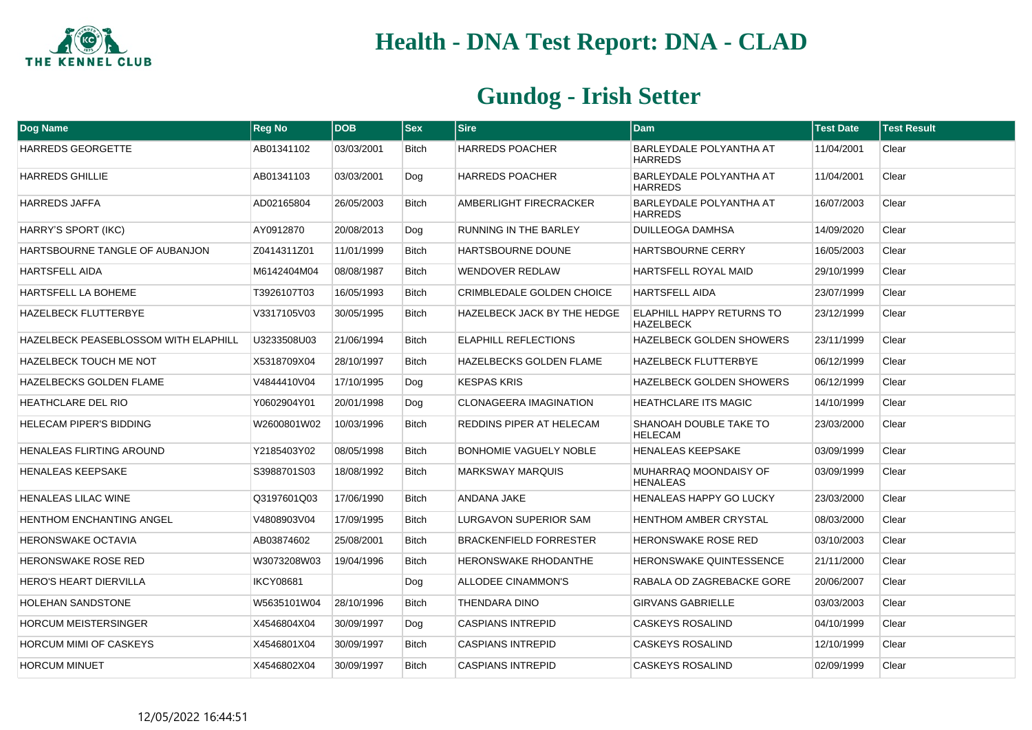# Health - DNA Test Report: DNA - CLAD

## Gundog - Irish Setter

| Dog Name | Reg No | DOB | Sex | Sire | Dam | Test Date | Test Result |
|---|---|---|---|---|---|---|---|
| HARREDS GEORGETTE | AB01341102 | 03/03/2001 | Bitch | HARREDS POACHER | BARLEYDALE POLYANTHA AT HARREDS | 11/04/2001 | Clear |
| HARREDS GHILLIE | AB01341103 | 03/03/2001 | Dog | HARREDS POACHER | BARLEYDALE POLYANTHA AT HARREDS | 11/04/2001 | Clear |
| HARREDS JAFFA | AD02165804 | 26/05/2003 | Bitch | AMBERLIGHT FIRECRACKER | BARLEYDALE POLYANTHA AT HARREDS | 16/07/2003 | Clear |
| HARRY'S SPORT (IKC) | AY0912870 | 20/08/2013 | Dog | RUNNING IN THE BARLEY | DUILLEOGA DAMHSA | 14/09/2020 | Clear |
| HARTSBOURNE TANGLE OF AUBANJON | Z0414311Z01 | 11/01/1999 | Bitch | HARTSBOURNE DOUNE | HARTSBOURNE CERRY | 16/05/2003 | Clear |
| HARTSFELL AIDA | M6142404M04 | 08/08/1987 | Bitch | WENDOVER REDLAW | HARTSFELL ROYAL MAID | 29/10/1999 | Clear |
| HARTSFELL LA BOHEME | T3926107T03 | 16/05/1993 | Bitch | CRIMBLEDALE GOLDEN CHOICE | HARTSFELL AIDA | 23/07/1999 | Clear |
| HAZELBECK FLUTTERBYE | V3317105V03 | 30/05/1995 | Bitch | HAZELBECK JACK BY THE HEDGE | ELAPHILL HAPPY RETURNS TO HAZELBECK | 23/12/1999 | Clear |
| HAZELBECK PEASEBLOSSOM WITH ELAPHILL | U3233508U03 | 21/06/1994 | Bitch | ELAPHILL REFLECTIONS | HAZELBECK GOLDEN SHOWERS | 23/11/1999 | Clear |
| HAZELBECK TOUCH ME NOT | X5318709X04 | 28/10/1997 | Bitch | HAZELBECKS GOLDEN FLAME | HAZELBECK FLUTTERBYE | 06/12/1999 | Clear |
| HAZELBECKS GOLDEN FLAME | V4844410V04 | 17/10/1995 | Dog | KESPAS KRIS | HAZELBECK GOLDEN SHOWERS | 06/12/1999 | Clear |
| HEATHCLARE DEL RIO | Y0602904Y01 | 20/01/1998 | Dog | CLONAGEERA IMAGINATION | HEATHCLARE ITS MAGIC | 14/10/1999 | Clear |
| HELECAM PIPER'S BIDDING | W2600801W02 | 10/03/1996 | Bitch | REDDINS PIPER AT HELECAM | SHANOAH DOUBLE TAKE TO HELECAM | 23/03/2000 | Clear |
| HENALEAS FLIRTING AROUND | Y2185403Y02 | 08/05/1998 | Bitch | BONHOMIE VAGUELY NOBLE | HENALEAS KEEPSAKE | 03/09/1999 | Clear |
| HENALEAS KEEPSAKE | S3988701S03 | 18/08/1992 | Bitch | MARKSWAY MARQUIS | MUHARRAQ MOONDAISY OF HENALEAS | 03/09/1999 | Clear |
| HENALEAS LILAC WINE | Q3197601Q03 | 17/06/1990 | Bitch | ANDANA JAKE | HENALEAS HAPPY GO LUCKY | 23/03/2000 | Clear |
| HENTHOM ENCHANTING ANGEL | V4808903V04 | 17/09/1995 | Bitch | LURGAVON SUPERIOR SAM | HENTHOM AMBER CRYSTAL | 08/03/2000 | Clear |
| HERONSWAKE OCTAVIA | AB03874602 | 25/08/2001 | Bitch | BRACKENFIELD FORRESTER | HERONSWAKE ROSE RED | 03/10/2003 | Clear |
| HERONSWAKE ROSE RED | W3073208W03 | 19/04/1996 | Bitch | HERONSWAKE RHODANTHE | HERONSWAKE QUINTESSENCE | 21/11/2000 | Clear |
| HERO'S HEART DIERVILLA | IKCY08681 | | Dog | ALLODEE CINAMMON'S | RABALA OD ZAGREBACKE GORE | 20/06/2007 | Clear |
| HOLEHAN SANDSTONE | W5635101W04 | 28/10/1996 | Bitch | THENDARA DINO | GIRVANS GABRIELLE | 03/03/2003 | Clear |
| HORCUM MEISTERSINGER | X4546804X04 | 30/09/1997 | Dog | CASPIANS INTREPID | CASKEYS ROSALIND | 04/10/1999 | Clear |
| HORCUM MIMI OF CASKEYS | X4546801X04 | 30/09/1997 | Bitch | CASPIANS INTREPID | CASKEYS ROSALIND | 12/10/1999 | Clear |
| HORCUM MINUET | X4546802X04 | 30/09/1997 | Bitch | CASPIANS INTREPID | CASKEYS ROSALIND | 02/09/1999 | Clear |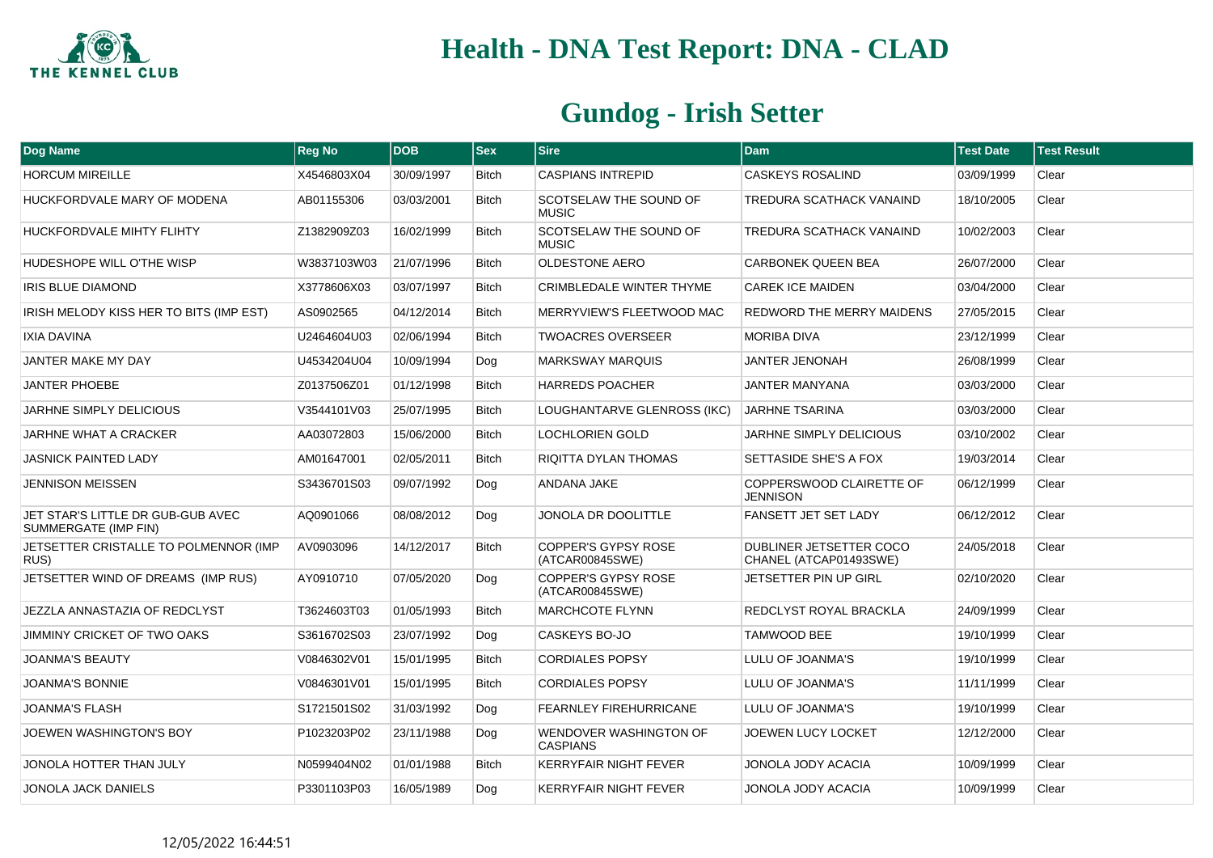# Health - DNA Test Report: DNA - CLAD

## Gundog - Irish Setter

| Dog Name | Reg No | DOB | Sex | Sire | Dam | Test Date | Test Result |
|---|---|---|---|---|---|---|---|
| HORCUM MIREILLE | X4546803X04 | 30/09/1997 | Bitch | CASPIANS INTREPID | CASKEYS ROSALIND | 03/09/1999 | Clear |
| HUCKFORDVALE MARY OF MODENA | AB01155306 | 03/03/2001 | Bitch | SCOTSELAW THE SOUND OF MUSIC | TREDURA SCATHACK VANAIND | 18/10/2005 | Clear |
| HUCKFORDVALE MIHTY FLIHTY | Z1382909Z03 | 16/02/1999 | Bitch | SCOTSELAW THE SOUND OF MUSIC | TREDURA SCATHACK VANAIND | 10/02/2003 | Clear |
| HUDESHOPE WILL O'THE WISP | W3837103W03 | 21/07/1996 | Bitch | OLDESTONE AERO | CARBONEK QUEEN BEA | 26/07/2000 | Clear |
| IRIS BLUE DIAMOND | X3778606X03 | 03/07/1997 | Bitch | CRIMBLEDALE WINTER THYME | CAREK ICE MAIDEN | 03/04/2000 | Clear |
| IRISH MELODY KISS HER TO BITS (IMP EST) | AS0902565 | 04/12/2014 | Bitch | MERRYVIEW'S FLEETWOOD MAC | REDWORD THE MERRY MAIDENS | 27/05/2015 | Clear |
| IXIA DAVINA | U2464604U03 | 02/06/1994 | Bitch | TWOACRES OVERSEER | MORIBA DIVA | 23/12/1999 | Clear |
| JANTER MAKE MY DAY | U4534204U04 | 10/09/1994 | Dog | MARKSWAY MARQUIS | JANTER JENONAH | 26/08/1999 | Clear |
| JANTER PHOEBE | Z0137506Z01 | 01/12/1998 | Bitch | HARREDS POACHER | JANTER MANYANA | 03/03/2000 | Clear |
| JARHNE SIMPLY DELICIOUS | V3544101V03 | 25/07/1995 | Bitch | LOUGHANTARVE GLENROSS (IKC) | JARHNE TSARINA | 03/03/2000 | Clear |
| JARHNE WHAT A CRACKER | AA03072803 | 15/06/2000 | Bitch | LOCHLORIEN GOLD | JARHNE SIMPLY DELICIOUS | 03/10/2002 | Clear |
| JASNICK PAINTED LADY | AM01647001 | 02/05/2011 | Bitch | RIQITTA DYLAN THOMAS | SETTASIDE SHE'S A FOX | 19/03/2014 | Clear |
| JENNISON MEISSEN | S3436701S03 | 09/07/1992 | Dog | ANDANA JAKE | COPPERSWOOD CLAIRETTE OF JENNISON | 06/12/1999 | Clear |
| JET STAR'S LITTLE DR GUB-GUB AVEC SUMMERGATE (IMP FIN) | AQ0901066 | 08/08/2012 | Dog | JONOLA DR DOOLITTLE | FANSETT JET SET LADY | 06/12/2012 | Clear |
| JETSETTER CRISTALLE TO POLMENNOR (IMP RUS) | AV0903096 | 14/12/2017 | Bitch | COPPER'S GYPSY ROSE (ATCAR00845SWE) | DUBLINER JETSETTER COCO CHANEL (ATCAP01493SWE) | 24/05/2018 | Clear |
| JETSETTER WIND OF DREAMS (IMP RUS) | AY0910710 | 07/05/2020 | Dog | COPPER'S GYPSY ROSE (ATCAR00845SWE) | JETSETTER PIN UP GIRL | 02/10/2020 | Clear |
| JEZZLA ANNASTAZIA OF REDCLYST | T3624603T03 | 01/05/1993 | Bitch | MARCHCOTE FLYNN | REDCLYST ROYAL BRACKLA | 24/09/1999 | Clear |
| JIMMINY CRICKET OF TWO OAKS | S3616702S03 | 23/07/1992 | Dog | CASKEYS BO-JO | TAMWOOD BEE | 19/10/1999 | Clear |
| JOANMA'S BEAUTY | V0846302V01 | 15/01/1995 | Bitch | CORDIALES POPSY | LULU OF JOANMA'S | 19/10/1999 | Clear |
| JOANMA'S BONNIE | V0846301V01 | 15/01/1995 | Bitch | CORDIALES POPSY | LULU OF JOANMA'S | 11/11/1999 | Clear |
| JOANMA'S FLASH | S1721501S02 | 31/03/1992 | Dog | FEARNLEY FIREHURRICANE | LULU OF JOANMA'S | 19/10/1999 | Clear |
| JOEWEN WASHINGTON'S BOY | P1023203P02 | 23/11/1988 | Dog | WENDOVER WASHINGTON OF CASPIANS | JOEWEN LUCY LOCKET | 12/12/2000 | Clear |
| JONOLA HOTTER THAN JULY | N0599404N02 | 01/01/1988 | Bitch | KERRYFAIR NIGHT FEVER | JONOLA JODY ACACIA | 10/09/1999 | Clear |
| JONOLA JACK DANIELS | P3301103P03 | 16/05/1989 | Dog | KERRYFAIR NIGHT FEVER | JONOLA JODY ACACIA | 10/09/1999 | Clear |

12/05/2022 16:44:51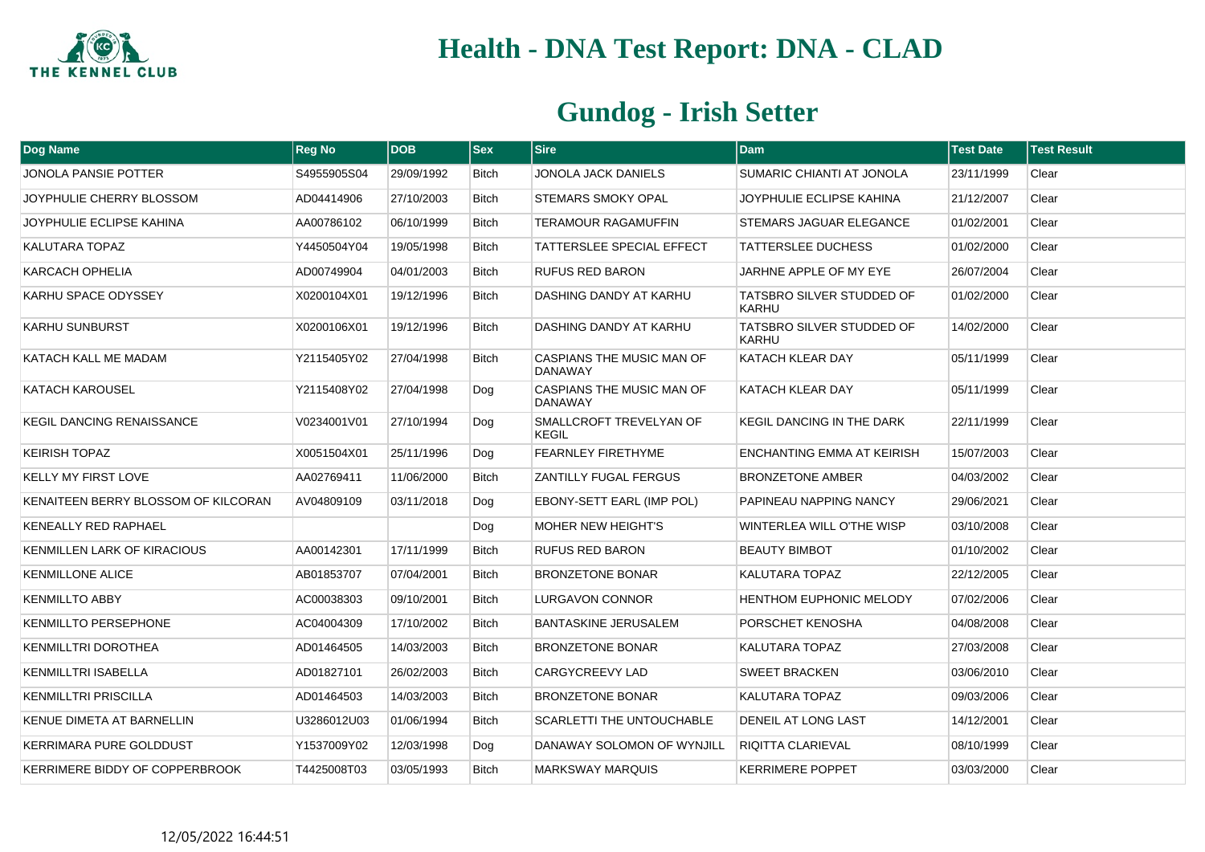# Health - DNA Test Report: DNA - CLAD

## Gundog - Irish Setter

| Dog Name | Reg No | DOB | Sex | Sire | Dam | Test Date | Test Result |
|---|---|---|---|---|---|---|---|
| JONOLA PANSIE POTTER | S4955905S04 | 29/09/1992 | Bitch | JONOLA JACK DANIELS | SUMARIC CHIANTI AT JONOLA | 23/11/1999 | Clear |
| JOYPHULIE CHERRY BLOSSOM | AD04414906 | 27/10/2003 | Bitch | STEMARS SMOKY OPAL | JOYPHULIE ECLIPSE KAHINA | 21/12/2007 | Clear |
| JOYPHULIE ECLIPSE KAHINA | AA00786102 | 06/10/1999 | Bitch | TERAMOUR RAGAMUFFIN | STEMARS JAGUAR ELEGANCE | 01/02/2001 | Clear |
| KALUTARA TOPAZ | Y4450504Y04 | 19/05/1998 | Bitch | TATTERSLEE SPECIAL EFFECT | TATTERSLEE DUCHESS | 01/02/2000 | Clear |
| KARCACH OPHELIA | AD00749904 | 04/01/2003 | Bitch | RUFUS RED BARON | JARHNE APPLE OF MY EYE | 26/07/2004 | Clear |
| KARHU SPACE ODYSSEY | X0200104X01 | 19/12/1996 | Bitch | DASHING DANDY AT KARHU | TATSBRO SILVER STUDDED OF KARHU | 01/02/2000 | Clear |
| KARHU SUNBURST | X0200106X01 | 19/12/1996 | Bitch | DASHING DANDY AT KARHU | TATSBRO SILVER STUDDED OF KARHU | 14/02/2000 | Clear |
| KATACH KALL ME MADAM | Y2115405Y02 | 27/04/1998 | Bitch | CASPIANS THE MUSIC MAN OF DANAWAY | KATACH KLEAR DAY | 05/11/1999 | Clear |
| KATACH KAROUSEL | Y2115408Y02 | 27/04/1998 | Dog | CASPIANS THE MUSIC MAN OF DANAWAY | KATACH KLEAR DAY | 05/11/1999 | Clear |
| KEGIL DANCING RENAISSANCE | V0234001V01 | 27/10/1994 | Dog | SMALLCROFT TREVELYAN OF KEGIL | KEGIL DANCING IN THE DARK | 22/11/1999 | Clear |
| KEIRISH TOPAZ | X0051504X01 | 25/11/1996 | Dog | FEARNLEY FIRETHYME | ENCHANTING EMMA AT KEIRISH | 15/07/2003 | Clear |
| KELLY MY FIRST LOVE | AA02769411 | 11/06/2000 | Bitch | ZANTILLY FUGAL FERGUS | BRONZETONE AMBER | 04/03/2002 | Clear |
| KENAITEEN BERRY BLOSSOM OF KILCORAN | AV04809109 | 03/11/2018 | Dog | EBONY-SETT EARL (IMP POL) | PAPINEAU NAPPING NANCY | 29/06/2021 | Clear |
| KENEALLY RED RAPHAEL | | | Dog | MOHER NEW HEIGHT'S | WINTERLEA WILL O'THE WISP | 03/10/2008 | Clear |
| KENMILLEN LARK OF KIRACIOUS | AA00142301 | 17/11/1999 | Bitch | RUFUS RED BARON | BEAUTY BIMBOT | 01/10/2002 | Clear |
| KENMILLONE ALICE | AB01853707 | 07/04/2001 | Bitch | BRONZETONE BONAR | KALUTARA TOPAZ | 22/12/2005 | Clear |
| KENMILLTO ABBY | AC00038303 | 09/10/2001 | Bitch | LURGAVON CONNOR | HENTHOM EUPHONIC MELODY | 07/02/2006 | Clear |
| KENMILLTO PERSEPHONE | AC04004309 | 17/10/2002 | Bitch | BANTASKINE JERUSALEM | PORSCHET KENOSHA | 04/08/2008 | Clear |
| KENMILLTRI DOROTHEA | AD01464505 | 14/03/2003 | Bitch | BRONZETONE BONAR | KALUTARA TOPAZ | 27/03/2008 | Clear |
| KENMILLTRI ISABELLA | AD01827101 | 26/02/2003 | Bitch | CARGYCREEVY LAD | SWEET BRACKEN | 03/06/2010 | Clear |
| KENMILLTRI PRISCILLA | AD01464503 | 14/03/2003 | Bitch | BRONZETONE BONAR | KALUTARA TOPAZ | 09/03/2006 | Clear |
| KENUE DIMETA AT BARNELLIN | U3286012U03 | 01/06/1994 | Bitch | SCARLETTI THE UNTOUCHABLE | DENEIL AT LONG LAST | 14/12/2001 | Clear |
| KERRIMARA PURE GOLDDUST | Y1537009Y02 | 12/03/1998 | Dog | DANAWAY SOLOMON OF WYNJILL | RIQITTA CLARIEVAL | 08/10/1999 | Clear |
| KERRIMERE BIDDY OF COPPERBROOK | T4425008T03 | 03/05/1993 | Bitch | MARKSWAY MARQUIS | KERRIMERE POPPET | 03/03/2000 | Clear |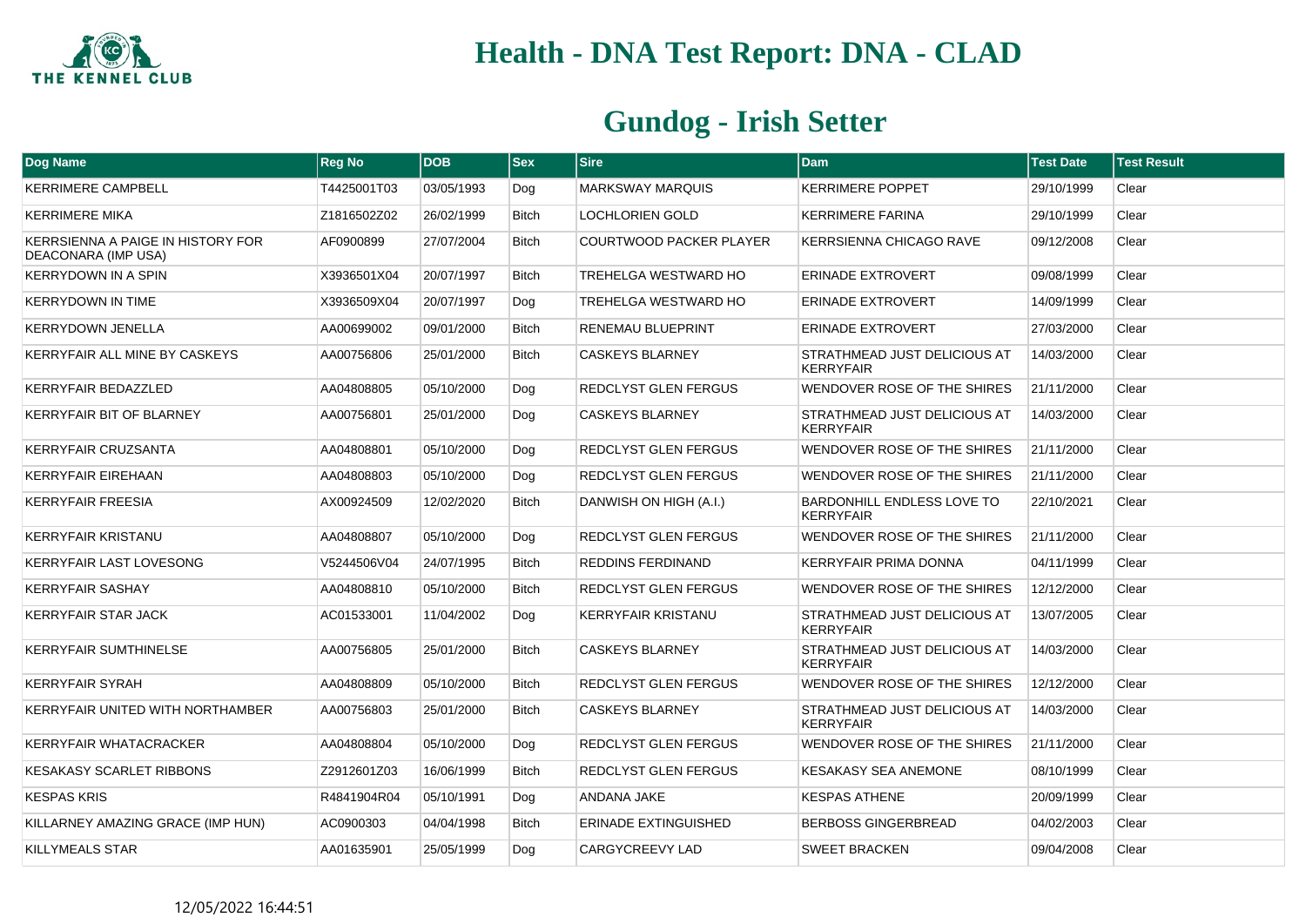# Health - DNA Test Report: DNA - CLAD

## Gundog - Irish Setter

| Dog Name | Reg No | DOB | Sex | Sire | Dam | Test Date | Test Result |
|---|---|---|---|---|---|---|---|
| KERRIMERE CAMPBELL | T4425001T03 | 03/05/1993 | Dog | MARKSWAY MARQUIS | KERRIMERE POPPET | 29/10/1999 | Clear |
| KERRIMERE MIKA | Z1816502Z02 | 26/02/1999 | Bitch | LOCHLORIEN GOLD | KERRIMERE FARINA | 29/10/1999 | Clear |
| KERRSIENNA A PAIGE IN HISTORY FOR DEACONARA (IMP USA) | AF0900899 | 27/07/2004 | Bitch | COURTWOOD PACKER PLAYER | KERRSIENNA CHICAGO RAVE | 09/12/2008 | Clear |
| KERRYDOWN IN A SPIN | X3936501X04 | 20/07/1997 | Bitch | TREHELGA WESTWARD HO | ERINADE EXTROVERT | 09/08/1999 | Clear |
| KERRYDOWN IN TIME | X3936509X04 | 20/07/1997 | Dog | TREHELGA WESTWARD HO | ERINADE EXTROVERT | 14/09/1999 | Clear |
| KERRYDOWN JENELLA | AA00699002 | 09/01/2000 | Bitch | RENEMAU BLUEPRINT | ERINADE EXTROVERT | 27/03/2000 | Clear |
| KERRYFAIR ALL MINE BY CASKEYS | AA00756806 | 25/01/2000 | Bitch | CASKEYS BLARNEY | STRATHMEAD JUST DELICIOUS AT KERRYFAIR | 14/03/2000 | Clear |
| KERRYFAIR BEDAZZLED | AA04808805 | 05/10/2000 | Dog | REDCLYST GLEN FERGUS | WENDOVER ROSE OF THE SHIRES | 21/11/2000 | Clear |
| KERRYFAIR BIT OF BLARNEY | AA00756801 | 25/01/2000 | Dog | CASKEYS BLARNEY | STRATHMEAD JUST DELICIOUS AT KERRYFAIR | 14/03/2000 | Clear |
| KERRYFAIR CRUZSANTA | AA04808801 | 05/10/2000 | Dog | REDCLYST GLEN FERGUS | WENDOVER ROSE OF THE SHIRES | 21/11/2000 | Clear |
| KERRYFAIR EIREHAAN | AA04808803 | 05/10/2000 | Dog | REDCLYST GLEN FERGUS | WENDOVER ROSE OF THE SHIRES | 21/11/2000 | Clear |
| KERRYFAIR FREESIA | AX00924509 | 12/02/2020 | Bitch | DANWISH ON HIGH (A.I.) | BARDONHILL ENDLESS LOVE TO KERRYFAIR | 22/10/2021 | Clear |
| KERRYFAIR KRISTANU | AA04808807 | 05/10/2000 | Dog | REDCLYST GLEN FERGUS | WENDOVER ROSE OF THE SHIRES | 21/11/2000 | Clear |
| KERRYFAIR LAST LOVESONG | V5244506V04 | 24/07/1995 | Bitch | REDDINS FERDINAND | KERRYFAIR PRIMA DONNA | 04/11/1999 | Clear |
| KERRYFAIR SASHAY | AA04808810 | 05/10/2000 | Bitch | REDCLYST GLEN FERGUS | WENDOVER ROSE OF THE SHIRES | 12/12/2000 | Clear |
| KERRYFAIR STAR JACK | AC01533001 | 11/04/2002 | Dog | KERRYFAIR KRISTANU | STRATHMEAD JUST DELICIOUS AT KERRYFAIR | 13/07/2005 | Clear |
| KERRYFAIR SUMTHINELSE | AA00756805 | 25/01/2000 | Bitch | CASKEYS BLARNEY | STRATHMEAD JUST DELICIOUS AT KERRYFAIR | 14/03/2000 | Clear |
| KERRYFAIR SYRAH | AA04808809 | 05/10/2000 | Bitch | REDCLYST GLEN FERGUS | WENDOVER ROSE OF THE SHIRES | 12/12/2000 | Clear |
| KERRYFAIR UNITED WITH NORTHAMBER | AA00756803 | 25/01/2000 | Bitch | CASKEYS BLARNEY | STRATHMEAD JUST DELICIOUS AT KERRYFAIR | 14/03/2000 | Clear |
| KERRYFAIR WHATACRACKER | AA04808804 | 05/10/2000 | Dog | REDCLYST GLEN FERGUS | WENDOVER ROSE OF THE SHIRES | 21/11/2000 | Clear |
| KESAKASY SCARLET RIBBONS | Z2912601Z03 | 16/06/1999 | Bitch | REDCLYST GLEN FERGUS | KESAKASY SEA ANEMONE | 08/10/1999 | Clear |
| KESPAS KRIS | R4841904R04 | 05/10/1991 | Dog | ANDANA JAKE | KESPAS ATHENE | 20/09/1999 | Clear |
| KILLARNEY AMAZING GRACE (IMP HUN) | AC0900303 | 04/04/1998 | Bitch | ERINADE EXTINGUISHED | BERBOSS GINGERBREAD | 04/02/2003 | Clear |
| KILLYMEALS STAR | AA01635901 | 25/05/1999 | Dog | CARGYCREEVY LAD | SWEET BRACKEN | 09/04/2008 | Clear |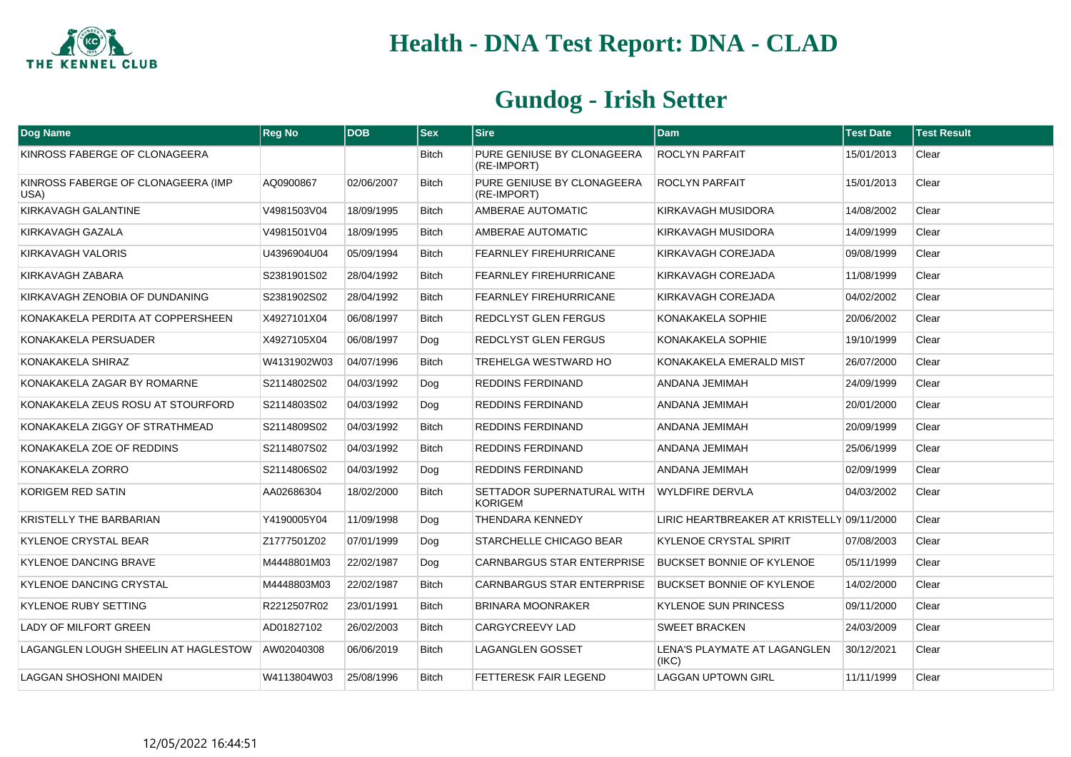# Health - DNA Test Report: DNA - CLAD

## Gundog - Irish Setter

| Dog Name | Reg No | DOB | Sex | Sire | Dam | Test Date | Test Result |
|---|---|---|---|---|---|---|---|
| KINROSS FABERGE OF CLONAGEERA | | | Bitch | PURE GENIUSE BY CLONAGEERA (RE-IMPORT) | ROCLYN PARFAIT | 15/01/2013 | Clear |
| KINROSS FABERGE OF CLONAGEERA (IMP USA) | AQ0900867 | 02/06/2007 | Bitch | PURE GENIUSE BY CLONAGEERA (RE-IMPORT) | ROCLYN PARFAIT | 15/01/2013 | Clear |
| KIRKAVAGH GALANTINE | V4981503V04 | 18/09/1995 | Bitch | AMBERAE AUTOMATIC | KIRKAVAGH MUSIDORA | 14/08/2002 | Clear |
| KIRKAVAGH GAZALA | V4981501V04 | 18/09/1995 | Bitch | AMBERAE AUTOMATIC | KIRKAVAGH MUSIDORA | 14/09/1999 | Clear |
| KIRKAVAGH VALORIS | U4396904U04 | 05/09/1994 | Bitch | FEARNLEY FIREHURRICANE | KIRKAVAGH COREJADA | 09/08/1999 | Clear |
| KIRKAVAGH ZABARA | S2381901S02 | 28/04/1992 | Bitch | FEARNLEY FIREHURRICANE | KIRKAVAGH COREJADA | 11/08/1999 | Clear |
| KIRKAVAGH ZENOBIA OF DUNDANING | S2381902S02 | 28/04/1992 | Bitch | FEARNLEY FIREHURRICANE | KIRKAVAGH COREJADA | 04/02/2002 | Clear |
| KONAKAKELA PERDITA AT COPPERSHEEN | X4927101X04 | 06/08/1997 | Bitch | REDCLYST GLEN FERGUS | KONAKAKELA SOPHIE | 20/06/2002 | Clear |
| KONAKAKELA PERSUADER | X4927105X04 | 06/08/1997 | Dog | REDCLYST GLEN FERGUS | KONAKAKELA SOPHIE | 19/10/1999 | Clear |
| KONAKAKELA SHIRAZ | W4131902W03 | 04/07/1996 | Bitch | TREHELGA WESTWARD HO | KONAKAKELA EMERALD MIST | 26/07/2000 | Clear |
| KONAKAKELA ZAGAR BY ROMARNE | S2114802S02 | 04/03/1992 | Dog | REDDINS FERDINAND | ANDANA JEMIMAH | 24/09/1999 | Clear |
| KONAKAKELA ZEUS ROSU AT STOURFORD | S2114803S02 | 04/03/1992 | Dog | REDDINS FERDINAND | ANDANA JEMIMAH | 20/01/2000 | Clear |
| KONAKAKELA ZIGGY OF STRATHMEAD | S2114809S02 | 04/03/1992 | Bitch | REDDINS FERDINAND | ANDANA JEMIMAH | 20/09/1999 | Clear |
| KONAKAKELA ZOE OF REDDINS | S2114807S02 | 04/03/1992 | Bitch | REDDINS FERDINAND | ANDANA JEMIMAH | 25/06/1999 | Clear |
| KONAKAKELA ZORRO | S2114806S02 | 04/03/1992 | Dog | REDDINS FERDINAND | ANDANA JEMIMAH | 02/09/1999 | Clear |
| KORIGEM RED SATIN | AA02686304 | 18/02/2000 | Bitch | SETTADOR SUPERNATURAL WITH KORIGEM | WYLDFIRE DERVLA | 04/03/2002 | Clear |
| KRISTELLY THE BARBARIAN | Y4190005Y04 | 11/09/1998 | Dog | THENDARA KENNEDY | LIRIC HEARTBREAKER AT KRISTELLY | 09/11/2000 | Clear |
| KYLENOE CRYSTAL BEAR | Z1777501Z02 | 07/01/1999 | Dog | STARCHELLE CHICAGO BEAR | KYLENOE CRYSTAL SPIRIT | 07/08/2003 | Clear |
| KYLENOE DANCING BRAVE | M4448801M03 | 22/02/1987 | Dog | CARNBARGUS STAR ENTERPRISE | BUCKSET BONNIE OF KYLENOE | 05/11/1999 | Clear |
| KYLENOE DANCING CRYSTAL | M4448803M03 | 22/02/1987 | Bitch | CARNBARGUS STAR ENTERPRISE | BUCKSET BONNIE OF KYLENOE | 14/02/2000 | Clear |
| KYLENOE RUBY SETTING | R2212507R02 | 23/01/1991 | Bitch | BRINARA MOONRAKER | KYLENOE SUN PRINCESS | 09/11/2000 | Clear |
| LADY OF MILFORT GREEN | AD01827102 | 26/02/2003 | Bitch | CARGYCREEVY LAD | SWEET BRACKEN | 24/03/2009 | Clear |
| LAGANGLEN LOUGH SHEELIN AT HAGLESTOW | AW02040308 | 06/06/2019 | Bitch | LAGANGLEN GOSSET | LENA'S PLAYMATE AT LAGANGLEN (IKC) | 30/12/2021 | Clear |
| LAGGAN SHOSHONI MAIDEN | W4113804W03 | 25/08/1996 | Bitch | FETTERESK FAIR LEGEND | LAGGAN UPTOWN GIRL | 11/11/1999 | Clear |

12/05/2022 16:44:51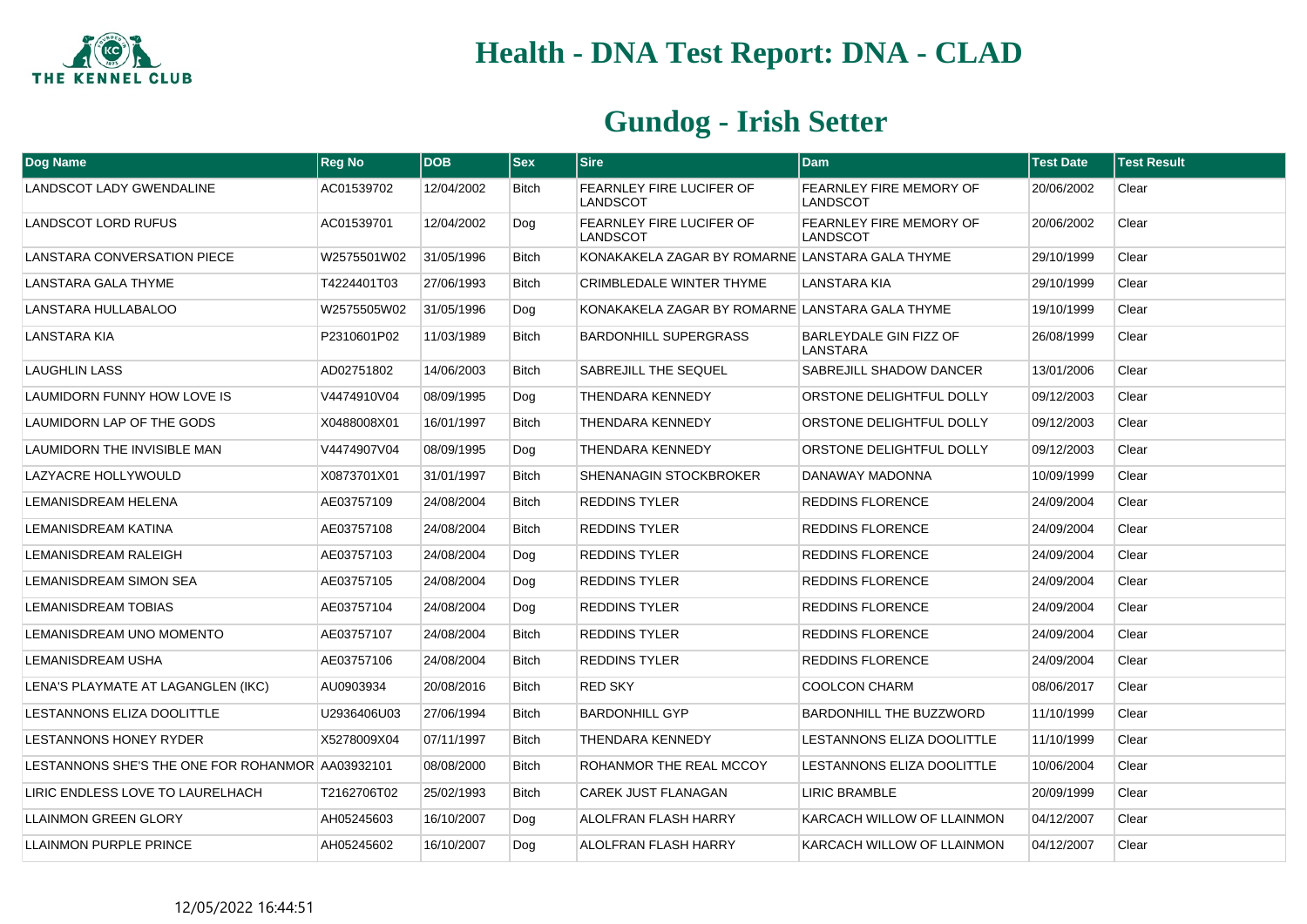# Health - DNA Test Report: DNA - CLAD

## Gundog - Irish Setter

| Dog Name | Reg No | DOB | Sex | Sire | Dam | Test Date | Test Result |
|---|---|---|---|---|---|---|---|
| LANDSCOT LADY GWENDALINE | AC01539702 | 12/04/2002 | Bitch | FEARNLEY FIRE LUCIFER OF LANDSCOT | FEARNLEY FIRE MEMORY OF LANDSCOT | 20/06/2002 | Clear |
| LANDSCOT LORD RUFUS | AC01539701 | 12/04/2002 | Dog | FEARNLEY FIRE LUCIFER OF LANDSCOT | FEARNLEY FIRE MEMORY OF LANDSCOT | 20/06/2002 | Clear |
| LANSTARA CONVERSATION PIECE | W2575501W02 | 31/05/1996 | Bitch | KONAKAKELA ZAGAR BY ROMARNE | LANSTARA GALA THYME | 29/10/1999 | Clear |
| LANSTARA GALA THYME | T4224401T03 | 27/06/1993 | Bitch | CRIMBLEDALE WINTER THYME | LANSTARA KIA | 29/10/1999 | Clear |
| LANSTARA HULLABALOO | W2575505W02 | 31/05/1996 | Dog | KONAKAKELA ZAGAR BY ROMARNE | LANSTARA GALA THYME | 19/10/1999 | Clear |
| LANSTARA KIA | P2310601P02 | 11/03/1989 | Bitch | BARDONHILL SUPERGRASS | BARLEYDALE GIN FIZZ OF LANSTARA | 26/08/1999 | Clear |
| LAUGHLIN LASS | AD02751802 | 14/06/2003 | Bitch | SABREJILL THE SEQUEL | SABREJILL SHADOW DANCER | 13/01/2006 | Clear |
| LAUMIDORN FUNNY HOW LOVE IS | V4474910V04 | 08/09/1995 | Dog | THENDARA KENNEDY | ORSTONE DELIGHTFUL DOLLY | 09/12/2003 | Clear |
| LAUMIDORN LAP OF THE GODS | X0488008X01 | 16/01/1997 | Bitch | THENDARA KENNEDY | ORSTONE DELIGHTFUL DOLLY | 09/12/2003 | Clear |
| LAUMIDORN THE INVISIBLE MAN | V4474907V04 | 08/09/1995 | Dog | THENDARA KENNEDY | ORSTONE DELIGHTFUL DOLLY | 09/12/2003 | Clear |
| LAZYACRE HOLLYWOULD | X0873701X01 | 31/01/1997 | Bitch | SHENANAGIN STOCKBROKER | DANAWAY MADONNA | 10/09/1999 | Clear |
| LEMANISDREAM HELENA | AE03757109 | 24/08/2004 | Bitch | REDDINS TYLER | REDDINS FLORENCE | 24/09/2004 | Clear |
| LEMANISDREAM KATINA | AE03757108 | 24/08/2004 | Bitch | REDDINS TYLER | REDDINS FLORENCE | 24/09/2004 | Clear |
| LEMANISDREAM RALEIGH | AE03757103 | 24/08/2004 | Dog | REDDINS TYLER | REDDINS FLORENCE | 24/09/2004 | Clear |
| LEMANISDREAM SIMON SEA | AE03757105 | 24/08/2004 | Dog | REDDINS TYLER | REDDINS FLORENCE | 24/09/2004 | Clear |
| LEMANISDREAM TOBIAS | AE03757104 | 24/08/2004 | Dog | REDDINS TYLER | REDDINS FLORENCE | 24/09/2004 | Clear |
| LEMANISDREAM UNO MOMENTO | AE03757107 | 24/08/2004 | Bitch | REDDINS TYLER | REDDINS FLORENCE | 24/09/2004 | Clear |
| LEMANISDREAM USHA | AE03757106 | 24/08/2004 | Bitch | REDDINS TYLER | REDDINS FLORENCE | 24/09/2004 | Clear |
| LENA'S PLAYMATE AT LAGANGLEN (IKC) | AU0903934 | 20/08/2016 | Bitch | RED SKY | COOLCON CHARM | 08/06/2017 | Clear |
| LESTANNONS ELIZA DOOLITTLE | U2936406U03 | 27/06/1994 | Bitch | BARDONHILL GYP | BARDONHILL THE BUZZWORD | 11/10/1999 | Clear |
| LESTANNONS HONEY RYDER | X5278009X04 | 07/11/1997 | Bitch | THENDARA KENNEDY | LESTANNONS ELIZA DOOLITTLE | 11/10/1999 | Clear |
| LESTANNONS SHE'S THE ONE FOR ROHANMOR | AA03932101 | 08/08/2000 | Bitch | ROHANMOR THE REAL MCCOY | LESTANNONS ELIZA DOOLITTLE | 10/06/2004 | Clear |
| LIRIC ENDLESS LOVE TO LAURELHACH | T2162706T02 | 25/02/1993 | Bitch | CAREK JUST FLANAGAN | LIRIC BRAMBLE | 20/09/1999 | Clear |
| LLAINMON GREEN GLORY | AH05245603 | 16/10/2007 | Dog | ALOLFRAN FLASH HARRY | KARCACH WILLOW OF LLAINMON | 04/12/2007 | Clear |
| LLAINMON PURPLE PRINCE | AH05245602 | 16/10/2007 | Dog | ALOLFRAN FLASH HARRY | KARCACH WILLOW OF LLAINMON | 04/12/2007 | Clear |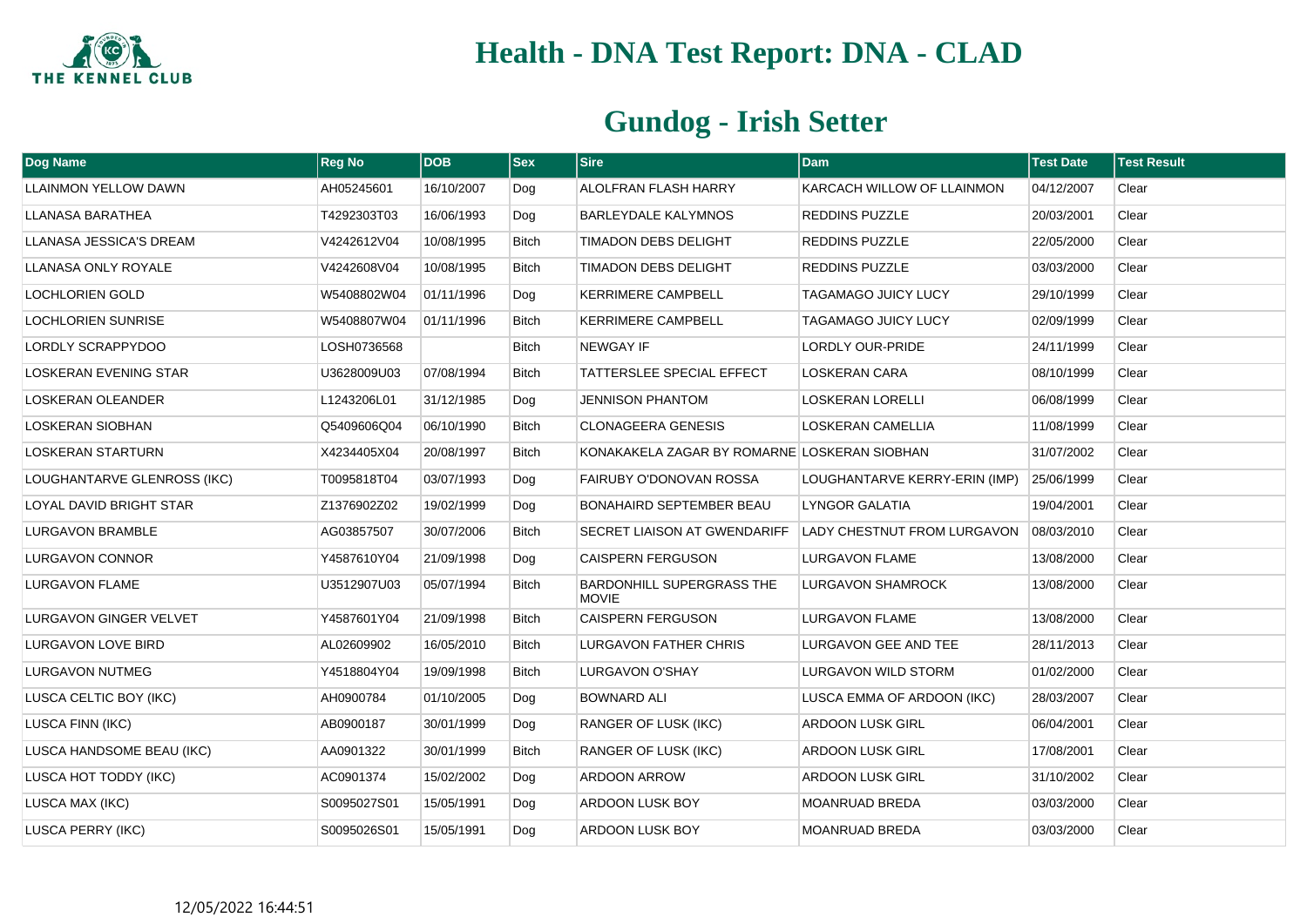# Health - DNA Test Report: DNA - CLAD

## Gundog - Irish Setter

| Dog Name | Reg No | DOB | Sex | Sire | Dam | Test Date | Test Result |
|---|---|---|---|---|---|---|---|
| LLAINMON YELLOW DAWN | AH05245601 | 16/10/2007 | Dog | ALOLFRAN FLASH HARRY | KARCACH WILLOW OF LLAINMON | 04/12/2007 | Clear |
| LLANASA BARATHEA | T4292303T03 | 16/06/1993 | Dog | BARLEYDALE KALYMNOS | REDDINS PUZZLE | 20/03/2001 | Clear |
| LLANASA JESSICA'S DREAM | V4242612V04 | 10/08/1995 | Bitch | TIMADON DEBS DELIGHT | REDDINS PUZZLE | 22/05/2000 | Clear |
| LLANASA ONLY ROYALE | V4242608V04 | 10/08/1995 | Bitch | TIMADON DEBS DELIGHT | REDDINS PUZZLE | 03/03/2000 | Clear |
| LOCHLORIEN GOLD | W5408802W04 | 01/11/1996 | Dog | KERRIMERE CAMPBELL | TAGAMAGO JUICY LUCY | 29/10/1999 | Clear |
| LOCHLORIEN SUNRISE | W5408807W04 | 01/11/1996 | Bitch | KERRIMERE CAMPBELL | TAGAMAGO JUICY LUCY | 02/09/1999 | Clear |
| LORDLY SCRAPPYDOO | LOSH0736568 | | Bitch | NEWGAY IF | LORDLY OUR-PRIDE | 24/11/1999 | Clear |
| LOSKERAN EVENING STAR | U3628009U03 | 07/08/1994 | Bitch | TATTERSLEE SPECIAL EFFECT | LOSKERAN CARA | 08/10/1999 | Clear |
| LOSKERAN OLEANDER | L1243206L01 | 31/12/1985 | Dog | JENNISON PHANTOM | LOSKERAN LORELLI | 06/08/1999 | Clear |
| LOSKERAN SIOBHAN | Q5409606Q04 | 06/10/1990 | Bitch | CLONAGEERA GENESIS | LOSKERAN CAMELLIA | 11/08/1999 | Clear |
| LOSKERAN STARTURN | X4234405X04 | 20/08/1997 | Bitch | KONAKAKELA ZAGAR BY ROMARNE | LOSKERAN SIOBHAN | 31/07/2002 | Clear |
| LOUGHANTARVE GLENROSS (IKC) | T0095818T04 | 03/07/1993 | Dog | FAIRUBY O'DONOVAN ROSSA | LOUGHANTARVE KERRY-ERIN (IMP) | 25/06/1999 | Clear |
| LOYAL DAVID BRIGHT STAR | Z1376902Z02 | 19/02/1999 | Dog | BONAHAIRD SEPTEMBER BEAU | LYNGOR GALATIA | 19/04/2001 | Clear |
| LURGAVON BRAMBLE | AG03857507 | 30/07/2006 | Bitch | SECRET LIAISON AT GWENDARIFF | LADY CHESTNUT FROM LURGAVON | 08/03/2010 | Clear |
| LURGAVON CONNOR | Y4587610Y04 | 21/09/1998 | Dog | CAISPERN FERGUSON | LURGAVON FLAME | 13/08/2000 | Clear |
| LURGAVON FLAME | U3512907U03 | 05/07/1994 | Bitch | BARDONHILL SUPERGRASS THE MOVIE | LURGAVON SHAMROCK | 13/08/2000 | Clear |
| LURGAVON GINGER VELVET | Y4587601Y04 | 21/09/1998 | Bitch | CAISPERN FERGUSON | LURGAVON FLAME | 13/08/2000 | Clear |
| LURGAVON LOVE BIRD | AL02609902 | 16/05/2010 | Bitch | LURGAVON FATHER CHRIS | LURGAVON GEE AND TEE | 28/11/2013 | Clear |
| LURGAVON NUTMEG | Y4518804Y04 | 19/09/1998 | Bitch | LURGAVON O'SHAY | LURGAVON WILD STORM | 01/02/2000 | Clear |
| LUSCA CELTIC BOY (IKC) | AH0900784 | 01/10/2005 | Dog | BOWNARD ALI | LUSCA EMMA OF ARDOON (IKC) | 28/03/2007 | Clear |
| LUSCA FINN (IKC) | AB0900187 | 30/01/1999 | Dog | RANGER OF LUSK (IKC) | ARDOON LUSK GIRL | 06/04/2001 | Clear |
| LUSCA HANDSOME BEAU (IKC) | AA0901322 | 30/01/1999 | Bitch | RANGER OF LUSK (IKC) | ARDOON LUSK GIRL | 17/08/2001 | Clear |
| LUSCA HOT TODDY (IKC) | AC0901374 | 15/02/2002 | Dog | ARDOON ARROW | ARDOON LUSK GIRL | 31/10/2002 | Clear |
| LUSCA MAX (IKC) | S0095027S01 | 15/05/1991 | Dog | ARDOON LUSK BOY | MOANRUAD BREDA | 03/03/2000 | Clear |
| LUSCA PERRY (IKC) | S0095026S01 | 15/05/1991 | Dog | ARDOON LUSK BOY | MOANRUAD BREDA | 03/03/2000 | Clear |

12/05/2022 16:44:51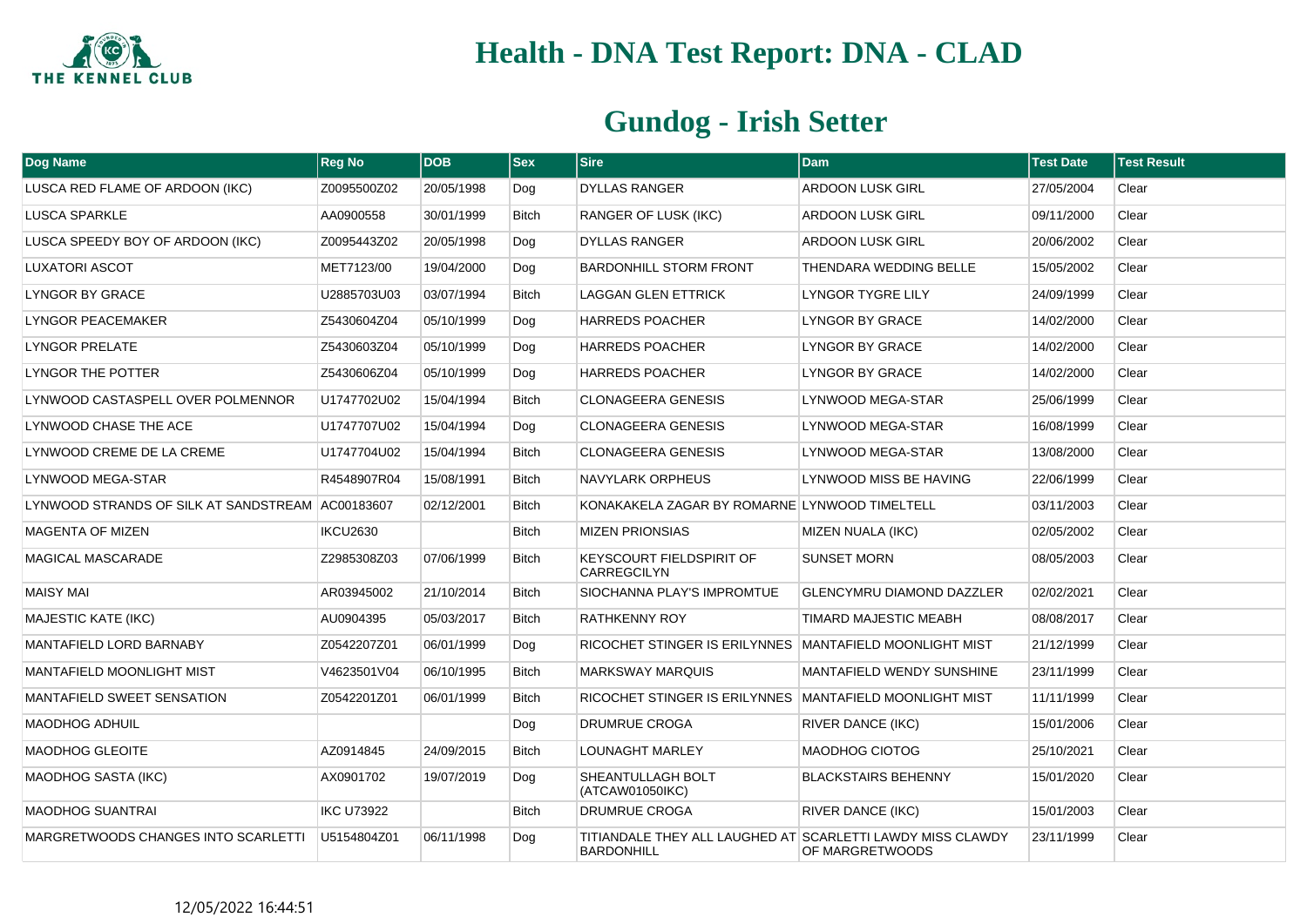# Health - DNA Test Report: DNA - CLAD

## Gundog - Irish Setter

| Dog Name | Reg No | DOB | Sex | Sire | Dam | Test Date | Test Result |
|---|---|---|---|---|---|---|---|
| LUSCA RED FLAME OF ARDOON (IKC) | Z0095500Z02 | 20/05/1998 | Dog | DYLLAS RANGER | ARDOON LUSK GIRL | 27/05/2004 | Clear |
| LUSCA SPARKLE | AA0900558 | 30/01/1999 | Bitch | RANGER OF LUSK (IKC) | ARDOON LUSK GIRL | 09/11/2000 | Clear |
| LUSCA SPEEDY BOY OF ARDOON (IKC) | Z0095443Z02 | 20/05/1998 | Dog | DYLLAS RANGER | ARDOON LUSK GIRL | 20/06/2002 | Clear |
| LUXATORI ASCOT | MET7123/00 | 19/04/2000 | Dog | BARDONHILL STORM FRONT | THENDARA WEDDING BELLE | 15/05/2002 | Clear |
| LYNGOR BY GRACE | U2885703U03 | 03/07/1994 | Bitch | LAGGAN GLEN ETTRICK | LYNGOR TYGRE LILY | 24/09/1999 | Clear |
| LYNGOR PEACEMAKER | Z5430604Z04 | 05/10/1999 | Dog | HARREDS POACHER | LYNGOR BY GRACE | 14/02/2000 | Clear |
| LYNGOR PRELATE | Z5430603Z04 | 05/10/1999 | Dog | HARREDS POACHER | LYNGOR BY GRACE | 14/02/2000 | Clear |
| LYNGOR THE POTTER | Z5430606Z04 | 05/10/1999 | Dog | HARREDS POACHER | LYNGOR BY GRACE | 14/02/2000 | Clear |
| LYNWOOD CASTASPELL OVER POLMENNOR | U1747702U02 | 15/04/1994 | Bitch | CLONAGEERA GENESIS | LYNWOOD MEGA-STAR | 25/06/1999 | Clear |
| LYNWOOD CHASE THE ACE | U1747707U02 | 15/04/1994 | Dog | CLONAGEERA GENESIS | LYNWOOD MEGA-STAR | 16/08/1999 | Clear |
| LYNWOOD CREME DE LA CREME | U1747704U02 | 15/04/1994 | Bitch | CLONAGEERA GENESIS | LYNWOOD MEGA-STAR | 13/08/2000 | Clear |
| LYNWOOD MEGA-STAR | R4548907R04 | 15/08/1991 | Bitch | NAVYLARK ORPHEUS | LYNWOOD MISS BE HAVING | 22/06/1999 | Clear |
| LYNWOOD STRANDS OF SILK AT SANDSTREAM | AC00183607 | 02/12/2001 | Bitch | KONAKAKELA ZAGAR BY ROMARNE | LYNWOOD TIMELTELL | 03/11/2003 | Clear |
| MAGENTA OF MIZEN | IKCU2630 | | Bitch | MIZEN PRIONSIAS | MIZEN NUALA (IKC) | 02/05/2002 | Clear |
| MAGICAL MASCARADE | Z2985308Z03 | 07/06/1999 | Bitch | KEYSCOURT FIELDSPIRIT OF CARREGCILYN | SUNSET MORN | 08/05/2003 | Clear |
| MAISY MAI | AR03945002 | 21/10/2014 | Bitch | SIOCHANNA PLAY'S IMPROMTUE | GLENCYMRU DIAMOND DAZZLER | 02/02/2021 | Clear |
| MAJESTIC KATE (IKC) | AU0904395 | 05/03/2017 | Bitch | RATHKENNY ROY | TIMARD MAJESTIC MEABH | 08/08/2017 | Clear |
| MANTAFIELD LORD BARNABY | Z0542207Z01 | 06/01/1999 | Dog | RICOCHET STINGER IS ERILYNNES | MANTAFIELD MOONLIGHT MIST | 21/12/1999 | Clear |
| MANTAFIELD MOONLIGHT MIST | V4623501V04 | 06/10/1995 | Bitch | MARKSWAY MARQUIS | MANTAFIELD WENDY SUNSHINE | 23/11/1999 | Clear |
| MANTAFIELD SWEET SENSATION | Z0542201Z01 | 06/01/1999 | Bitch | RICOCHET STINGER IS ERILYNNES | MANTAFIELD MOONLIGHT MIST | 11/11/1999 | Clear |
| MAODHOG ADHUIL | | | Dog | DRUMRUE CROGA | RIVER DANCE (IKC) | 15/01/2006 | Clear |
| MAODHOG GLEOITE | AZ0914845 | 24/09/2015 | Bitch | LOUNAGHT MARLEY | MAODHOG CIOTOG | 25/10/2021 | Clear |
| MAODHOG SASTA (IKC) | AX0901702 | 19/07/2019 | Dog | SHEANTULLAGH BOLT (ATCAW01050IKC) | BLACKSTAIRS BEHENNY | 15/01/2020 | Clear |
| MAODHOG SUANTRAI | IKC U73922 | | Bitch | DRUMRUE CROGA | RIVER DANCE (IKC) | 15/01/2003 | Clear |
| MARGRETWOODS CHANGES INTO SCARLETTI | U5154804Z01 | 06/11/1998 | Dog | TITIANDALE THEY ALL LAUGHED AT BARDONHILL | SCARLETTI LAWDY MISS CLAWDY OF MARGRETWOODS | 23/11/1999 | Clear |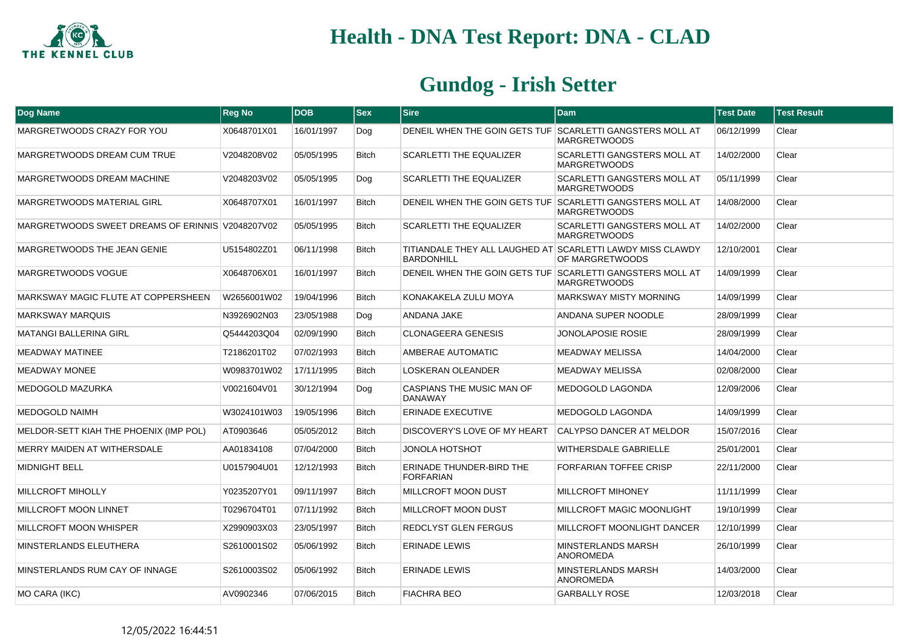# Health - DNA Test Report: DNA - CLAD

## Gundog - Irish Setter

| Dog Name | Reg No | DOB | Sex | Sire | Dam | Test Date | Test Result |
|---|---|---|---|---|---|---|---|
| MARGRETWOODS CRAZY FOR YOU | X0648701X01 | 16/01/1997 | Dog | DENEIL WHEN THE GOIN GETS TUF | SCARLETTI GANGSTERS MOLL AT MARGRETWOODS | 06/12/1999 | Clear |
| MARGRETWOODS DREAM CUM TRUE | V2048208V02 | 05/05/1995 | Bitch | SCARLETTI THE EQUALIZER | SCARLETTI GANGSTERS MOLL AT MARGRETWOODS | 14/02/2000 | Clear |
| MARGRETWOODS DREAM MACHINE | V2048203V02 | 05/05/1995 | Dog | SCARLETTI THE EQUALIZER | SCARLETTI GANGSTERS MOLL AT MARGRETWOODS | 05/11/1999 | Clear |
| MARGRETWOODS MATERIAL GIRL | X0648707X01 | 16/01/1997 | Bitch | DENEIL WHEN THE GOIN GETS TUF | SCARLETTI GANGSTERS MOLL AT MARGRETWOODS | 14/08/2000 | Clear |
| MARGRETWOODS SWEET DREAMS OF ERINNIS | V2048207V02 | 05/05/1995 | Bitch | SCARLETTI THE EQUALIZER | SCARLETTI GANGSTERS MOLL AT MARGRETWOODS | 14/02/2000 | Clear |
| MARGRETWOODS THE JEAN GENIE | U5154802Z01 | 06/11/1998 | Bitch | TITIANDALE THEY ALL LAUGHED AT BARDONHILL | SCARLETTI LAWDY MISS CLAWDY OF MARGRETWOODS | 12/10/2001 | Clear |
| MARGRETWOODS VOGUE | X0648706X01 | 16/01/1997 | Bitch | DENEIL WHEN THE GOIN GETS TUF | SCARLETTI GANGSTERS MOLL AT MARGRETWOODS | 14/09/1999 | Clear |
| MARKSWAY MAGIC FLUTE AT COPPERSHEEN | W2656001W02 | 19/04/1996 | Bitch | KONAKAKELA ZULU MOYA | MARKSWAY MISTY MORNING | 14/09/1999 | Clear |
| MARKSWAY MARQUIS | N3926902N03 | 23/05/1988 | Dog | ANDANA JAKE | ANDANA SUPER NOODLE | 28/09/1999 | Clear |
| MATANGI BALLERINA GIRL | Q5444203Q04 | 02/09/1990 | Bitch | CLONAGEERA GENESIS | JONOLAPOSIE ROSIE | 28/09/1999 | Clear |
| MEADWAY MATINEE | T2186201T02 | 07/02/1993 | Bitch | AMBERAE AUTOMATIC | MEADWAY MELISSA | 14/04/2000 | Clear |
| MEADWAY MONEE | W0983701W02 | 17/11/1995 | Bitch | LOSKERAN OLEANDER | MEADWAY MELISSA | 02/08/2000 | Clear |
| MEDOGOLD MAZURKA | V0021604V01 | 30/12/1994 | Dog | CASPIANS THE MUSIC MAN OF DANAWAY | MEDOGOLD LAGONDA | 12/09/2006 | Clear |
| MEDOGOLD NAIMH | W3024101W03 | 19/05/1996 | Bitch | ERINADE EXECUTIVE | MEDOGOLD LAGONDA | 14/09/1999 | Clear |
| MELDOR-SETT KIAH THE PHOENIX (IMP POL) | AT0903646 | 05/05/2012 | Bitch | DISCOVERY'S LOVE OF MY HEART | CALYPSO DANCER AT MELDOR | 15/07/2016 | Clear |
| MERRY MAIDEN AT WITHERSDALE | AA01834108 | 07/04/2000 | Bitch | JONOLA HOTSHOT | WITHERSDALE GABRIELLE | 25/01/2001 | Clear |
| MIDNIGHT BELL | U0157904U01 | 12/12/1993 | Bitch | ERINADE THUNDER-BIRD THE FORFARIAN | FORFARIAN TOFFEE CRISP | 22/11/2000 | Clear |
| MILLCROFT MIHOLLY | Y0235207Y01 | 09/11/1997 | Bitch | MILLCROFT MOON DUST | MILLCROFT MIHONEY | 11/11/1999 | Clear |
| MILLCROFT MOON LINNET | T0296704T01 | 07/11/1992 | Bitch | MILLCROFT MOON DUST | MILLCROFT MAGIC MOONLIGHT | 19/10/1999 | Clear |
| MILLCROFT MOON WHISPER | X2990903X03 | 23/05/1997 | Bitch | REDCLYST GLEN FERGUS | MILLCROFT MOONLIGHT DANCER | 12/10/1999 | Clear |
| MINSTERLANDS ELEUTHERA | S2610001S02 | 05/06/1992 | Bitch | ERINADE LEWIS | MINSTERLANDS MARSH ANOROMEDA | 26/10/1999 | Clear |
| MINSTERLANDS RUM CAY OF INNAGE | S2610003S02 | 05/06/1992 | Bitch | ERINADE LEWIS | MINSTERLANDS MARSH ANOROMEDA | 14/03/2000 | Clear |
| MO CARA (IKC) | AV0902346 | 07/06/2015 | Bitch | FIACHRA BEO | GARBALLY ROSE | 12/03/2018 | Clear |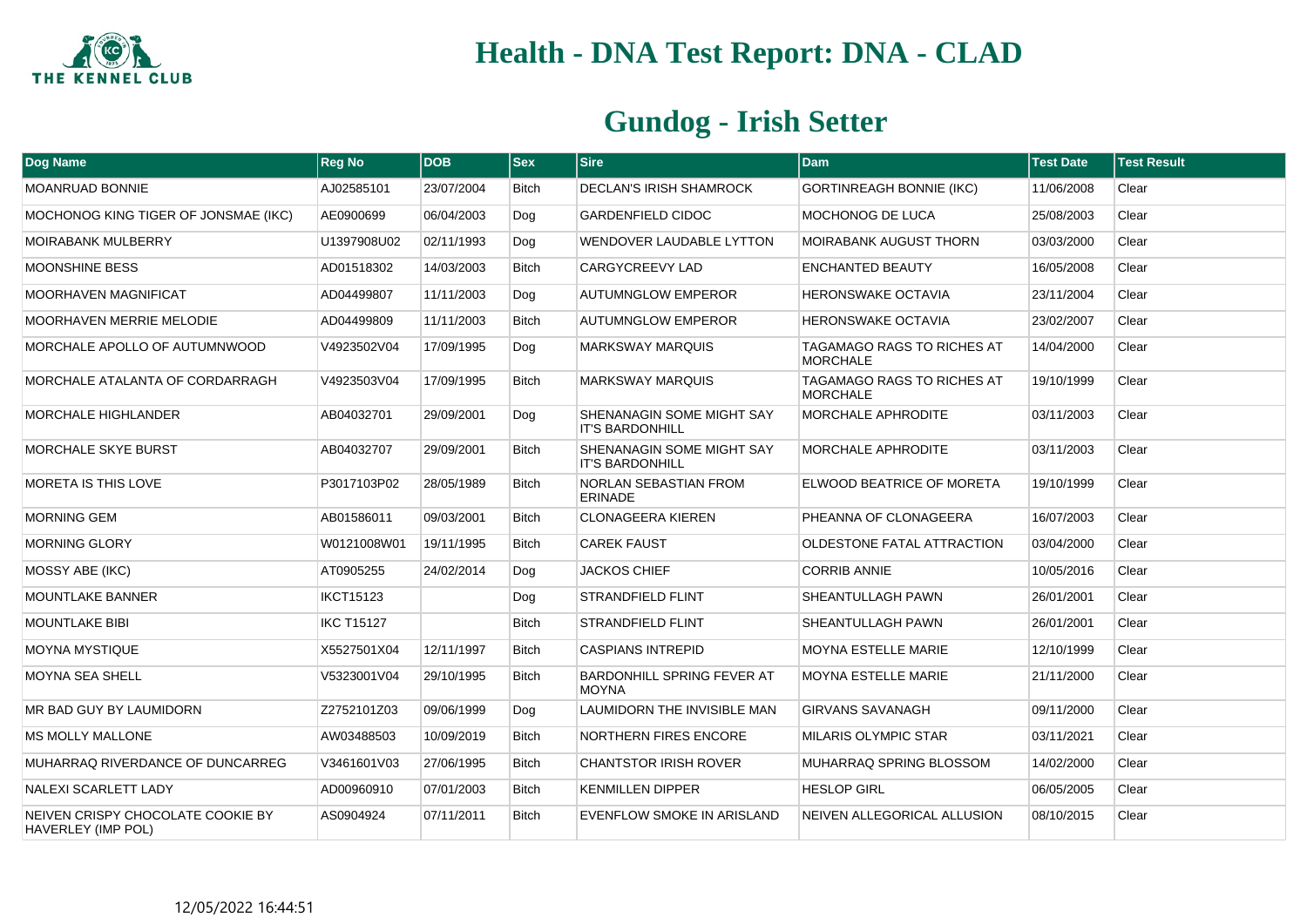# Health - DNA Test Report: DNA - CLAD

## Gundog - Irish Setter

| Dog Name | Reg No | DOB | Sex | Sire | Dam | Test Date | Test Result |
|---|---|---|---|---|---|---|---|
| MOANRUAD BONNIE | AJ02585101 | 23/07/2004 | Bitch | DECLAN'S IRISH SHAMROCK | GORTINREAGH BONNIE (IKC) | 11/06/2008 | Clear |
| MOCHONOG KING TIGER OF JONSMAE (IKC) | AE0900699 | 06/04/2003 | Dog | GARDENFIELD CIDOC | MOCHONOG DE LUCA | 25/08/2003 | Clear |
| MOIRABANK MULBERRY | U1397908U02 | 02/11/1993 | Dog | WENDOVER LAUDABLE LYTTON | MOIRABANK AUGUST THORN | 03/03/2000 | Clear |
| MOONSHINE BESS | AD01518302 | 14/03/2003 | Bitch | CARGYCREEVY LAD | ENCHANTED BEAUTY | 16/05/2008 | Clear |
| MOORHAVEN MAGNIFICAT | AD04499807 | 11/11/2003 | Dog | AUTUMNGLOW EMPEROR | HERONSWAKE OCTAVIA | 23/11/2004 | Clear |
| MOORHAVEN MERRIE MELODIE | AD04499809 | 11/11/2003 | Bitch | AUTUMNGLOW EMPEROR | HERONSWAKE OCTAVIA | 23/02/2007 | Clear |
| MORCHALE APOLLO OF AUTUMNWOOD | V4923502V04 | 17/09/1995 | Dog | MARKSWAY MARQUIS | TAGAMAGO RAGS TO RICHES AT MORCHALE | 14/04/2000 | Clear |
| MORCHALE ATALANTA OF CORDARRAGH | V4923503V04 | 17/09/1995 | Bitch | MARKSWAY MARQUIS | TAGAMAGO RAGS TO RICHES AT MORCHALE | 19/10/1999 | Clear |
| MORCHALE HIGHLANDER | AB04032701 | 29/09/2001 | Dog | SHENANAGIN SOME MIGHT SAY IT'S BARDONHILL | MORCHALE APHRODITE | 03/11/2003 | Clear |
| MORCHALE SKYE BURST | AB04032707 | 29/09/2001 | Bitch | SHENANAGIN SOME MIGHT SAY IT'S BARDONHILL | MORCHALE APHRODITE | 03/11/2003 | Clear |
| MORETA IS THIS LOVE | P3017103P02 | 28/05/1989 | Bitch | NORLAN SEBASTIAN FROM ERINADE | ELWOOD BEATRICE OF MORETA | 19/10/1999 | Clear |
| MORNING GEM | AB01586011 | 09/03/2001 | Bitch | CLONAGEERA KIEREN | PHEANNA OF CLONAGEERA | 16/07/2003 | Clear |
| MORNING GLORY | W0121008W01 | 19/11/1995 | Bitch | CAREK FAUST | OLDESTONE FATAL ATTRACTION | 03/04/2000 | Clear |
| MOSSY ABE (IKC) | AT0905255 | 24/02/2014 | Dog | JACKOS CHIEF | CORRIB ANNIE | 10/05/2016 | Clear |
| MOUNTLAKE BANNER | IKCT15123 | | Dog | STRANDFIELD FLINT | SHEANTULLAGH PAWN | 26/01/2001 | Clear |
| MOUNTLAKE BIBI | IKC T15127 | | Bitch | STRANDFIELD FLINT | SHEANTULLAGH PAWN | 26/01/2001 | Clear |
| MOYNA MYSTIQUE | X5527501X04 | 12/11/1997 | Bitch | CASPIANS INTREPID | MOYNA ESTELLE MARIE | 12/10/1999 | Clear |
| MOYNA SEA SHELL | V5323001V04 | 29/10/1995 | Bitch | BARDONHILL SPRING FEVER AT MOYNA | MOYNA ESTELLE MARIE | 21/11/2000 | Clear |
| MR BAD GUY BY LAUMIDORN | Z2752101Z03 | 09/06/1999 | Dog | LAUMIDORN THE INVISIBLE MAN | GIRVANS SAVANAGH | 09/11/2000 | Clear |
| MS MOLLY MALLONE | AW03488503 | 10/09/2019 | Bitch | NORTHERN FIRES ENCORE | MILARIS OLYMPIC STAR | 03/11/2021 | Clear |
| MUHARRAQ RIVERDANCE OF DUNCARREG | V3461601V03 | 27/06/1995 | Bitch | CHANTSTOR IRISH ROVER | MUHARRAQ SPRING BLOSSOM | 14/02/2000 | Clear |
| NALEXI SCARLETT LADY | AD00960910 | 07/01/2003 | Bitch | KENMILLEN DIPPER | HESLOP GIRL | 06/05/2005 | Clear |
| NEIVEN CRISPY CHOCOLATE COOKIE BY HAVERLEY (IMP POL) | AS0904924 | 07/11/2011 | Bitch | EVENFLOW SMOKE IN ARISLAND | NEIVEN ALLEGORICAL ALLUSION | 08/10/2015 | Clear |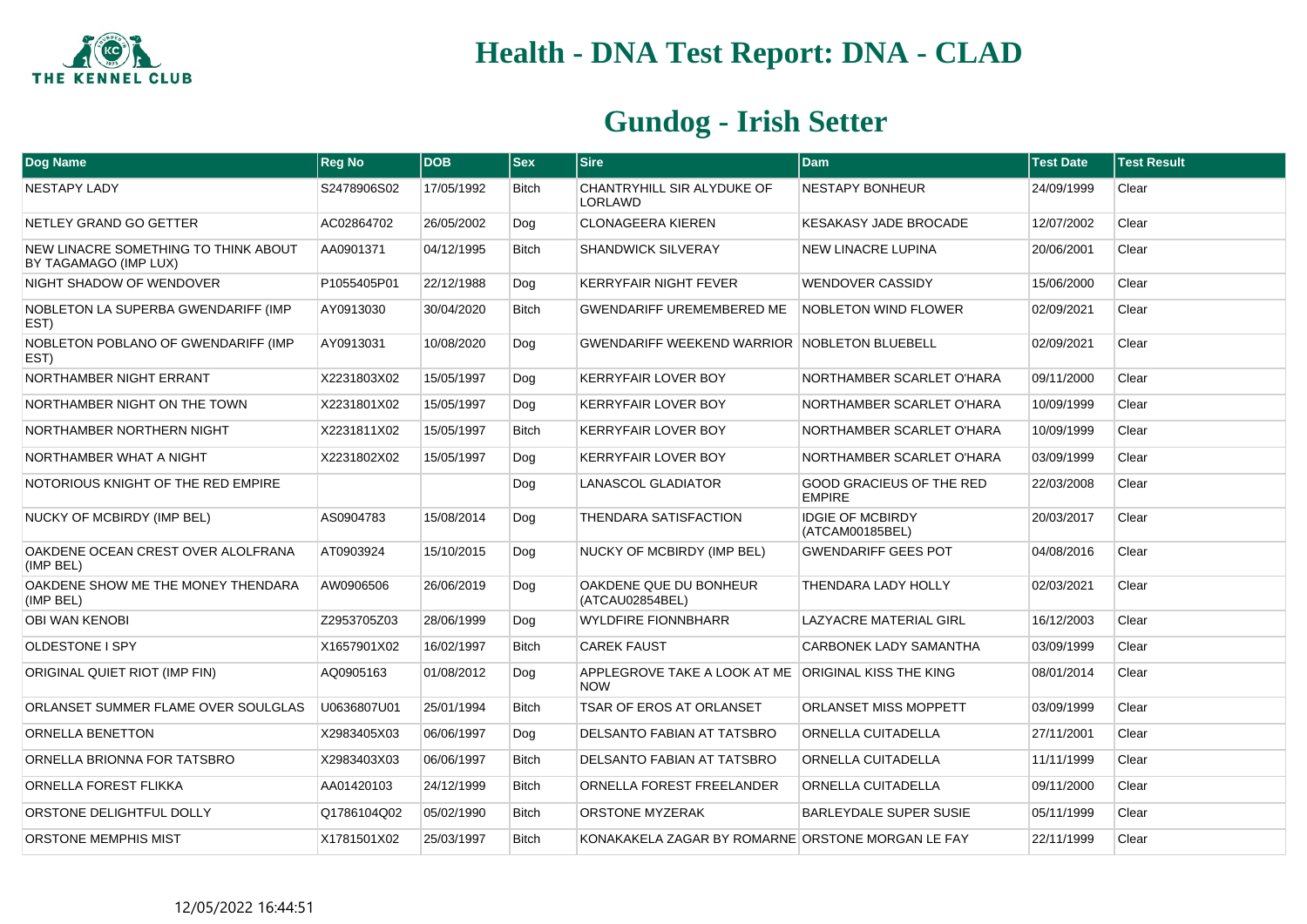# Health - DNA Test Report: DNA - CLAD

## Gundog - Irish Setter

| Dog Name | Reg No | DOB | Sex | Sire | Dam | Test Date | Test Result |
|---|---|---|---|---|---|---|---|
| NESTAPY LADY | S2478906S02 | 17/05/1992 | Bitch | CHANTRYHILL SIR ALYDUKE OF LORLAWD | NESTAPY BONHEUR | 24/09/1999 | Clear |
| NETLEY GRAND GO GETTER | AC02864702 | 26/05/2002 | Dog | CLONAGEERA KIEREN | KESAKASY JADE BROCADE | 12/07/2002 | Clear |
| NEW LINACRE SOMETHING TO THINK ABOUT BY TAGAMAGO (IMP LUX) | AA0901371 | 04/12/1995 | Bitch | SHANDWICK SILVERAY | NEW LINACRE LUPINA | 20/06/2001 | Clear |
| NIGHT SHADOW OF WENDOVER | P1055405P01 | 22/12/1988 | Dog | KERRYFAIR NIGHT FEVER | WENDOVER CASSIDY | 15/06/2000 | Clear |
| NOBLETON LA SUPERBA GWENDARIFF (IMP EST) | AY0913030 | 30/04/2020 | Bitch | GWENDARIFF UREMEMBERED ME | NOBLETON WIND FLOWER | 02/09/2021 | Clear |
| NOBLETON POBLANO OF GWENDARIFF (IMP EST) | AY0913031 | 10/08/2020 | Dog | GWENDARIFF WEEKEND WARRIOR | NOBLETON BLUEBELL | 02/09/2021 | Clear |
| NORTHAMBER NIGHT ERRANT | X2231803X02 | 15/05/1997 | Dog | KERRYFAIR LOVER BOY | NORTHAMBER SCARLET O'HARA | 09/11/2000 | Clear |
| NORTHAMBER NIGHT ON THE TOWN | X2231801X02 | 15/05/1997 | Dog | KERRYFAIR LOVER BOY | NORTHAMBER SCARLET O'HARA | 10/09/1999 | Clear |
| NORTHAMBER NORTHERN NIGHT | X2231811X02 | 15/05/1997 | Bitch | KERRYFAIR LOVER BOY | NORTHAMBER SCARLET O'HARA | 10/09/1999 | Clear |
| NORTHAMBER WHAT A NIGHT | X2231802X02 | 15/05/1997 | Dog | KERRYFAIR LOVER BOY | NORTHAMBER SCARLET O'HARA | 03/09/1999 | Clear |
| NOTORIOUS KNIGHT OF THE RED EMPIRE | | | Dog | LANASCOL GLADIATOR | GOOD GRACIEUS OF THE RED EMPIRE | 22/03/2008 | Clear |
| NUCKY OF MCBIRDY (IMP BEL) | AS0904783 | 15/08/2014 | Dog | THENDARA SATISFACTION | IDGIE OF MCBIRDY (ATCAM00185BEL) | 20/03/2017 | Clear |
| OAKDENE OCEAN CREST OVER ALOLFRANA (IMP BEL) | AT0903924 | 15/10/2015 | Dog | NUCKY OF MCBIRDY (IMP BEL) | GWENDARIFF GEES POT | 04/08/2016 | Clear |
| OAKDENE SHOW ME THE MONEY THENDARA (IMP BEL) | AW0906506 | 26/06/2019 | Dog | OAKDENE QUE DU BONHEUR (ATCAU02854BEL) | THENDARA LADY HOLLY | 02/03/2021 | Clear |
| OBI WAN KENOBI | Z2953705Z03 | 28/06/1999 | Dog | WYLDFIRE FIONNBHARR | LAZYACRE MATERIAL GIRL | 16/12/2003 | Clear |
| OLDESTONE I SPY | X1657901X02 | 16/02/1997 | Bitch | CAREK FAUST | CARBONEK LADY SAMANTHA | 03/09/1999 | Clear |
| ORIGINAL QUIET RIOT (IMP FIN) | AQ0905163 | 01/08/2012 | Dog | APPLEGROVE TAKE A LOOK AT ME NOW | ORIGINAL KISS THE KING | 08/01/2014 | Clear |
| ORLANSET SUMMER FLAME OVER SOULGLAS | U0636807U01 | 25/01/1994 | Bitch | TSAR OF EROS AT ORLANSET | ORLANSET MISS MOPPETT | 03/09/1999 | Clear |
| ORNELLA BENETTON | X2983405X03 | 06/06/1997 | Dog | DELSANTO FABIAN AT TATSBRO | ORNELLA CUITADELLA | 27/11/2001 | Clear |
| ORNELLA BRIONNA FOR TATSBRO | X2983403X03 | 06/06/1997 | Bitch | DELSANTO FABIAN AT TATSBRO | ORNELLA CUITADELLA | 11/11/1999 | Clear |
| ORNELLA FOREST FLIKKA | AA01420103 | 24/12/1999 | Bitch | ORNELLA FOREST FREELANDER | ORNELLA CUITADELLA | 09/11/2000 | Clear |
| ORSTONE DELIGHTFUL DOLLY | Q1786104Q02 | 05/02/1990 | Bitch | ORSTONE MYZERAK | BARLEYDALE SUPER SUSIE | 05/11/1999 | Clear |
| ORSTONE MEMPHIS MIST | X1781501X02 | 25/03/1997 | Bitch | KONAKAKELA ZAGAR BY ROMARNE | ORSTONE MORGAN LE FAY | 22/11/1999 | Clear |

12/05/2022 16:44:51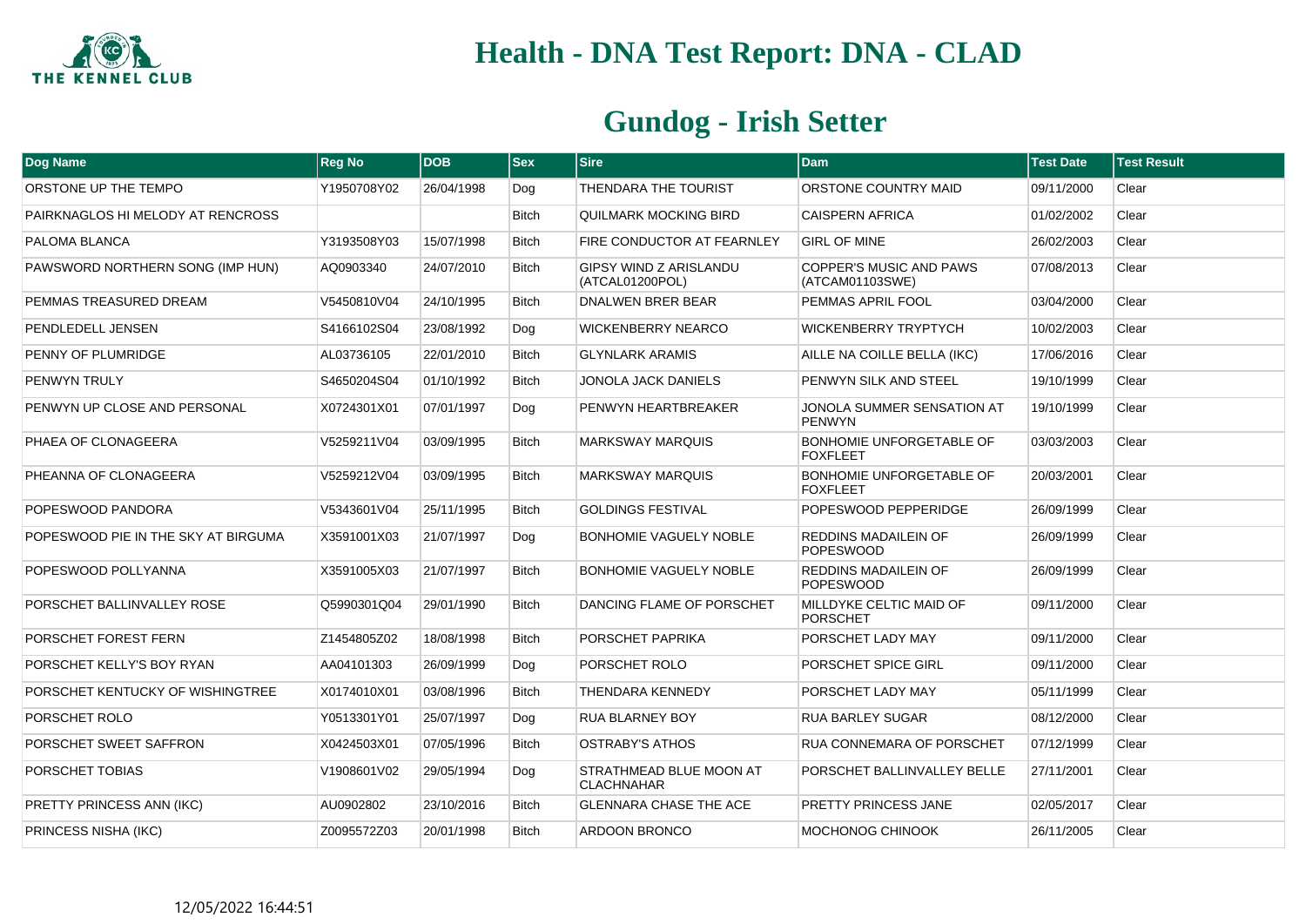# Health - DNA Test Report: DNA - CLAD

## Gundog - Irish Setter

| Dog Name | Reg No | DOB | Sex | Sire | Dam | Test Date | Test Result |
|---|---|---|---|---|---|---|---|
| ORSTONE UP THE TEMPO | Y1950708Y02 | 26/04/1998 | Dog | THENDARA THE TOURIST | ORSTONE COUNTRY MAID | 09/11/2000 | Clear |
| PAIRKNAGLOS HI MELODY AT RENCROSS | | | Bitch | QUILMARK MOCKING BIRD | CAISPERN AFRICA | 01/02/2002 | Clear |
| PALOMA BLANCA | Y3193508Y03 | 15/07/1998 | Bitch | FIRE CONDUCTOR AT FEARNLEY | GIRL OF MINE | 26/02/2003 | Clear |
| PAWSWORD NORTHERN SONG (IMP HUN) | AQ0903340 | 24/07/2010 | Bitch | GIPSY WIND Z ARISLANDU (ATCAL01200POL) | COPPER'S MUSIC AND PAWS (ATCAM01103SWE) | 07/08/2013 | Clear |
| PEMMAS TREASURED DREAM | V5450810V04 | 24/10/1995 | Bitch | DNALWEN BRER BEAR | PEMMAS APRIL FOOL | 03/04/2000 | Clear |
| PENDLEDELL JENSEN | S4166102S04 | 23/08/1992 | Dog | WICKENBERRY NEARCO | WICKENBERRY TRYPTYCH | 10/02/2003 | Clear |
| PENNY OF PLUMRIDGE | AL03736105 | 22/01/2010 | Bitch | GLYNLARK ARAMIS | AILLE NA COILLE BELLA (IKC) | 17/06/2016 | Clear |
| PENWYN TRULY | S4650204S04 | 01/10/1992 | Bitch | JONOLA JACK DANIELS | PENWYN SILK AND STEEL | 19/10/1999 | Clear |
| PENWYN UP CLOSE AND PERSONAL | X0724301X01 | 07/01/1997 | Dog | PENWYN HEARTBREAKER | JONOLA SUMMER SENSATION AT PENWYN | 19/10/1999 | Clear |
| PHAEA OF CLONAGEERA | V5259211V04 | 03/09/1995 | Bitch | MARKSWAY MARQUIS | BONHOMIE UNFORGETABLE OF FOXFLEET | 03/03/2003 | Clear |
| PHEANNA OF CLONAGEERA | V5259212V04 | 03/09/1995 | Bitch | MARKSWAY MARQUIS | BONHOMIE UNFORGETABLE OF FOXFLEET | 20/03/2001 | Clear |
| POPESWOOD PANDORA | V5343601V04 | 25/11/1995 | Bitch | GOLDINGS FESTIVAL | POPESWOOD PEPPERIDGE | 26/09/1999 | Clear |
| POPESWOOD PIE IN THE SKY AT BIRGUMA | X3591001X03 | 21/07/1997 | Dog | BONHOMIE VAGUELY NOBLE | REDDINS MADAILEIN OF POPESWOOD | 26/09/1999 | Clear |
| POPESWOOD POLLYANNA | X3591005X03 | 21/07/1997 | Bitch | BONHOMIE VAGUELY NOBLE | REDDINS MADAILEIN OF POPESWOOD | 26/09/1999 | Clear |
| PORSCHET BALLINVALLEY ROSE | Q5990301Q04 | 29/01/1990 | Bitch | DANCING FLAME OF PORSCHET | MILLDYKE CELTIC MAID OF PORSCHET | 09/11/2000 | Clear |
| PORSCHET FOREST FERN | Z1454805Z02 | 18/08/1998 | Bitch | PORSCHET PAPRIKA | PORSCHET LADY MAY | 09/11/2000 | Clear |
| PORSCHET KELLY'S BOY RYAN | AA04101303 | 26/09/1999 | Dog | PORSCHET ROLO | PORSCHET SPICE GIRL | 09/11/2000 | Clear |
| PORSCHET KENTUCKY OF WISHINGTREE | X0174010X01 | 03/08/1996 | Bitch | THENDARA KENNEDY | PORSCHET LADY MAY | 05/11/1999 | Clear |
| PORSCHET ROLO | Y0513301Y01 | 25/07/1997 | Dog | RUA BLARNEY BOY | RUA BARLEY SUGAR | 08/12/2000 | Clear |
| PORSCHET SWEET SAFFRON | X0424503X01 | 07/05/1996 | Bitch | OSTRABY'S ATHOS | RUA CONNEMARA OF PORSCHET | 07/12/1999 | Clear |
| PORSCHET TOBIAS | V1908601V02 | 29/05/1994 | Dog | STRATHMEAD BLUE MOON AT CLACHNAHAR | PORSCHET BALLINVALLEY BELLE | 27/11/2001 | Clear |
| PRETTY PRINCESS ANN (IKC) | AU0902802 | 23/10/2016 | Bitch | GLENNARA CHASE THE ACE | PRETTY PRINCESS JANE | 02/05/2017 | Clear |
| PRINCESS NISHA (IKC) | Z0095572Z03 | 20/01/1998 | Bitch | ARDOON BRONCO | MOCHONOG CHINOOK | 26/11/2005 | Clear |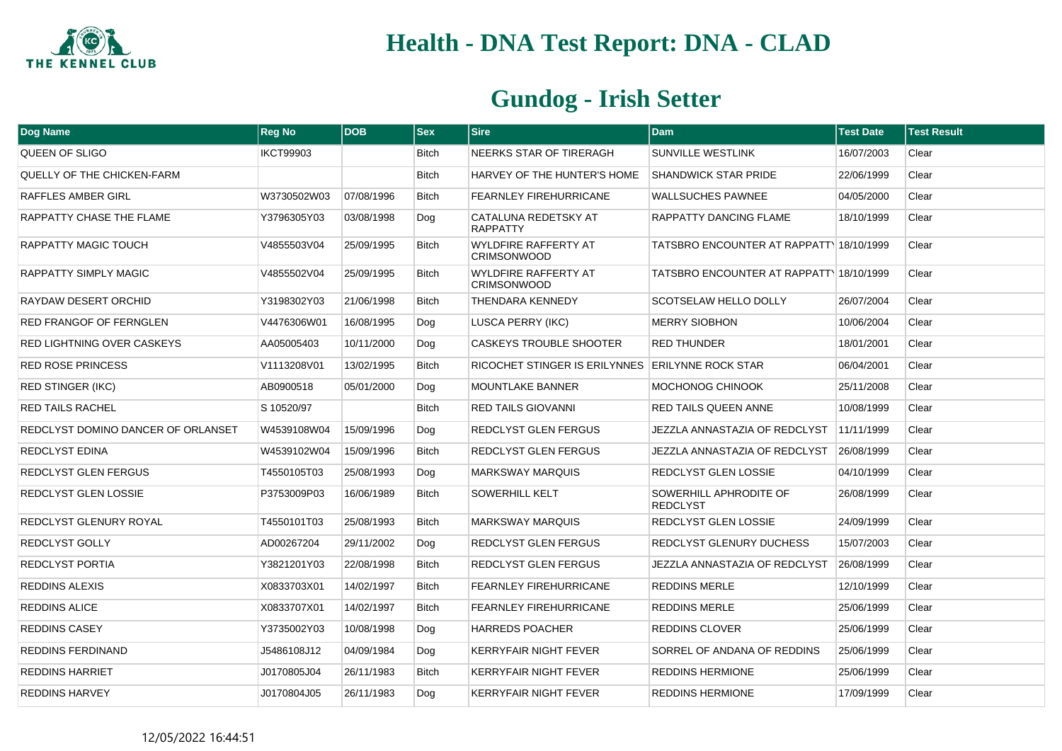# Health - DNA Test Report: DNA - CLAD

## Gundog - Irish Setter

| Dog Name | Reg No | DOB | Sex | Sire | Dam | Test Date | Test Result |
|---|---|---|---|---|---|---|---|
| QUEEN OF SLIGO | IKCT99903 | | Bitch | NEERKS STAR OF TIRERAGH | SUNVILLE WESTLINK | 16/07/2003 | Clear |
| QUELLY OF THE CHICKEN-FARM | | | Bitch | HARVEY OF THE HUNTER'S HOME | SHANDWICK STAR PRIDE | 22/06/1999 | Clear |
| RAFFLES AMBER GIRL | W3730502W03 | 07/08/1996 | Bitch | FEARNLEY FIREHURRICANE | WALLSUCHES PAWNEE | 04/05/2000 | Clear |
| RAPPATTY CHASE THE FLAME | Y3796305Y03 | 03/08/1998 | Dog | CATALUNA REDETSKY AT RAPPATTY | RAPPATTY DANCING FLAME | 18/10/1999 | Clear |
| RAPPATTY MAGIC TOUCH | V4855503V04 | 25/09/1995 | Bitch | WYLDFIRE RAFFERTY AT CRIMSONWOOD | TATSBRO ENCOUNTER AT RAPPATTY | 18/10/1999 | Clear |
| RAPPATTY SIMPLY MAGIC | V4855502V04 | 25/09/1995 | Bitch | WYLDFIRE RAFFERTY AT CRIMSONWOOD | TATSBRO ENCOUNTER AT RAPPATTY | 18/10/1999 | Clear |
| RAYDAW DESERT ORCHID | Y3198302Y03 | 21/06/1998 | Bitch | THENDARA KENNEDY | SCOTSELAW HELLO DOLLY | 26/07/2004 | Clear |
| RED FRANGOF OF FERNGLEN | V4476306W01 | 16/08/1995 | Dog | LUSCA PERRY (IKC) | MERRY SIOBHON | 10/06/2004 | Clear |
| RED LIGHTNING OVER CASKEYS | AA05005403 | 10/11/2000 | Dog | CASKEYS TROUBLE SHOOTER | RED THUNDER | 18/01/2001 | Clear |
| RED ROSE PRINCESS | V1113208V01 | 13/02/1995 | Bitch | RICOCHET STINGER IS ERILYNNES | ERILYNNE ROCK STAR | 06/04/2001 | Clear |
| RED STINGER (IKC) | AB0900518 | 05/01/2000 | Dog | MOUNTLAKE BANNER | MOCHONOG CHINOOK | 25/11/2008 | Clear |
| RED TAILS RACHEL | S 10520/97 | | Bitch | RED TAILS GIOVANNI | RED TAILS QUEEN ANNE | 10/08/1999 | Clear |
| REDCLYST DOMINO DANCER OF ORLANSET | W4539108W04 | 15/09/1996 | Dog | REDCLYST GLEN FERGUS | JEZZLA ANNASTAZIA OF REDCLYST | 11/11/1999 | Clear |
| REDCLYST EDINA | W4539102W04 | 15/09/1996 | Bitch | REDCLYST GLEN FERGUS | JEZZLA ANNASTAZIA OF REDCLYST | 26/08/1999 | Clear |
| REDCLYST GLEN FERGUS | T4550105T03 | 25/08/1993 | Dog | MARKSWAY MARQUIS | REDCLYST GLEN LOSSIE | 04/10/1999 | Clear |
| REDCLYST GLEN LOSSIE | P3753009P03 | 16/06/1989 | Bitch | SOWERHILL KELT | SOWERHILL APHRODITE OF REDCLYST | 26/08/1999 | Clear |
| REDCLYST GLENURY ROYAL | T4550101T03 | 25/08/1993 | Bitch | MARKSWAY MARQUIS | REDCLYST GLEN LOSSIE | 24/09/1999 | Clear |
| REDCLYST GOLLY | AD00267204 | 29/11/2002 | Dog | REDCLYST GLEN FERGUS | REDCLYST GLENURY DUCHESS | 15/07/2003 | Clear |
| REDCLYST PORTIA | Y3821201Y03 | 22/08/1998 | Bitch | REDCLYST GLEN FERGUS | JEZZLA ANNASTAZIA OF REDCLYST | 26/08/1999 | Clear |
| REDDINS ALEXIS | X0833703X01 | 14/02/1997 | Bitch | FEARNLEY FIREHURRICANE | REDDINS MERLE | 12/10/1999 | Clear |
| REDDINS ALICE | X0833707X01 | 14/02/1997 | Bitch | FEARNLEY FIREHURRICANE | REDDINS MERLE | 25/06/1999 | Clear |
| REDDINS CASEY | Y3735002Y03 | 10/08/1998 | Dog | HARREDS POACHER | REDDINS CLOVER | 25/06/1999 | Clear |
| REDDINS FERDINAND | J5486108J12 | 04/09/1984 | Dog | KERRYFAIR NIGHT FEVER | SORREL OF ANDANA OF REDDINS | 25/06/1999 | Clear |
| REDDINS HARRIET | J0170805J04 | 26/11/1983 | Bitch | KERRYFAIR NIGHT FEVER | REDDINS HERMIONE | 25/06/1999 | Clear |
| REDDINS HARVEY | J0170804J05 | 26/11/1983 | Dog | KERRYFAIR NIGHT FEVER | REDDINS HERMIONE | 17/09/1999 | Clear |

12/05/2022 16:44:51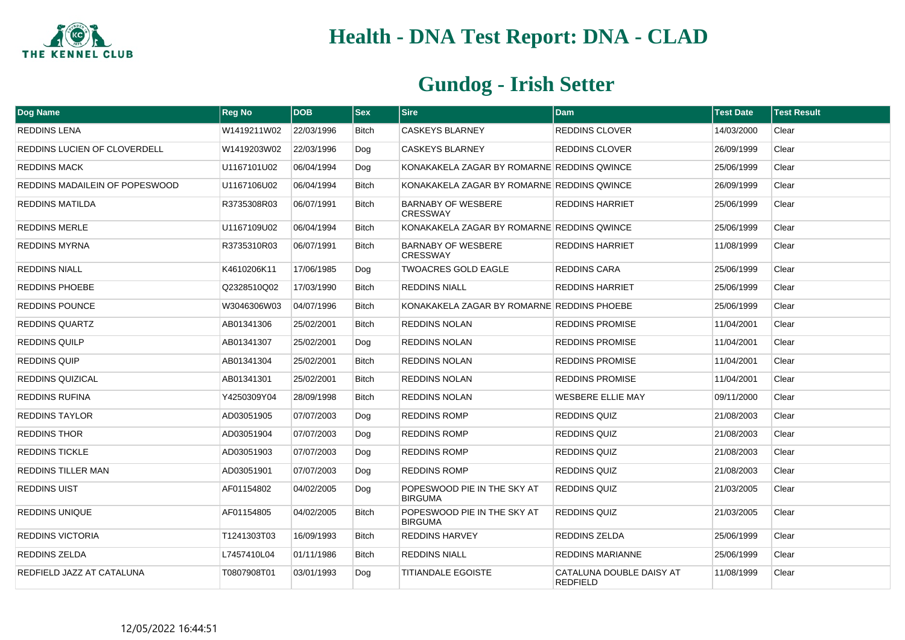# Health - DNA Test Report: DNA - CLAD

## Gundog - Irish Setter

| Dog Name | Reg No | DOB | Sex | Sire | Dam | Test Date | Test Result |
|---|---|---|---|---|---|---|---|
| REDDINS LENA | W1419211W02 | 22/03/1996 | Bitch | CASKEYS BLARNEY | REDDINS CLOVER | 14/03/2000 | Clear |
| REDDINS LUCIEN OF CLOVERDELL | W1419203W02 | 22/03/1996 | Dog | CASKEYS BLARNEY | REDDINS CLOVER | 26/09/1999 | Clear |
| REDDINS MACK | U1167101U02 | 06/04/1994 | Dog | KONAKAKELA ZAGAR BY ROMARNE | REDDINS QWINCE | 25/06/1999 | Clear |
| REDDINS MADAILEIN OF POPESWOOD | U1167106U02 | 06/04/1994 | Bitch | KONAKAKELA ZAGAR BY ROMARNE | REDDINS QWINCE | 26/09/1999 | Clear |
| REDDINS MATILDA | R3735308R03 | 06/07/1991 | Bitch | BARNABY OF WESBERE CRESSWAY | REDDINS HARRIET | 25/06/1999 | Clear |
| REDDINS MERLE | U1167109U02 | 06/04/1994 | Bitch | KONAKAKELA ZAGAR BY ROMARNE | REDDINS QWINCE | 25/06/1999 | Clear |
| REDDINS MYRNA | R3735310R03 | 06/07/1991 | Bitch | BARNABY OF WESBERE CRESSWAY | REDDINS HARRIET | 11/08/1999 | Clear |
| REDDINS NIALL | K4610206K11 | 17/06/1985 | Dog | TWOACRES GOLD EAGLE | REDDINS CARA | 25/06/1999 | Clear |
| REDDINS PHOEBE | Q2328510Q02 | 17/03/1990 | Bitch | REDDINS NIALL | REDDINS HARRIET | 25/06/1999 | Clear |
| REDDINS POUNCE | W3046306W03 | 04/07/1996 | Bitch | KONAKAKELA ZAGAR BY ROMARNE | REDDINS PHOEBE | 25/06/1999 | Clear |
| REDDINS QUARTZ | AB01341306 | 25/02/2001 | Bitch | REDDINS NOLAN | REDDINS PROMISE | 11/04/2001 | Clear |
| REDDINS QUILP | AB01341307 | 25/02/2001 | Dog | REDDINS NOLAN | REDDINS PROMISE | 11/04/2001 | Clear |
| REDDINS QUIP | AB01341304 | 25/02/2001 | Bitch | REDDINS NOLAN | REDDINS PROMISE | 11/04/2001 | Clear |
| REDDINS QUIZICAL | AB01341301 | 25/02/2001 | Bitch | REDDINS NOLAN | REDDINS PROMISE | 11/04/2001 | Clear |
| REDDINS RUFINA | Y4250309Y04 | 28/09/1998 | Bitch | REDDINS NOLAN | WESBERE ELLIE MAY | 09/11/2000 | Clear |
| REDDINS TAYLOR | AD03051905 | 07/07/2003 | Dog | REDDINS ROMP | REDDINS QUIZ | 21/08/2003 | Clear |
| REDDINS THOR | AD03051904 | 07/07/2003 | Dog | REDDINS ROMP | REDDINS QUIZ | 21/08/2003 | Clear |
| REDDINS TICKLE | AD03051903 | 07/07/2003 | Dog | REDDINS ROMP | REDDINS QUIZ | 21/08/2003 | Clear |
| REDDINS TILLER MAN | AD03051901 | 07/07/2003 | Dog | REDDINS ROMP | REDDINS QUIZ | 21/08/2003 | Clear |
| REDDINS UIST | AF01154802 | 04/02/2005 | Dog | POPESWOOD PIE IN THE SKY AT BIRGUMA | REDDINS QUIZ | 21/03/2005 | Clear |
| REDDINS UNIQUE | AF01154805 | 04/02/2005 | Bitch | POPESWOOD PIE IN THE SKY AT BIRGUMA | REDDINS QUIZ | 21/03/2005 | Clear |
| REDDINS VICTORIA | T1241303T03 | 16/09/1993 | Bitch | REDDINS HARVEY | REDDINS ZELDA | 25/06/1999 | Clear |
| REDDINS ZELDA | L7457410L04 | 01/11/1986 | Bitch | REDDINS NIALL | REDDINS MARIANNE | 25/06/1999 | Clear |
| REDFIELD JAZZ AT CATALUNA | T0807908T01 | 03/01/1993 | Dog | TITIANDALE EGOISTE | CATALUNA DOUBLE DAISY AT REDFIELD | 11/08/1999 | Clear |

12/05/2022 16:44:51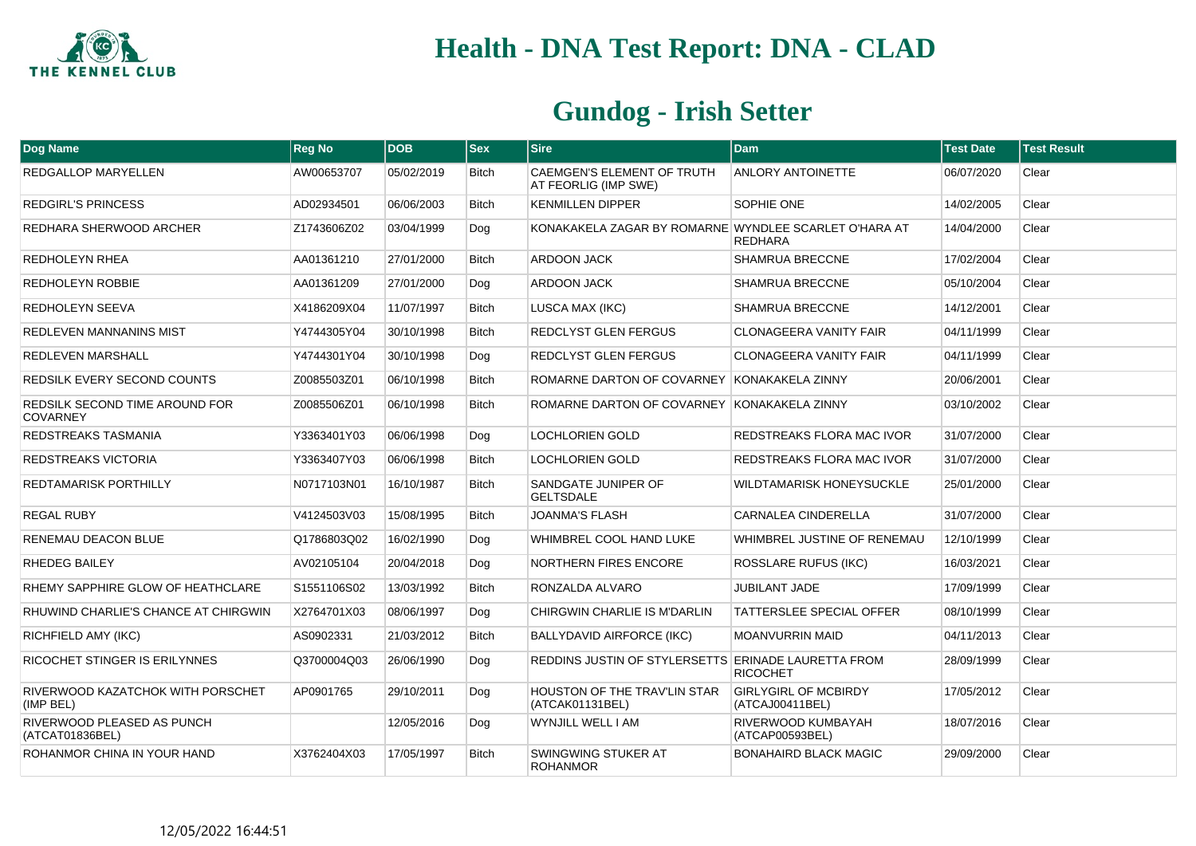# Health - DNA Test Report: DNA - CLAD

## Gundog - Irish Setter

| Dog Name | Reg No | DOB | Sex | Sire | Dam | Test Date | Test Result |
|---|---|---|---|---|---|---|---|
| REDGALLOP MARYELLEN | AW00653707 | 05/02/2019 | Bitch | CAEMGEN'S ELEMENT OF TRUTH AT FEORLIG (IMP SWE) | ANLORY ANTOINETTE | 06/07/2020 | Clear |
| REDGIRL'S PRINCESS | AD02934501 | 06/06/2003 | Bitch | KENMILLEN DIPPER | SOPHIE ONE | 14/02/2005 | Clear |
| REDHARA SHERWOOD ARCHER | Z1743606Z02 | 03/04/1999 | Dog | KONAKAKELA ZAGAR BY ROMARNE | WYNDLEE SCARLET O'HARA AT REDHARA | 14/04/2000 | Clear |
| REDHOLEYN RHEA | AA01361210 | 27/01/2000 | Bitch | ARDOON JACK | SHAMRUA BRECCNE | 17/02/2004 | Clear |
| REDHOLEYN ROBBIE | AA01361209 | 27/01/2000 | Dog | ARDOON JACK | SHAMRUA BRECCNE | 05/10/2004 | Clear |
| REDHOLEYN SEEVA | X4186209X04 | 11/07/1997 | Bitch | LUSCA MAX (IKC) | SHAMRUA BRECCNE | 14/12/2001 | Clear |
| REDLEVEN MANNANINS MIST | Y4744305Y04 | 30/10/1998 | Bitch | REDCLYST GLEN FERGUS | CLONAGEERA VANITY FAIR | 04/11/1999 | Clear |
| REDLEVEN MARSHALL | Y4744301Y04 | 30/10/1998 | Dog | REDCLYST GLEN FERGUS | CLONAGEERA VANITY FAIR | 04/11/1999 | Clear |
| REDSILK EVERY SECOND COUNTS | Z0085503Z01 | 06/10/1998 | Bitch | ROMARNE DARTON OF COVARNEY | KONAKAKELA ZINNY | 20/06/2001 | Clear |
| REDSILK SECOND TIME AROUND FOR COVARNEY | Z0085506Z01 | 06/10/1998 | Bitch | ROMARNE DARTON OF COVARNEY | KONAKAKELA ZINNY | 03/10/2002 | Clear |
| REDSTREAKS TASMANIA | Y3363401Y03 | 06/06/1998 | Dog | LOCHLORIEN GOLD | REDSTREAKS FLORA MAC IVOR | 31/07/2000 | Clear |
| REDSTREAKS VICTORIA | Y3363407Y03 | 06/06/1998 | Bitch | LOCHLORIEN GOLD | REDSTREAKS FLORA MAC IVOR | 31/07/2000 | Clear |
| REDTAMARISK PORTHILLY | N0717103N01 | 16/10/1987 | Bitch | SANDGATE JUNIPER OF GELTSDALE | WILDTAMARISK HONEYSUCKLE | 25/01/2000 | Clear |
| REGAL RUBY | V4124503V03 | 15/08/1995 | Bitch | JOANMA'S FLASH | CARNALEA CINDERELLA | 31/07/2000 | Clear |
| RENEMAU DEACON BLUE | Q1786803Q02 | 16/02/1990 | Dog | WHIMBREL COOL HAND LUKE | WHIMBREL JUSTINE OF RENEMAU | 12/10/1999 | Clear |
| RHEDEG BAILEY | AV02105104 | 20/04/2018 | Dog | NORTHERN FIRES ENCORE | ROSSLARE RUFUS (IKC) | 16/03/2021 | Clear |
| RHEMY SAPPHIRE GLOW OF HEATHCLARE | S1551106S02 | 13/03/1992 | Bitch | RONZALDA ALVARO | JUBILANT JADE | 17/09/1999 | Clear |
| RHUWIND CHARLIE'S CHANCE AT CHIRGWIN | X2764701X03 | 08/06/1997 | Dog | CHIRGWIN CHARLIE IS M'DARLIN | TATTERSLEE SPECIAL OFFER | 08/10/1999 | Clear |
| RICHFIELD AMY (IKC) | AS0902331 | 21/03/2012 | Bitch | BALLYDAVID AIRFORCE (IKC) | MOANVURRIN MAID | 04/11/2013 | Clear |
| RICOCHET STINGER IS ERILYNNES | Q3700004Q03 | 26/06/1990 | Dog | REDDINS JUSTIN OF STYLERSETTS | ERINADE LAURETTA FROM RICOCHET | 28/09/1999 | Clear |
| RIVERWOOD KAZATCHOK WITH PORSCHET (IMP BEL) | AP0901765 | 29/10/2011 | Dog | HOUSTON OF THE TRAV'LIN STAR (ATCAK01131BEL) | GIRLYGIRL OF MCBIRDY (ATCAJ00411BEL) | 17/05/2012 | Clear |
| RIVERWOOD PLEASED AS PUNCH (ATCAT01836BEL) | | 12/05/2016 | Dog | WYNJILL WELL I AM | RIVERWOOD KUMBAYAH (ATCAP00593BEL) | 18/07/2016 | Clear |
| ROHANMOR CHINA IN YOUR HAND | X3762404X03 | 17/05/1997 | Bitch | SWINGWING STUKER AT ROHANMOR | BONAHAIRD BLACK MAGIC | 29/09/2000 | Clear |

12/05/2022 16:44:51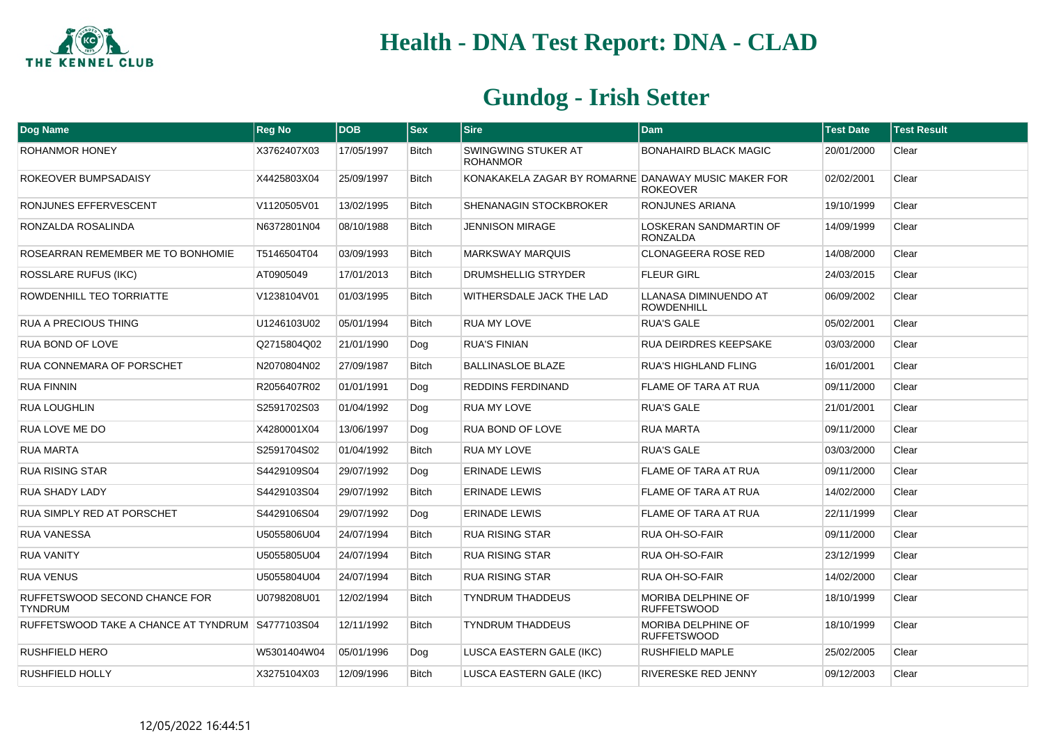# Health - DNA Test Report: DNA - CLAD

## Gundog - Irish Setter

| Dog Name | Reg No | DOB | Sex | Sire | Dam | Test Date | Test Result |
|---|---|---|---|---|---|---|---|
| ROHANMOR HONEY | X3762407X03 | 17/05/1997 | Bitch | SWINGWING STUKER AT ROHANMOR | BONAHAIRD BLACK MAGIC | 20/01/2000 | Clear |
| ROKEOVER BUMPSADAISY | X4425803X04 | 25/09/1997 | Bitch | KONAKAKELA ZAGAR BY ROMARNE | DANAWAY MUSIC MAKER FOR ROKEOVER | 02/02/2001 | Clear |
| RONJUNES EFFERVESCENT | V1120505V01 | 13/02/1995 | Bitch | SHENANAGIN STOCKBROKER | RONJUNES ARIANA | 19/10/1999 | Clear |
| RONZALDA ROSALINDA | N6372801N04 | 08/10/1988 | Bitch | JENNISON MIRAGE | LOSKERAN SANDMARTIN OF RONZALDA | 14/09/1999 | Clear |
| ROSEARRAN REMEMBER ME TO BONHOMIE | T5146504T04 | 03/09/1993 | Bitch | MARKSWAY MARQUIS | CLONAGEERA ROSE RED | 14/08/2000 | Clear |
| ROSSLARE RUFUS (IKC) | AT0905049 | 17/01/2013 | Bitch | DRUMSHELLIG STRYDER | FLEUR GIRL | 24/03/2015 | Clear |
| ROWDENHILL TEO TORRIATTE | V1238104V01 | 01/03/1995 | Bitch | WITHERSDALE JACK THE LAD | LLANASA DIMINUENDO AT ROWDENHILL | 06/09/2002 | Clear |
| RUA A PRECIOUS THING | U1246103U02 | 05/01/1994 | Bitch | RUA MY LOVE | RUA'S GALE | 05/02/2001 | Clear |
| RUA BOND OF LOVE | Q2715804Q02 | 21/01/1990 | Dog | RUA'S FINIAN | RUA DEIRDRES KEEPSAKE | 03/03/2000 | Clear |
| RUA CONNEMARA OF PORSCHET | N2070804N02 | 27/09/1987 | Bitch | BALLINASLOE BLAZE | RUA'S HIGHLAND FLING | 16/01/2001 | Clear |
| RUA FINNIN | R2056407R02 | 01/01/1991 | Dog | REDDINS FERDINAND | FLAME OF TARA AT RUA | 09/11/2000 | Clear |
| RUA LOUGHLIN | S2591702S03 | 01/04/1992 | Dog | RUA MY LOVE | RUA'S GALE | 21/01/2001 | Clear |
| RUA LOVE ME DO | X4280001X04 | 13/06/1997 | Dog | RUA BOND OF LOVE | RUA MARTA | 09/11/2000 | Clear |
| RUA MARTA | S2591704S02 | 01/04/1992 | Bitch | RUA MY LOVE | RUA'S GALE | 03/03/2000 | Clear |
| RUA RISING STAR | S4429109S04 | 29/07/1992 | Dog | ERINADE LEWIS | FLAME OF TARA AT RUA | 09/11/2000 | Clear |
| RUA SHADY LADY | S4429103S04 | 29/07/1992 | Bitch | ERINADE LEWIS | FLAME OF TARA AT RUA | 14/02/2000 | Clear |
| RUA SIMPLY RED AT PORSCHET | S4429106S04 | 29/07/1992 | Dog | ERINADE LEWIS | FLAME OF TARA AT RUA | 22/11/1999 | Clear |
| RUA VANESSA | U5055806U04 | 24/07/1994 | Bitch | RUA RISING STAR | RUA OH-SO-FAIR | 09/11/2000 | Clear |
| RUA VANITY | U5055805U04 | 24/07/1994 | Bitch | RUA RISING STAR | RUA OH-SO-FAIR | 23/12/1999 | Clear |
| RUA VENUS | U5055804U04 | 24/07/1994 | Bitch | RUA RISING STAR | RUA OH-SO-FAIR | 14/02/2000 | Clear |
| RUFFETSWOOD SECOND CHANCE FOR TYNDRUM | U0798208U01 | 12/02/1994 | Bitch | TYNDRUM THADDEUS | MORIBA DELPHINE OF RUFFETSWOOD | 18/10/1999 | Clear |
| RUFFETSWOOD TAKE A CHANCE AT TYNDRUM | S4777103S04 | 12/11/1992 | Bitch | TYNDRUM THADDEUS | MORIBA DELPHINE OF RUFFETSWOOD | 18/10/1999 | Clear |
| RUSHFIELD HERO | W5301404W04 | 05/01/1996 | Dog | LUSCA EASTERN GALE (IKC) | RUSHFIELD MAPLE | 25/02/2005 | Clear |
| RUSHFIELD HOLLY | X3275104X03 | 12/09/1996 | Bitch | LUSCA EASTERN GALE (IKC) | RIVERESKE RED JENNY | 09/12/2003 | Clear |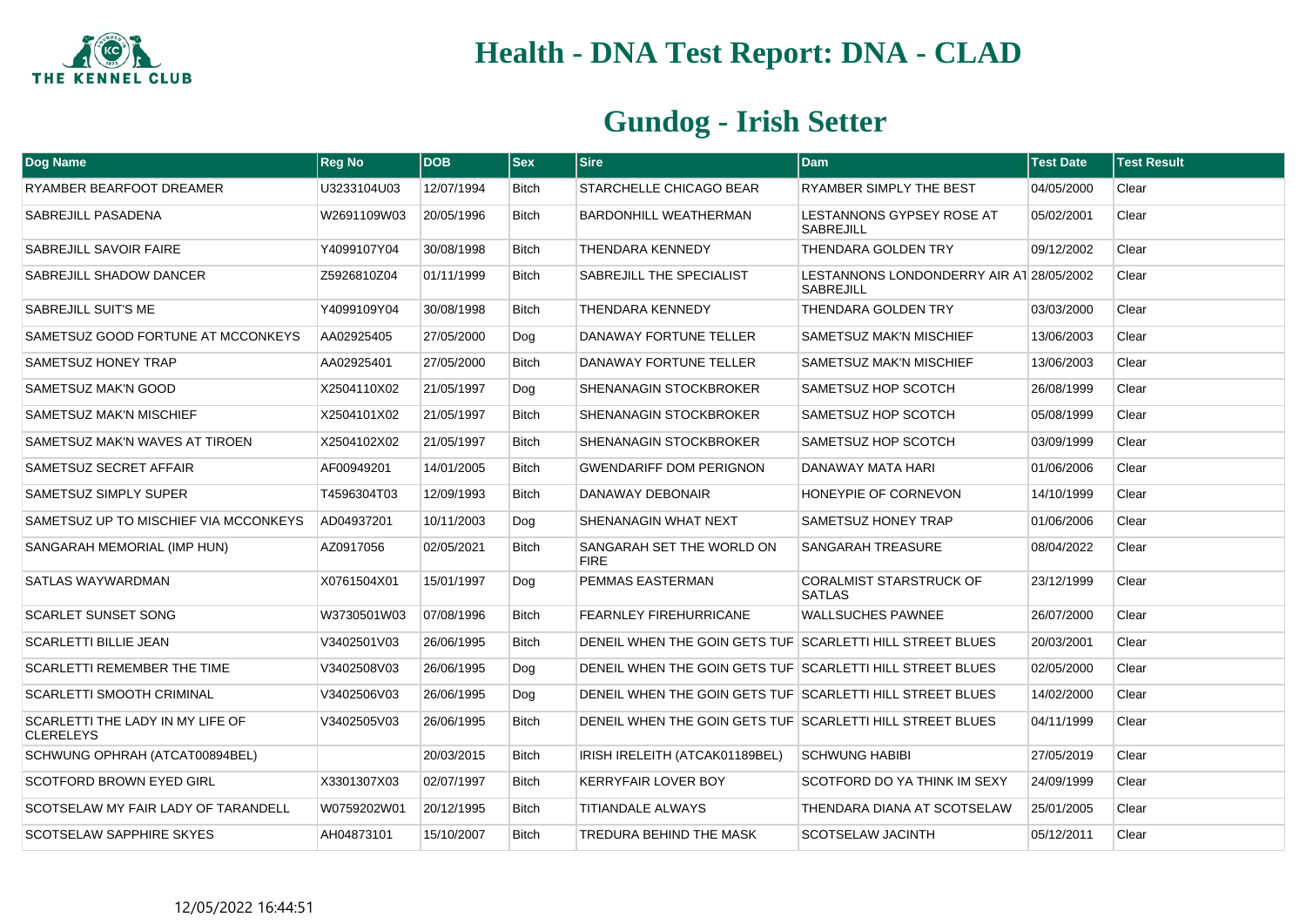# Health - DNA Test Report: DNA - CLAD

## Gundog - Irish Setter

| Dog Name | Reg No | DOB | Sex | Sire | Dam | Test Date | Test Result |
|---|---|---|---|---|---|---|---|
| RYAMBER BEARFOOT DREAMER | U3233104U03 | 12/07/1994 | Bitch | STARCHELLE CHICAGO BEAR | RYAMBER SIMPLY THE BEST | 04/05/2000 | Clear |
| SABREJILL PASADENA | W2691109W03 | 20/05/1996 | Bitch | BARDONHILL WEATHERMAN | LESTANNONS GYPSEY ROSE AT SABREJILL | 05/02/2001 | Clear |
| SABREJILL SAVOIR FAIRE | Y4099107Y04 | 30/08/1998 | Bitch | THENDARA KENNEDY | THENDARA GOLDEN TRY | 09/12/2002 | Clear |
| SABREJILL SHADOW DANCER | Z5926810Z04 | 01/11/1999 | Bitch | SABREJILL THE SPECIALIST | LESTANNONS LONDONDERRY AIR AT SABREJILL | 28/05/2002 | Clear |
| SABREJILL SUIT'S ME | Y4099109Y04 | 30/08/1998 | Bitch | THENDARA KENNEDY | THENDARA GOLDEN TRY | 03/03/2000 | Clear |
| SAMETSUZ GOOD FORTUNE AT MCCONKEYS | AA02925405 | 27/05/2000 | Dog | DANAWAY FORTUNE TELLER | SAMETSUZ MAK'N MISCHIEF | 13/06/2003 | Clear |
| SAMETSUZ HONEY TRAP | AA02925401 | 27/05/2000 | Bitch | DANAWAY FORTUNE TELLER | SAMETSUZ MAK'N MISCHIEF | 13/06/2003 | Clear |
| SAMETSUZ MAK'N GOOD | X2504110X02 | 21/05/1997 | Dog | SHENANAGIN STOCKBROKER | SAMETSUZ HOP SCOTCH | 26/08/1999 | Clear |
| SAMETSUZ MAK'N MISCHIEF | X2504101X02 | 21/05/1997 | Bitch | SHENANAGIN STOCKBROKER | SAMETSUZ HOP SCOTCH | 05/08/1999 | Clear |
| SAMETSUZ MAK'N WAVES AT TIROEN | X2504102X02 | 21/05/1997 | Bitch | SHENANAGIN STOCKBROKER | SAMETSUZ HOP SCOTCH | 03/09/1999 | Clear |
| SAMETSUZ SECRET AFFAIR | AF00949201 | 14/01/2005 | Bitch | GWENDARIFF DOM PERIGNON | DANAWAY MATA HARI | 01/06/2006 | Clear |
| SAMETSUZ SIMPLY SUPER | T4596304T03 | 12/09/1993 | Bitch | DANAWAY DEBONAIR | HONEYPIE OF CORNEVON | 14/10/1999 | Clear |
| SAMETSUZ UP TO MISCHIEF VIA MCCONKEYS | AD04937201 | 10/11/2003 | Dog | SHENANAGIN WHAT NEXT | SAMETSUZ HONEY TRAP | 01/06/2006 | Clear |
| SANGARAH MEMORIAL (IMP HUN) | AZ0917056 | 02/05/2021 | Bitch | SANGARAH SET THE WORLD ON FIRE | SANGARAH TREASURE | 08/04/2022 | Clear |
| SATLAS WAYWARDMAN | X0761504X01 | 15/01/1997 | Dog | PEMMAS EASTERMAN | CORALMIST STARSTRUCK OF SATLAS | 23/12/1999 | Clear |
| SCARLET SUNSET SONG | W3730501W03 | 07/08/1996 | Bitch | FEARNLEY FIREHURRICANE | WALLSUCHES PAWNEE | 26/07/2000 | Clear |
| SCARLETTI BILLIE JEAN | V3402501V03 | 26/06/1995 | Bitch | DENEIL WHEN THE GOIN GETS TUF | SCARLETTI HILL STREET BLUES | 20/03/2001 | Clear |
| SCARLETTI REMEMBER THE TIME | V3402508V03 | 26/06/1995 | Dog | DENEIL WHEN THE GOIN GETS TUF | SCARLETTI HILL STREET BLUES | 02/05/2000 | Clear |
| SCARLETTI SMOOTH CRIMINAL | V3402506V03 | 26/06/1995 | Dog | DENEIL WHEN THE GOIN GETS TUF | SCARLETTI HILL STREET BLUES | 14/02/2000 | Clear |
| SCARLETTI THE LADY IN MY LIFE OF CLERELEYS | V3402505V03 | 26/06/1995 | Bitch | DENEIL WHEN THE GOIN GETS TUF | SCARLETTI HILL STREET BLUES | 04/11/1999 | Clear |
| SCHWUNG OPHRAH (ATCAT00894BEL) | | 20/03/2015 | Bitch | IRISH IRELEITH (ATCAK01189BEL) | SCHWUNG HABIBI | 27/05/2019 | Clear |
| SCOTFORD BROWN EYED GIRL | X3301307X03 | 02/07/1997 | Bitch | KERRYFAIR LOVER BOY | SCOTFORD DO YA THINK IM SEXY | 24/09/1999 | Clear |
| SCOTSELAW MY FAIR LADY OF TARANDELL | W0759202W01 | 20/12/1995 | Bitch | TITIANDALE ALWAYS | THENDARA DIANA AT SCOTSELAW | 25/01/2005 | Clear |
| SCOTSELAW SAPPHIRE SKYES | AH04873101 | 15/10/2007 | Bitch | TREDURA BEHIND THE MASK | SCOTSELAW JACINTH | 05/12/2011 | Clear |

12/05/2022 16:44:51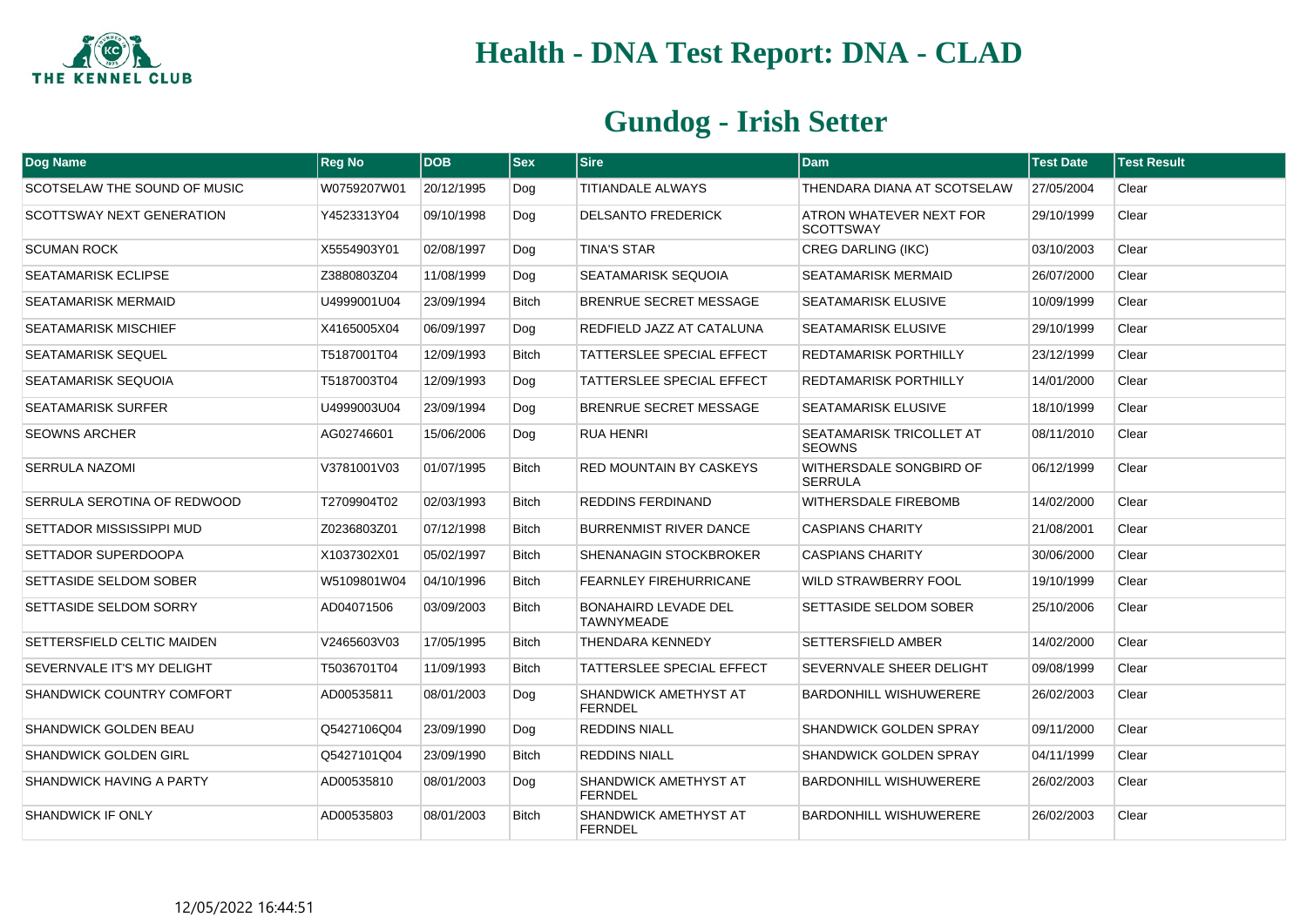# Health - DNA Test Report: DNA - CLAD

## Gundog - Irish Setter

| Dog Name | Reg No | DOB | Sex | Sire | Dam | Test Date | Test Result |
|---|---|---|---|---|---|---|---|
| SCOTSELAW THE SOUND OF MUSIC | W0759207W01 | 20/12/1995 | Dog | TITIANDALE ALWAYS | THENDARA DIANA AT SCOTSELAW | 27/05/2004 | Clear |
| SCOTTSWAY NEXT GENERATION | Y4523313Y04 | 09/10/1998 | Dog | DELSANTO FREDERICK | ATRON WHATEVER NEXT FOR SCOTTSWAY | 29/10/1999 | Clear |
| SCUMAN ROCK | X5554903Y01 | 02/08/1997 | Dog | TINA'S STAR | CREG DARLING (IKC) | 03/10/2003 | Clear |
| SEATAMARISK ECLIPSE | Z3880803Z04 | 11/08/1999 | Dog | SEATAMARISK SEQUOIA | SEATAMARISK MERMAID | 26/07/2000 | Clear |
| SEATAMARISK MERMAID | U4999001U04 | 23/09/1994 | Bitch | BRENRUE SECRET MESSAGE | SEATAMARISK ELUSIVE | 10/09/1999 | Clear |
| SEATAMARISK MISCHIEF | X4165005X04 | 06/09/1997 | Dog | REDFIELD JAZZ AT CATALUNA | SEATAMARISK ELUSIVE | 29/10/1999 | Clear |
| SEATAMARISK SEQUEL | T5187001T04 | 12/09/1993 | Bitch | TATTERSLEE SPECIAL EFFECT | REDTAMARISK PORTHILLY | 23/12/1999 | Clear |
| SEATAMARISK SEQUOIA | T5187003T04 | 12/09/1993 | Dog | TATTERSLEE SPECIAL EFFECT | REDTAMARISK PORTHILLY | 14/01/2000 | Clear |
| SEATAMARISK SURFER | U4999003U04 | 23/09/1994 | Dog | BRENRUE SECRET MESSAGE | SEATAMARISK ELUSIVE | 18/10/1999 | Clear |
| SEOWNS ARCHER | AG02746601 | 15/06/2006 | Dog | RUA HENRI | SEATAMARISK TRICOLLET AT SEOWNS | 08/11/2010 | Clear |
| SERRULA NAZOMI | V3781001V03 | 01/07/1995 | Bitch | RED MOUNTAIN BY CASKEYS | WITHERSDALE SONGBIRD OF SERRULA | 06/12/1999 | Clear |
| SERRULA SEROTINA OF REDWOOD | T2709904T02 | 02/03/1993 | Bitch | REDDINS FERDINAND | WITHERSDALE FIREBOMB | 14/02/2000 | Clear |
| SETTADOR MISSISSIPPI MUD | Z0236803Z01 | 07/12/1998 | Bitch | BURRENMIST RIVER DANCE | CASPIANS CHARITY | 21/08/2001 | Clear |
| SETTADOR SUPERDOOPA | X1037302X01 | 05/02/1997 | Bitch | SHENANAGIN STOCKBROKER | CASPIANS CHARITY | 30/06/2000 | Clear |
| SETTASIDE SELDOM SOBER | W5109801W04 | 04/10/1996 | Bitch | FEARNLEY FIREHURRICANE | WILD STRAWBERRY FOOL | 19/10/1999 | Clear |
| SETTASIDE SELDOM SORRY | AD04071506 | 03/09/2003 | Bitch | BONAHAIRD LEVADE DEL TAWNYMEADE | SETTASIDE SELDOM SOBER | 25/10/2006 | Clear |
| SETTERSFIELD CELTIC MAIDEN | V2465603V03 | 17/05/1995 | Bitch | THENDARA KENNEDY | SETTERSFIELD AMBER | 14/02/2000 | Clear |
| SEVERNVALE IT'S MY DELIGHT | T5036701T04 | 11/09/1993 | Bitch | TATTERSLEE SPECIAL EFFECT | SEVERNVALE SHEER DELIGHT | 09/08/1999 | Clear |
| SHANDWICK COUNTRY COMFORT | AD00535811 | 08/01/2003 | Dog | SHANDWICK AMETHYST AT FERNDEL | BARDONHILL WISHUWERERE | 26/02/2003 | Clear |
| SHANDWICK GOLDEN BEAU | Q5427106Q04 | 23/09/1990 | Dog | REDDINS NIALL | SHANDWICK GOLDEN SPRAY | 09/11/2000 | Clear |
| SHANDWICK GOLDEN GIRL | Q5427101Q04 | 23/09/1990 | Bitch | REDDINS NIALL | SHANDWICK GOLDEN SPRAY | 04/11/1999 | Clear |
| SHANDWICK HAVING A PARTY | AD00535810 | 08/01/2003 | Dog | SHANDWICK AMETHYST AT FERNDEL | BARDONHILL WISHUWERERE | 26/02/2003 | Clear |
| SHANDWICK IF ONLY | AD00535803 | 08/01/2003 | Bitch | SHANDWICK AMETHYST AT FERNDEL | BARDONHILL WISHUWERERE | 26/02/2003 | Clear |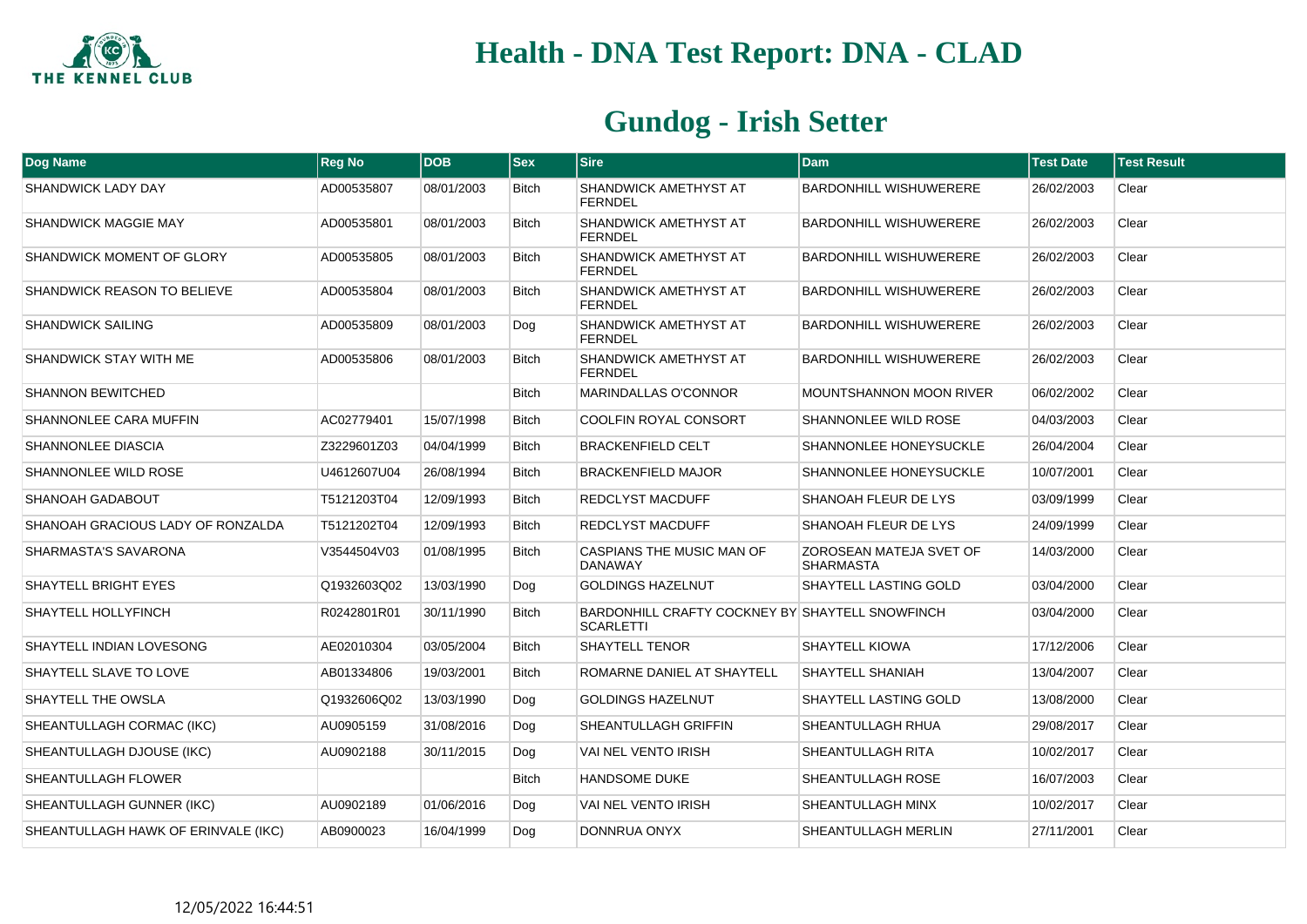# Health - DNA Test Report: DNA - CLAD

## Gundog - Irish Setter

| Dog Name | Reg No | DOB | Sex | Sire | Dam | Test Date | Test Result |
|---|---|---|---|---|---|---|---|
| SHANDWICK LADY DAY | AD00535807 | 08/01/2003 | Bitch | SHANDWICK AMETHYST AT FERNDEL | BARDONHILL WISHUWERERE | 26/02/2003 | Clear |
| SHANDWICK MAGGIE MAY | AD00535801 | 08/01/2003 | Bitch | SHANDWICK AMETHYST AT FERNDEL | BARDONHILL WISHUWERERE | 26/02/2003 | Clear |
| SHANDWICK MOMENT OF GLORY | AD00535805 | 08/01/2003 | Bitch | SHANDWICK AMETHYST AT FERNDEL | BARDONHILL WISHUWERERE | 26/02/2003 | Clear |
| SHANDWICK REASON TO BELIEVE | AD00535804 | 08/01/2003 | Bitch | SHANDWICK AMETHYST AT FERNDEL | BARDONHILL WISHUWERERE | 26/02/2003 | Clear |
| SHANDWICK SAILING | AD00535809 | 08/01/2003 | Dog | SHANDWICK AMETHYST AT FERNDEL | BARDONHILL WISHUWERERE | 26/02/2003 | Clear |
| SHANDWICK STAY WITH ME | AD00535806 | 08/01/2003 | Bitch | SHANDWICK AMETHYST AT FERNDEL | BARDONHILL WISHUWERERE | 26/02/2003 | Clear |
| SHANNON BEWITCHED | | | Bitch | MARINDALLAS O'CONNOR | MOUNTSHANNON MOON RIVER | 06/02/2002 | Clear |
| SHANNONLEE CARA MUFFIN | AC02779401 | 15/07/1998 | Bitch | COOLFIN ROYAL CONSORT | SHANNONLEE WILD ROSE | 04/03/2003 | Clear |
| SHANNONLEE DIASCIA | Z3229601Z03 | 04/04/1999 | Bitch | BRACKENFIELD CELT | SHANNONLEE HONEYSUCKLE | 26/04/2004 | Clear |
| SHANNONLEE WILD ROSE | U4612607U04 | 26/08/1994 | Bitch | BRACKENFIELD MAJOR | SHANNONLEE HONEYSUCKLE | 10/07/2001 | Clear |
| SHANOAH GADABOUT | T5121203T04 | 12/09/1993 | Bitch | REDCLYST MACDUFF | SHANOAH FLEUR DE LYS | 03/09/1999 | Clear |
| SHANOAH GRACIOUS LADY OF RONZALDA | T5121202T04 | 12/09/1993 | Bitch | REDCLYST MACDUFF | SHANOAH FLEUR DE LYS | 24/09/1999 | Clear |
| SHARMASTA'S SAVARONA | V3544504V03 | 01/08/1995 | Bitch | CASPIANS THE MUSIC MAN OF DANAWAY | ZOROSEAN MATEJA SVET OF SHARMASTA | 14/03/2000 | Clear |
| SHAYTELL BRIGHT EYES | Q1932603Q02 | 13/03/1990 | Dog | GOLDINGS HAZELNUT | SHAYTELL LASTING GOLD | 03/04/2000 | Clear |
| SHAYTELL HOLLYFINCH | R0242801R01 | 30/11/1990 | Bitch | BARDONHILL CRAFTY COCKNEY BY SCARLETTI | SHAYTELL SNOWFINCH | 03/04/2000 | Clear |
| SHAYTELL INDIAN LOVESONG | AE02010304 | 03/05/2004 | Bitch | SHAYTELL TENOR | SHAYTELL KIOWA | 17/12/2006 | Clear |
| SHAYTELL SLAVE TO LOVE | AB01334806 | 19/03/2001 | Bitch | ROMARNE DANIEL AT SHAYTELL | SHAYTELL SHANIAH | 13/04/2007 | Clear |
| SHAYTELL THE OWSLA | Q1932606Q02 | 13/03/1990 | Dog | GOLDINGS HAZELNUT | SHAYTELL LASTING GOLD | 13/08/2000 | Clear |
| SHEANTULLAGH CORMAC (IKC) | AU0905159 | 31/08/2016 | Dog | SHEANTULLAGH GRIFFIN | SHEANTULLAGH RHUA | 29/08/2017 | Clear |
| SHEANTULLAGH DJOUSE (IKC) | AU0902188 | 30/11/2015 | Dog | VAI NEL VENTO IRISH | SHEANTULLAGH RITA | 10/02/2017 | Clear |
| SHEANTULLAGH FLOWER | | | Bitch | HANDSOME DUKE | SHEANTULLAGH ROSE | 16/07/2003 | Clear |
| SHEANTULLAGH GUNNER (IKC) | AU0902189 | 01/06/2016 | Dog | VAI NEL VENTO IRISH | SHEANTULLAGH MINX | 10/02/2017 | Clear |
| SHEANTULLAGH HAWK OF ERINVALE (IKC) | AB0900023 | 16/04/1999 | Dog | DONNRUA ONYX | SHEANTULLAGH MERLIN | 27/11/2001 | Clear |

12/05/2022 16:44:51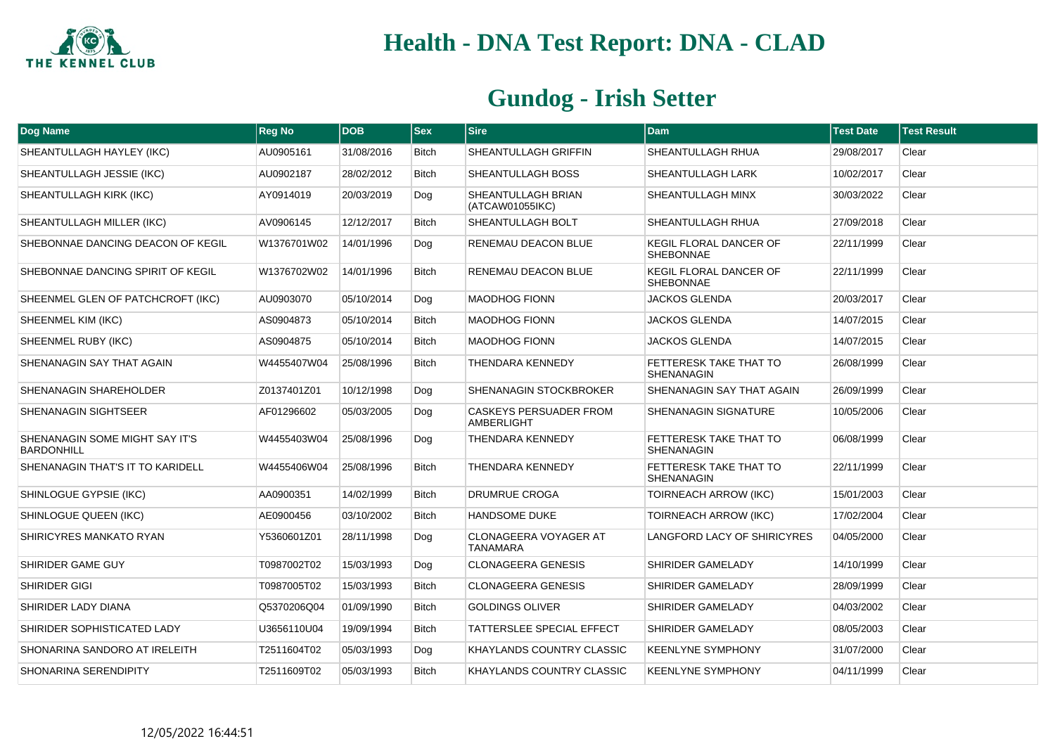# Health - DNA Test Report: DNA - CLAD

## Gundog - Irish Setter

| Dog Name | Reg No | DOB | Sex | Sire | Dam | Test Date | Test Result |
|---|---|---|---|---|---|---|---|
| SHEANTULLAGH HAYLEY (IKC) | AU0905161 | 31/08/2016 | Bitch | SHEANTULLAGH GRIFFIN | SHEANTULLAGH RHUA | 29/08/2017 | Clear |
| SHEANTULLAGH JESSIE (IKC) | AU0902187 | 28/02/2012 | Bitch | SHEANTULLAGH BOSS | SHEANTULLAGH LARK | 10/02/2017 | Clear |
| SHEANTULLAGH KIRK (IKC) | AY0914019 | 20/03/2019 | Dog | SHEANTULLAGH BRIAN (ATCAW01055IKC) | SHEANTULLAGH MINX | 30/03/2022 | Clear |
| SHEANTULLAGH MILLER (IKC) | AV0906145 | 12/12/2017 | Bitch | SHEANTULLAGH BOLT | SHEANTULLAGH RHUA | 27/09/2018 | Clear |
| SHEBONNAE DANCING DEACON OF KEGIL | W1376701W02 | 14/01/1996 | Dog | RENEMAU DEACON BLUE | KEGIL FLORAL DANCER OF SHEBONNAE | 22/11/1999 | Clear |
| SHEBONNAE DANCING SPIRIT OF KEGIL | W1376702W02 | 14/01/1996 | Bitch | RENEMAU DEACON BLUE | KEGIL FLORAL DANCER OF SHEBONNAE | 22/11/1999 | Clear |
| SHEENMEL GLEN OF PATCHCROFT (IKC) | AU0903070 | 05/10/2014 | Dog | MAODHOG FIONN | JACKOS GLENDA | 20/03/2017 | Clear |
| SHEENMEL KIM (IKC) | AS0904873 | 05/10/2014 | Bitch | MAODHOG FIONN | JACKOS GLENDA | 14/07/2015 | Clear |
| SHEENMEL RUBY (IKC) | AS0904875 | 05/10/2014 | Bitch | MAODHOG FIONN | JACKOS GLENDA | 14/07/2015 | Clear |
| SHENANAGIN SAY THAT AGAIN | W4455407W04 | 25/08/1996 | Bitch | THENDARA KENNEDY | FETTERESK TAKE THAT TO SHENANAGIN | 26/08/1999 | Clear |
| SHENANAGIN SHAREHOLDER | Z0137401Z01 | 10/12/1998 | Dog | SHENANAGIN STOCKBROKER | SHENANAGIN SAY THAT AGAIN | 26/09/1999 | Clear |
| SHENANAGIN SIGHTSEER | AF01296602 | 05/03/2005 | Dog | CASKEYS PERSUADER FROM AMBERLIGHT | SHENANAGIN SIGNATURE | 10/05/2006 | Clear |
| SHENANAGIN SOME MIGHT SAY IT'S BARDONHILL | W4455403W04 | 25/08/1996 | Dog | THENDARA KENNEDY | FETTERESK TAKE THAT TO SHENANAGIN | 06/08/1999 | Clear |
| SHENANAGIN THAT'S IT TO KARIDELL | W4455406W04 | 25/08/1996 | Bitch | THENDARA KENNEDY | FETTERESK TAKE THAT TO SHENANAGIN | 22/11/1999 | Clear |
| SHINLOGUE GYPSIE (IKC) | AA0900351 | 14/02/1999 | Bitch | DRUMRUE CROGA | TOIRNEACH ARROW (IKC) | 15/01/2003 | Clear |
| SHINLOGUE QUEEN (IKC) | AE0900456 | 03/10/2002 | Bitch | HANDSOME DUKE | TOIRNEACH ARROW (IKC) | 17/02/2004 | Clear |
| SHIRICYRES MANKATO RYAN | Y5360601Z01 | 28/11/1998 | Dog | CLONAGEERA VOYAGER AT TANAMARA | LANGFORD LACY OF SHIRICYRES | 04/05/2000 | Clear |
| SHIRIDER GAME GUY | T0987002T02 | 15/03/1993 | Dog | CLONAGEERA GENESIS | SHIRIDER GAMELADY | 14/10/1999 | Clear |
| SHIRIDER GIGI | T0987005T02 | 15/03/1993 | Bitch | CLONAGEERA GENESIS | SHIRIDER GAMELADY | 28/09/1999 | Clear |
| SHIRIDER LADY DIANA | Q5370206Q04 | 01/09/1990 | Bitch | GOLDINGS OLIVER | SHIRIDER GAMELADY | 04/03/2002 | Clear |
| SHIRIDER SOPHISTICATED LADY | U3656110U04 | 19/09/1994 | Bitch | TATTERSLEE SPECIAL EFFECT | SHIRIDER GAMELADY | 08/05/2003 | Clear |
| SHONARINA SANDORO AT IRELEITH | T2511604T02 | 05/03/1993 | Dog | KHAYLANDS COUNTRY CLASSIC | KEENLYNE SYMPHONY | 31/07/2000 | Clear |
| SHONARINA SERENDIPITY | T2511609T02 | 05/03/1993 | Bitch | KHAYLANDS COUNTRY CLASSIC | KEENLYNE SYMPHONY | 04/11/1999 | Clear |

12/05/2022 16:44:51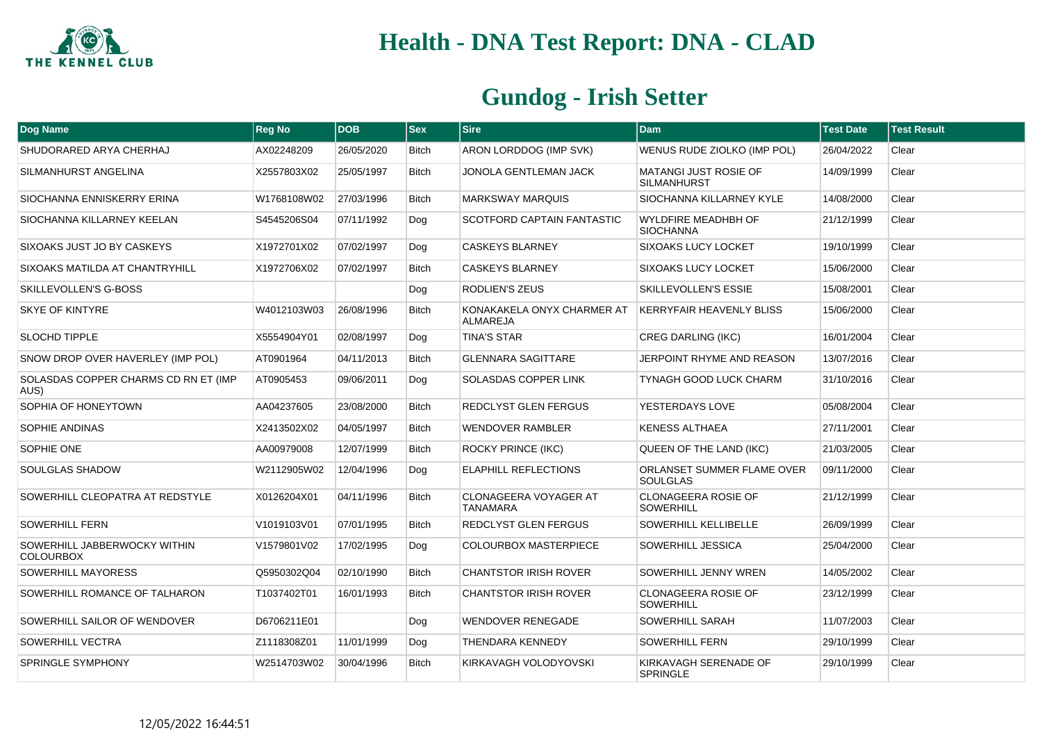# Health - DNA Test Report: DNA - CLAD

## Gundog - Irish Setter

| Dog Name | Reg No | DOB | Sex | Sire | Dam | Test Date | Test Result |
|---|---|---|---|---|---|---|---|
| SHUDORARED ARYA CHERHAJ | AX02248209 | 26/05/2020 | Bitch | ARON LORDDOG (IMP SVK) | WENUS RUDE ZIOLKO (IMP POL) | 26/04/2022 | Clear |
| SILMANHURST ANGELINA | X2557803X02 | 25/05/1997 | Bitch | JONOLA GENTLEMAN JACK | MATANGI JUST ROSIE OF SILMANHURST | 14/09/1999 | Clear |
| SIOCHANNA ENNISKERRY ERINA | W1768108W02 | 27/03/1996 | Bitch | MARKSWAY MARQUIS | SIOCHANNA KILLARNEY KYLE | 14/08/2000 | Clear |
| SIOCHANNA KILLARNEY KEELAN | S4545206S04 | 07/11/1992 | Dog | SCOTFORD CAPTAIN FANTASTIC | WYLDFIRE MEADHBH OF SIOCHANNA | 21/12/1999 | Clear |
| SIXOAKS JUST JO BY CASKEYS | X1972701X02 | 07/02/1997 | Dog | CASKEYS BLARNEY | SIXOAKS LUCY LOCKET | 19/10/1999 | Clear |
| SIXOAKS MATILDA AT CHANTRYHILL | X1972706X02 | 07/02/1997 | Bitch | CASKEYS BLARNEY | SIXOAKS LUCY LOCKET | 15/06/2000 | Clear |
| SKILLEVOLLEN'S G-BOSS | | | Dog | RODLIEN'S ZEUS | SKILLEVOLLEN'S ESSIE | 15/08/2001 | Clear |
| SKYE OF KINTYRE | W4012103W03 | 26/08/1996 | Bitch | KONAKAKELA ONYX CHARMER AT ALMAREJA | KERRYFAIR HEAVENLY BLISS | 15/06/2000 | Clear |
| SLOCHD TIPPLE | X5554904Y01 | 02/08/1997 | Dog | TINA'S STAR | CREG DARLING (IKC) | 16/01/2004 | Clear |
| SNOW DROP OVER HAVERLEY (IMP POL) | AT0901964 | 04/11/2013 | Bitch | GLENNARA SAGITTARE | JERPOINT RHYME AND REASON | 13/07/2016 | Clear |
| SOLASDAS COPPER CHARMS CD RN ET (IMP AUS) | AT0905453 | 09/06/2011 | Dog | SOLASDAS COPPER LINK | TYNAGH GOOD LUCK CHARM | 31/10/2016 | Clear |
| SOPHIA OF HONEYTOWN | AA04237605 | 23/08/2000 | Bitch | REDCLYST GLEN FERGUS | YESTERDAYS LOVE | 05/08/2004 | Clear |
| SOPHIE ANDINAS | X2413502X02 | 04/05/1997 | Bitch | WENDOVER RAMBLER | KENESS ALTHAEA | 27/11/2001 | Clear |
| SOPHIE ONE | AA00979008 | 12/07/1999 | Bitch | ROCKY PRINCE (IKC) | QUEEN OF THE LAND (IKC) | 21/03/2005 | Clear |
| SOULGLAS SHADOW | W2112905W02 | 12/04/1996 | Dog | ELAPHILL REFLECTIONS | ORLANSET SUMMER FLAME OVER SOULGLAS | 09/11/2000 | Clear |
| SOWERHILL CLEOPATRA AT REDSTYLE | X0126204X01 | 04/11/1996 | Bitch | CLONAGEERA VOYAGER AT TANAMARA | CLONAGEERA ROSIE OF SOWERHILL | 21/12/1999 | Clear |
| SOWERHILL FERN | V1019103V01 | 07/01/1995 | Bitch | REDCLYST GLEN FERGUS | SOWERHILL KELLIBELLE | 26/09/1999 | Clear |
| SOWERHILL JABBERWOCKY WITHIN COLOURBOX | V1579801V02 | 17/02/1995 | Dog | COLOURBOX MASTERPIECE | SOWERHILL JESSICA | 25/04/2000 | Clear |
| SOWERHILL MAYORESS | Q5950302Q04 | 02/10/1990 | Bitch | CHANTSTOR IRISH ROVER | SOWERHILL JENNY WREN | 14/05/2002 | Clear |
| SOWERHILL ROMANCE OF TALHARON | T1037402T01 | 16/01/1993 | Bitch | CHANTSTOR IRISH ROVER | CLONAGEERA ROSIE OF SOWERHILL | 23/12/1999 | Clear |
| SOWERHILL SAILOR OF WENDOVER | D6706211E01 | | Dog | WENDOVER RENEGADE | SOWERHILL SARAH | 11/07/2003 | Clear |
| SOWERHILL VECTRA | Z1118308Z01 | 11/01/1999 | Dog | THENDARA KENNEDY | SOWERHILL FERN | 29/10/1999 | Clear |
| SPRINGLE SYMPHONY | W2514703W02 | 30/04/1996 | Bitch | KIRKAVAGH VOLODYOVSKI | KIRKAVAGH SERENADE OF SPRINGLE | 29/10/1999 | Clear |

12/05/2022 16:44:51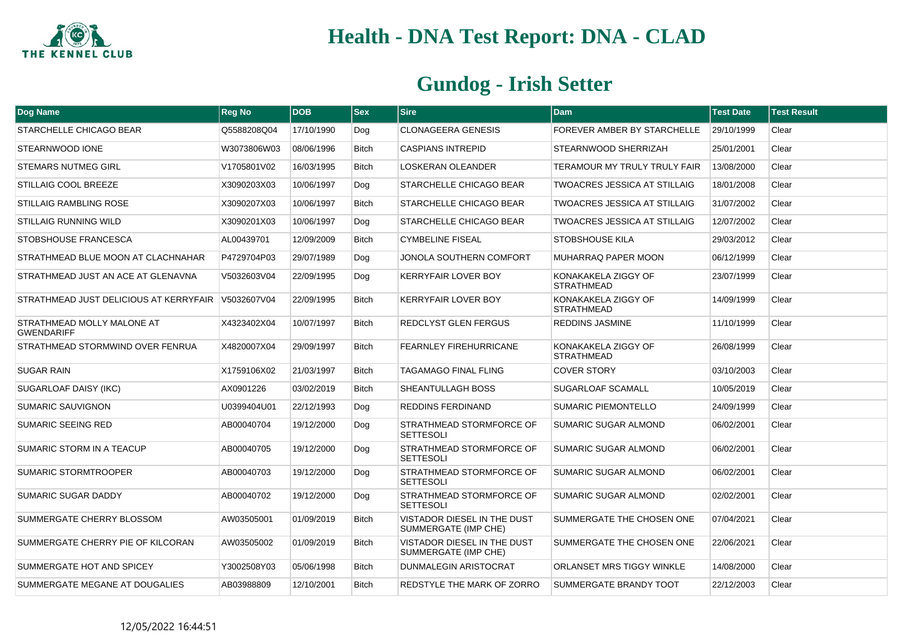# Health - DNA Test Report: DNA - CLAD

## Gundog - Irish Setter

| Dog Name | Reg No | DOB | Sex | Sire | Dam | Test Date | Test Result |
|---|---|---|---|---|---|---|---|
| STARCHELLE CHICAGO BEAR | Q5588208Q04 | 17/10/1990 | Dog | CLONAGEERA GENESIS | FOREVER AMBER BY STARCHELLE | 29/10/1999 | Clear |
| STEARNWOOD IONE | W3073806W03 | 08/06/1996 | Bitch | CASPIANS INTREPID | STEARNWOOD SHERRIZAH | 25/01/2001 | Clear |
| STEMARS NUTMEG GIRL | V1705801V02 | 16/03/1995 | Bitch | LOSKERAN OLEANDER | TERAMOUR MY TRULY TRULY FAIR | 13/08/2000 | Clear |
| STILLAIG COOL BREEZE | X3090203X03 | 10/06/1997 | Dog | STARCHELLE CHICAGO BEAR | TWOACRES JESSICA AT STILLAIG | 18/01/2008 | Clear |
| STILLAIG RAMBLING ROSE | X3090207X03 | 10/06/1997 | Bitch | STARCHELLE CHICAGO BEAR | TWOACRES JESSICA AT STILLAIG | 31/07/2002 | Clear |
| STILLAIG RUNNING WILD | X3090201X03 | 10/06/1997 | Dog | STARCHELLE CHICAGO BEAR | TWOACRES JESSICA AT STILLAIG | 12/07/2002 | Clear |
| STOBSHOUSE FRANCESCA | AL00439701 | 12/09/2009 | Bitch | CYMBELINE FISEAL | STOBSHOUSE KILA | 29/03/2012 | Clear |
| STRATHMEAD BLUE MOON AT CLACHNAHAR | P4729704P03 | 29/07/1989 | Dog | JONOLA SOUTHERN COMFORT | MUHARRAQ PAPER MOON | 06/12/1999 | Clear |
| STRATHMEAD JUST AN ACE AT GLENAVNA | V5032603V04 | 22/09/1995 | Dog | KERRYFAIR LOVER BOY | KONAKAKELA ZIGGY OF STRATHMEAD | 23/07/1999 | Clear |
| STRATHMEAD JUST DELICIOUS AT KERRYFAIR | V5032607V04 | 22/09/1995 | Bitch | KERRYFAIR LOVER BOY | KONAKAKELA ZIGGY OF STRATHMEAD | 14/09/1999 | Clear |
| STRATHMEAD MOLLY MALONE AT GWENDARIFF | X4323402X04 | 10/07/1997 | Bitch | REDCLYST GLEN FERGUS | REDDINS JASMINE | 11/10/1999 | Clear |
| STRATHMEAD STORMWIND OVER FENRUA | X4820007X04 | 29/09/1997 | Bitch | FEARNLEY FIREHURRICANE | KONAKAKELA ZIGGY OF STRATHMEAD | 26/08/1999 | Clear |
| SUGAR RAIN | X1759106X02 | 21/03/1997 | Bitch | TAGAMAGO FINAL FLING | COVER STORY | 03/10/2003 | Clear |
| SUGARLOAF DAISY (IKC) | AX0901226 | 03/02/2019 | Bitch | SHEANTULLAGH BOSS | SUGARLOAF SCAMALL | 10/05/2019 | Clear |
| SUMARIC SAUVIGNON | U0399404U01 | 22/12/1993 | Dog | REDDINS FERDINAND | SUMARIC PIEMONTELLO | 24/09/1999 | Clear |
| SUMARIC SEEING RED | AB00040704 | 19/12/2000 | Dog | STRATHMEAD STORMFORCE OF SETTESOLI | SUMARIC SUGAR ALMOND | 06/02/2001 | Clear |
| SUMARIC STORM IN A TEACUP | AB00040705 | 19/12/2000 | Dog | STRATHMEAD STORMFORCE OF SETTESOLI | SUMARIC SUGAR ALMOND | 06/02/2001 | Clear |
| SUMARIC STORMTROOPER | AB00040703 | 19/12/2000 | Dog | STRATHMEAD STORMFORCE OF SETTESOLI | SUMARIC SUGAR ALMOND | 06/02/2001 | Clear |
| SUMARIC SUGAR DADDY | AB00040702 | 19/12/2000 | Dog | STRATHMEAD STORMFORCE OF SETTESOLI | SUMARIC SUGAR ALMOND | 02/02/2001 | Clear |
| SUMMERGATE CHERRY BLOSSOM | AW03505001 | 01/09/2019 | Bitch | VISTADOR DIESEL IN THE DUST SUMMERGATE (IMP CHE) | SUMMERGATE THE CHOSEN ONE | 07/04/2021 | Clear |
| SUMMERGATE CHERRY PIE OF KILCORAN | AW03505002 | 01/09/2019 | Bitch | VISTADOR DIESEL IN THE DUST SUMMERGATE (IMP CHE) | SUMMERGATE THE CHOSEN ONE | 22/06/2021 | Clear |
| SUMMERGATE HOT AND SPICEY | Y3002508Y03 | 05/06/1998 | Bitch | DUNMALEGIN ARISTOCRAT | ORLANSET MRS TIGGY WINKLE | 14/08/2000 | Clear |
| SUMMERGATE MEGANE AT DOUGALIES | AB03988809 | 12/10/2001 | Bitch | REDSTYLE THE MARK OF ZORRO | SUMMERGATE BRANDY TOOT | 22/12/2003 | Clear |

12/05/2022 16:44:51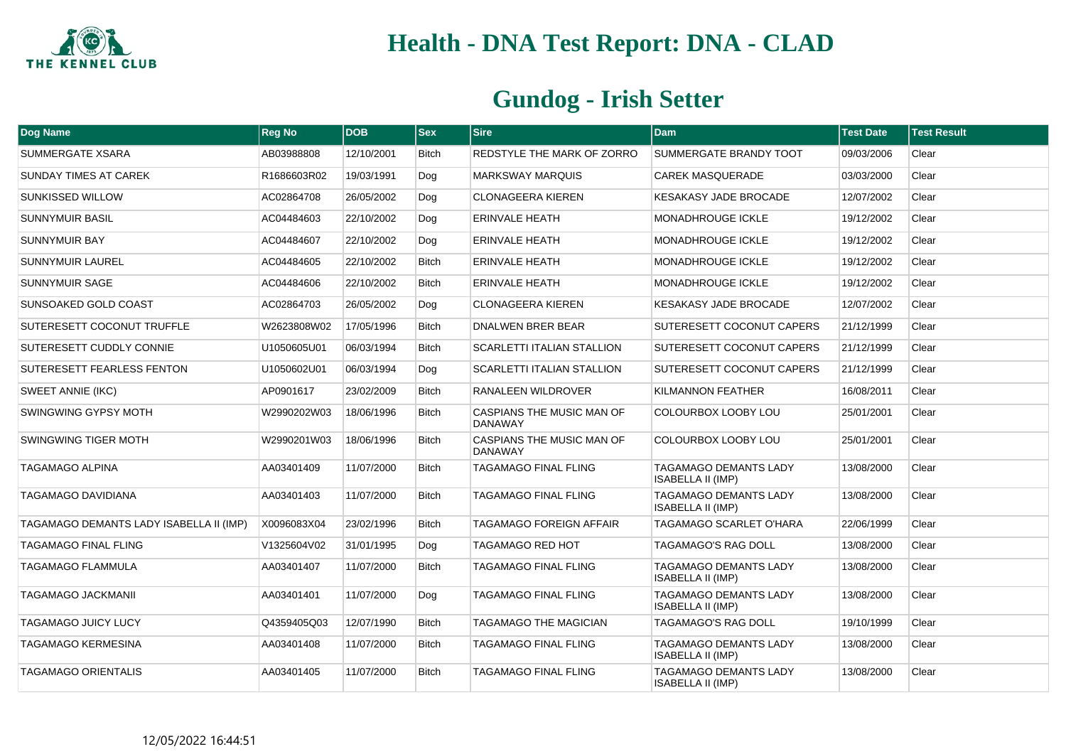# Health - DNA Test Report: DNA - CLAD

## Gundog - Irish Setter

| Dog Name | Reg No | DOB | Sex | Sire | Dam | Test Date | Test Result |
|---|---|---|---|---|---|---|---|
| SUMMERGATE XSARA | AB03988808 | 12/10/2001 | Bitch | REDSTYLE THE MARK OF ZORRO | SUMMERGATE BRANDY TOOT | 09/03/2006 | Clear |
| SUNDAY TIMES AT CAREK | R1686603R02 | 19/03/1991 | Dog | MARKSWAY MARQUIS | CAREK MASQUERADE | 03/03/2000 | Clear |
| SUNKISSED WILLOW | AC02864708 | 26/05/2002 | Dog | CLONAGEERA KIEREN | KESAKASY JADE BROCADE | 12/07/2002 | Clear |
| SUNNYMUIR BASIL | AC04484603 | 22/10/2002 | Dog | ERINVALE HEATH | MONADHROUGE ICKLE | 19/12/2002 | Clear |
| SUNNYMUIR BAY | AC04484607 | 22/10/2002 | Dog | ERINVALE HEATH | MONADHROUGE ICKLE | 19/12/2002 | Clear |
| SUNNYMUIR LAUREL | AC04484605 | 22/10/2002 | Bitch | ERINVALE HEATH | MONADHROUGE ICKLE | 19/12/2002 | Clear |
| SUNNYMUIR SAGE | AC04484606 | 22/10/2002 | Bitch | ERINVALE HEATH | MONADHROUGE ICKLE | 19/12/2002 | Clear |
| SUNSOAKED GOLD COAST | AC02864703 | 26/05/2002 | Dog | CLONAGEERA KIEREN | KESAKASY JADE BROCADE | 12/07/2002 | Clear |
| SUTERESETT COCONUT TRUFFLE | W2623808W02 | 17/05/1996 | Bitch | DNALWEN BRER BEAR | SUTERESETT COCONUT CAPERS | 21/12/1999 | Clear |
| SUTERESETT CUDDLY CONNIE | U1050605U01 | 06/03/1994 | Bitch | SCARLETTI ITALIAN STALLION | SUTERESETT COCONUT CAPERS | 21/12/1999 | Clear |
| SUTERESETT FEARLESS FENTON | U1050602U01 | 06/03/1994 | Dog | SCARLETTI ITALIAN STALLION | SUTERESETT COCONUT CAPERS | 21/12/1999 | Clear |
| SWEET ANNIE (IKC) | AP0901617 | 23/02/2009 | Bitch | RANALEEN WILDROVER | KILMANNON FEATHER | 16/08/2011 | Clear |
| SWINGWING GYPSY MOTH | W2990202W03 | 18/06/1996 | Bitch | CASPIANS THE MUSIC MAN OF DANAWAY | COLOURBOX LOOBY LOU | 25/01/2001 | Clear |
| SWINGWING TIGER MOTH | W2990201W03 | 18/06/1996 | Bitch | CASPIANS THE MUSIC MAN OF DANAWAY | COLOURBOX LOOBY LOU | 25/01/2001 | Clear |
| TAGAMAGO ALPINA | AA03401409 | 11/07/2000 | Bitch | TAGAMAGO FINAL FLING | TAGAMAGO DEMANTS LADY ISABELLA II (IMP) | 13/08/2000 | Clear |
| TAGAMAGO DAVIDIANA | AA03401403 | 11/07/2000 | Bitch | TAGAMAGO FINAL FLING | TAGAMAGO DEMANTS LADY ISABELLA II (IMP) | 13/08/2000 | Clear |
| TAGAMAGO DEMANTS LADY ISABELLA II (IMP) | X0096083X04 | 23/02/1996 | Bitch | TAGAMAGO FOREIGN AFFAIR | TAGAMAGO SCARLET O'HARA | 22/06/1999 | Clear |
| TAGAMAGO FINAL FLING | V1325604V02 | 31/01/1995 | Dog | TAGAMAGO RED HOT | TAGAMAGO'S RAG DOLL | 13/08/2000 | Clear |
| TAGAMAGO FLAMMULA | AA03401407 | 11/07/2000 | Bitch | TAGAMAGO FINAL FLING | TAGAMAGO DEMANTS LADY ISABELLA II (IMP) | 13/08/2000 | Clear |
| TAGAMAGO JACKMANII | AA03401401 | 11/07/2000 | Dog | TAGAMAGO FINAL FLING | TAGAMAGO DEMANTS LADY ISABELLA II (IMP) | 13/08/2000 | Clear |
| TAGAMAGO JUICY LUCY | Q4359405Q03 | 12/07/1990 | Bitch | TAGAMAGO THE MAGICIAN | TAGAMAGO'S RAG DOLL | 19/10/1999 | Clear |
| TAGAMAGO KERMESINA | AA03401408 | 11/07/2000 | Bitch | TAGAMAGO FINAL FLING | TAGAMAGO DEMANTS LADY ISABELLA II (IMP) | 13/08/2000 | Clear |
| TAGAMAGO ORIENTALIS | AA03401405 | 11/07/2000 | Bitch | TAGAMAGO FINAL FLING | TAGAMAGO DEMANTS LADY ISABELLA II (IMP) | 13/08/2000 | Clear |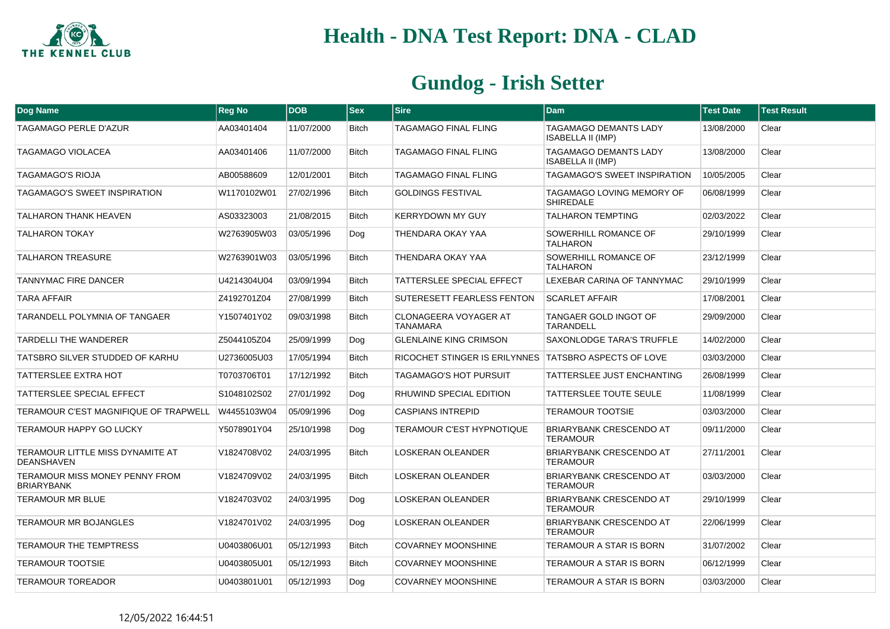# Health - DNA Test Report: DNA - CLAD

## Gundog - Irish Setter

| Dog Name | Reg No | DOB | Sex | Sire | Dam | Test Date | Test Result |
|---|---|---|---|---|---|---|---|
| TAGAMAGO PERLE D'AZUR | AA03401404 | 11/07/2000 | Bitch | TAGAMAGO FINAL FLING | TAGAMAGO DEMANTS LADY ISABELLA II (IMP) | 13/08/2000 | Clear |
| TAGAMAGO VIOLACEA | AA03401406 | 11/07/2000 | Bitch | TAGAMAGO FINAL FLING | TAGAMAGO DEMANTS LADY ISABELLA II (IMP) | 13/08/2000 | Clear |
| TAGAMAGO'S RIOJA | AB00588609 | 12/01/2001 | Bitch | TAGAMAGO FINAL FLING | TAGAMAGO'S SWEET INSPIRATION | 10/05/2005 | Clear |
| TAGAMAGO'S SWEET INSPIRATION | W1170102W01 | 27/02/1996 | Bitch | GOLDINGS FESTIVAL | TAGAMAGO LOVING MEMORY OF SHIREDALE | 06/08/1999 | Clear |
| TALHARON THANK HEAVEN | AS03323003 | 21/08/2015 | Bitch | KERRYDOWN MY GUY | TALHARON TEMPTING | 02/03/2022 | Clear |
| TALHARON TOKAY | W2763905W03 | 03/05/1996 | Dog | THENDARA OKAY YAA | SOWERHILL ROMANCE OF TALHARON | 29/10/1999 | Clear |
| TALHARON TREASURE | W2763901W03 | 03/05/1996 | Bitch | THENDARA OKAY YAA | SOWERHILL ROMANCE OF TALHARON | 23/12/1999 | Clear |
| TANNYMAC FIRE DANCER | U4214304U04 | 03/09/1994 | Bitch | TATTERSLEE SPECIAL EFFECT | LEXEBAR CARINA OF TANNYMAC | 29/10/1999 | Clear |
| TARA AFFAIR | Z4192701Z04 | 27/08/1999 | Bitch | SUTERESETT FEARLESS FENTON | SCARLET AFFAIR | 17/08/2001 | Clear |
| TARANDELL POLYMNIA OF TANGAER | Y1507401Y02 | 09/03/1998 | Bitch | CLONAGEERA VOYAGER AT TANAMARA | TANGAER GOLD INGOT OF TARANDELL | 29/09/2000 | Clear |
| TARDELLI THE WANDERER | Z5044105Z04 | 25/09/1999 | Dog | GLENLAINE KING CRIMSON | SAXONLODGE TARA'S TRUFFLE | 14/02/2000 | Clear |
| TATSBRO SILVER STUDDED OF KARHU | U2736005U03 | 17/05/1994 | Bitch | RICOCHET STINGER IS ERILYNNES | TATSBRO ASPECTS OF LOVE | 03/03/2000 | Clear |
| TATTERSLEE EXTRA HOT | T0703706T01 | 17/12/1992 | Bitch | TAGAMAGO'S HOT PURSUIT | TATTERSLEE JUST ENCHANTING | 26/08/1999 | Clear |
| TATTERSLEE SPECIAL EFFECT | S1048102S02 | 27/01/1992 | Dog | RHUWIND SPECIAL EDITION | TATTERSLEE TOUTE SEULE | 11/08/1999 | Clear |
| TERAMOUR C'EST MAGNIFIQUE OF TRAPWELL | W4455103W04 | 05/09/1996 | Dog | CASPIANS INTREPID | TERAMOUR TOOTSIE | 03/03/2000 | Clear |
| TERAMOUR HAPPY GO LUCKY | Y5078901Y04 | 25/10/1998 | Dog | TERAMOUR C'EST HYPNOTIQUE | BRIARYBANK CRESCENDO AT TERAMOUR | 09/11/2000 | Clear |
| TERAMOUR LITTLE MISS DYNAMITE AT DEANSHAVEN | V1824708V02 | 24/03/1995 | Bitch | LOSKERAN OLEANDER | BRIARYBANK CRESCENDO AT TERAMOUR | 27/11/2001 | Clear |
| TERAMOUR MISS MONEY PENNY FROM BRIARYBANK | V1824709V02 | 24/03/1995 | Bitch | LOSKERAN OLEANDER | BRIARYBANK CRESCENDO AT TERAMOUR | 03/03/2000 | Clear |
| TERAMOUR MR BLUE | V1824703V02 | 24/03/1995 | Dog | LOSKERAN OLEANDER | BRIARYBANK CRESCENDO AT TERAMOUR | 29/10/1999 | Clear |
| TERAMOUR MR BOJANGLES | V1824701V02 | 24/03/1995 | Dog | LOSKERAN OLEANDER | BRIARYBANK CRESCENDO AT TERAMOUR | 22/06/1999 | Clear |
| TERAMOUR THE TEMPTRESS | U0403806U01 | 05/12/1993 | Bitch | COVARNEY MOONSHINE | TERAMOUR A STAR IS BORN | 31/07/2002 | Clear |
| TERAMOUR TOOTSIE | U0403805U01 | 05/12/1993 | Bitch | COVARNEY MOONSHINE | TERAMOUR A STAR IS BORN | 06/12/1999 | Clear |
| TERAMOUR TOREADOR | U0403801U01 | 05/12/1993 | Dog | COVARNEY MOONSHINE | TERAMOUR A STAR IS BORN | 03/03/2000 | Clear |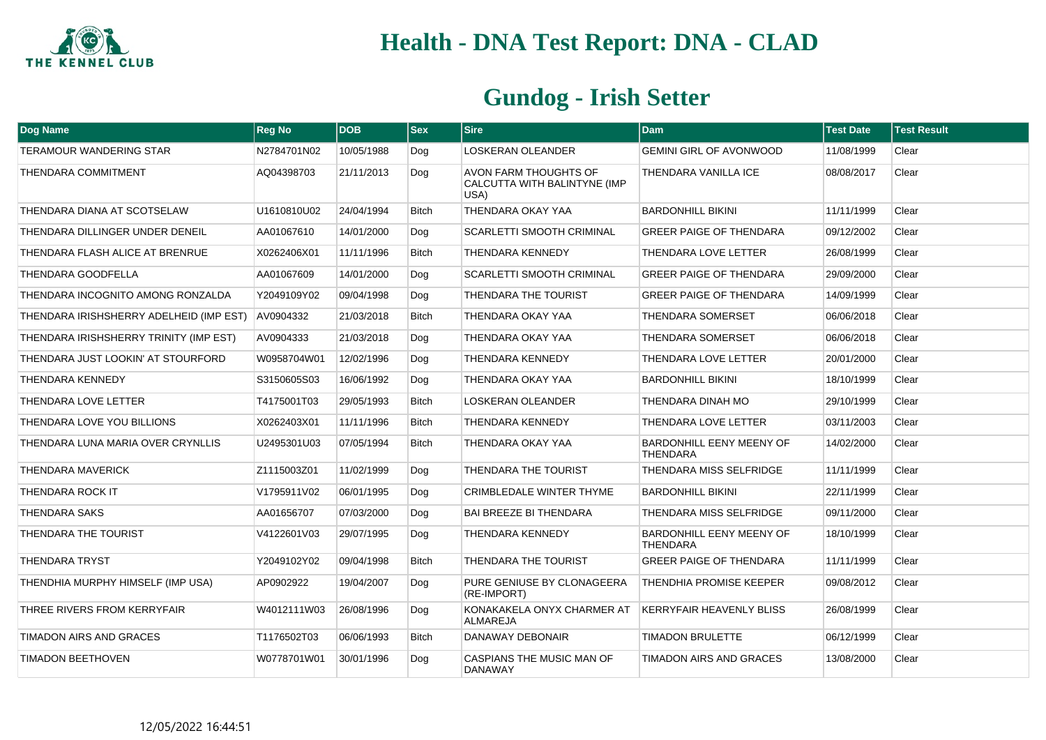# Health - DNA Test Report: DNA - CLAD

## Gundog - Irish Setter

| Dog Name | Reg No | DOB | Sex | Sire | Dam | Test Date | Test Result |
|---|---|---|---|---|---|---|---|
| TERAMOUR WANDERING STAR | N2784701N02 | 10/05/1988 | Dog | LOSKERAN OLEANDER | GEMINI GIRL OF AVONWOOD | 11/08/1999 | Clear |
| THENDARA COMMITMENT | AQ04398703 | 21/11/2013 | Dog | AVON FARM THOUGHTS OF CALCUTTA WITH BALINTYNE (IMP USA) | THENDARA VANILLA ICE | 08/08/2017 | Clear |
| THENDARA DIANA AT SCOTSELAW | U1610810U02 | 24/04/1994 | Bitch | THENDARA OKAY YAA | BARDONHILL BIKINI | 11/11/1999 | Clear |
| THENDARA DILLINGER UNDER DENEIL | AA01067610 | 14/01/2000 | Dog | SCARLETTI SMOOTH CRIMINAL | GREER PAIGE OF THENDARA | 09/12/2002 | Clear |
| THENDARA FLASH ALICE AT BRENRUE | X0262406X01 | 11/11/1996 | Bitch | THENDARA KENNEDY | THENDARA LOVE LETTER | 26/08/1999 | Clear |
| THENDARA GOODFELLA | AA01067609 | 14/01/2000 | Dog | SCARLETTI SMOOTH CRIMINAL | GREER PAIGE OF THENDARA | 29/09/2000 | Clear |
| THENDARA INCOGNITO AMONG RONZALDA | Y2049109Y02 | 09/04/1998 | Dog | THENDARA THE TOURIST | GREER PAIGE OF THENDARA | 14/09/1999 | Clear |
| THENDARA IRISHSHERRY ADELHEID (IMP EST) | AV0904332 | 21/03/2018 | Bitch | THENDARA OKAY YAA | THENDARA SOMERSET | 06/06/2018 | Clear |
| THENDARA IRISHSHERRY TRINITY (IMP EST) | AV0904333 | 21/03/2018 | Dog | THENDARA OKAY YAA | THENDARA SOMERSET | 06/06/2018 | Clear |
| THENDARA JUST LOOKIN' AT STOURFORD | W0958704W01 | 12/02/1996 | Dog | THENDARA KENNEDY | THENDARA LOVE LETTER | 20/01/2000 | Clear |
| THENDARA KENNEDY | S3150605S03 | 16/06/1992 | Dog | THENDARA OKAY YAA | BARDONHILL BIKINI | 18/10/1999 | Clear |
| THENDARA LOVE LETTER | T4175001T03 | 29/05/1993 | Bitch | LOSKERAN OLEANDER | THENDARA DINAH MO | 29/10/1999 | Clear |
| THENDARA LOVE YOU BILLIONS | X0262403X01 | 11/11/1996 | Bitch | THENDARA KENNEDY | THENDARA LOVE LETTER | 03/11/2003 | Clear |
| THENDARA LUNA MARIA OVER CRYNLLIS | U2495301U03 | 07/05/1994 | Bitch | THENDARA OKAY YAA | BARDONHILL EENY MEENY OF THENDARA | 14/02/2000 | Clear |
| THENDARA MAVERICK | Z1115003Z01 | 11/02/1999 | Dog | THENDARA THE TOURIST | THENDARA MISS SELFRIDGE | 11/11/1999 | Clear |
| THENDARA ROCK IT | V1795911V02 | 06/01/1995 | Dog | CRIMBLEDALE WINTER THYME | BARDONHILL BIKINI | 22/11/1999 | Clear |
| THENDARA SAKS | AA01656707 | 07/03/2000 | Dog | BAI BREEZE BI THENDARA | THENDARA MISS SELFRIDGE | 09/11/2000 | Clear |
| THENDARA THE TOURIST | V4122601V03 | 29/07/1995 | Dog | THENDARA KENNEDY | BARDONHILL EENY MEENY OF THENDARA | 18/10/1999 | Clear |
| THENDARA TRYST | Y2049102Y02 | 09/04/1998 | Bitch | THENDARA THE TOURIST | GREER PAIGE OF THENDARA | 11/11/1999 | Clear |
| THENDHIA MURPHY HIMSELF (IMP USA) | AP0902922 | 19/04/2007 | Dog | PURE GENIUSE BY CLONAGEERA (RE-IMPORT) | THENDHIA PROMISE KEEPER | 09/08/2012 | Clear |
| THREE RIVERS FROM KERRYFAIR | W4012111W03 | 26/08/1996 | Dog | KONAKAKELA ONYX CHARMER AT ALMAREJA | KERRYFAIR HEAVENLY BLISS | 26/08/1999 | Clear |
| TIMADON AIRS AND GRACES | T1176502T03 | 06/06/1993 | Bitch | DANAWAY DEBONAIR | TIMADON BRULETTE | 06/12/1999 | Clear |
| TIMADON BEETHOVEN | W0778701W01 | 30/01/1996 | Dog | CASPIANS THE MUSIC MAN OF DANAWAY | TIMADON AIRS AND GRACES | 13/08/2000 | Clear |

12/05/2022 16:44:51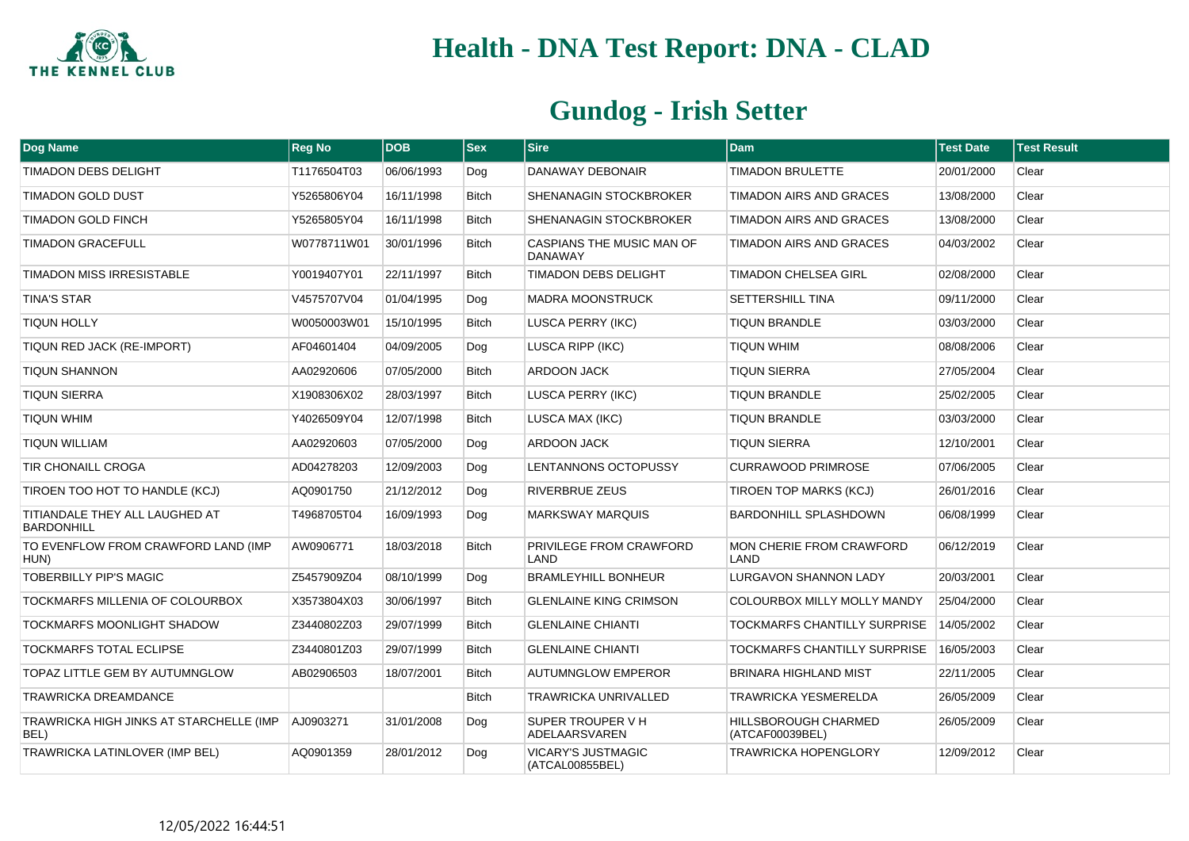# Health - DNA Test Report: DNA - CLAD

## Gundog - Irish Setter

| Dog Name | Reg No | DOB | Sex | Sire | Dam | Test Date | Test Result |
|---|---|---|---|---|---|---|---|
| TIMADON DEBS DELIGHT | T1176504T03 | 06/06/1993 | Dog | DANAWAY DEBONAIR | TIMADON BRULETTE | 20/01/2000 | Clear |
| TIMADON GOLD DUST | Y5265806Y04 | 16/11/1998 | Bitch | SHENANAGIN STOCKBROKER | TIMADON AIRS AND GRACES | 13/08/2000 | Clear |
| TIMADON GOLD FINCH | Y5265805Y04 | 16/11/1998 | Bitch | SHENANAGIN STOCKBROKER | TIMADON AIRS AND GRACES | 13/08/2000 | Clear |
| TIMADON GRACEFULL | W0778711W01 | 30/01/1996 | Bitch | CASPIANS THE MUSIC MAN OF DANAWAY | TIMADON AIRS AND GRACES | 04/03/2002 | Clear |
| TIMADON MISS IRRESISTABLE | Y0019407Y01 | 22/11/1997 | Bitch | TIMADON DEBS DELIGHT | TIMADON CHELSEA GIRL | 02/08/2000 | Clear |
| TINA'S STAR | V4575707V04 | 01/04/1995 | Dog | MADRA MOONSTRUCK | SETTERSHILL TINA | 09/11/2000 | Clear |
| TIQUN HOLLY | W0050003W01 | 15/10/1995 | Bitch | LUSCA PERRY (IKC) | TIQUN BRANDLE | 03/03/2000 | Clear |
| TIQUN RED JACK (RE-IMPORT) | AF04601404 | 04/09/2005 | Dog | LUSCA RIPP (IKC) | TIQUN WHIM | 08/08/2006 | Clear |
| TIQUN SHANNON | AA02920606 | 07/05/2000 | Bitch | ARDOON JACK | TIQUN SIERRA | 27/05/2004 | Clear |
| TIQUN SIERRA | X1908306X02 | 28/03/1997 | Bitch | LUSCA PERRY (IKC) | TIQUN BRANDLE | 25/02/2005 | Clear |
| TIQUN WHIM | Y4026509Y04 | 12/07/1998 | Bitch | LUSCA MAX (IKC) | TIQUN BRANDLE | 03/03/2000 | Clear |
| TIQUN WILLIAM | AA02920603 | 07/05/2000 | Dog | ARDOON JACK | TIQUN SIERRA | 12/10/2001 | Clear |
| TIR CHONAILL CROGA | AD04278203 | 12/09/2003 | Dog | LENTANNONS OCTOPUSSY | CURRAWOOD PRIMROSE | 07/06/2005 | Clear |
| TIROEN TOO HOT TO HANDLE (KCJ) | AQ0901750 | 21/12/2012 | Dog | RIVERBRUE ZEUS | TIROEN TOP MARKS (KCJ) | 26/01/2016 | Clear |
| TITIANDALE THEY ALL LAUGHED AT BARDONHILL | T4968705T04 | 16/09/1993 | Dog | MARKSWAY MARQUIS | BARDONHILL SPLASHDOWN | 06/08/1999 | Clear |
| TO EVENFLOW FROM CRAWFORD LAND (IMP HUN) | AW0906771 | 18/03/2018 | Bitch | PRIVILEGE FROM CRAWFORD LAND | MON CHERIE FROM CRAWFORD LAND | 06/12/2019 | Clear |
| TOBERBILLY PIP'S MAGIC | Z5457909Z04 | 08/10/1999 | Dog | BRAMLEYHILL BONHEUR | LURGAVON SHANNON LADY | 20/03/2001 | Clear |
| TOCKMARFS MILLENIA OF COLOURBOX | X3573804X03 | 30/06/1997 | Bitch | GLENLAINE KING CRIMSON | COLOURBOX MILLY MOLLY MANDY | 25/04/2000 | Clear |
| TOCKMARFS MOONLIGHT SHADOW | Z3440802Z03 | 29/07/1999 | Bitch | GLENLAINE CHIANTI | TOCKMARFS CHANTILLY SURPRISE | 14/05/2002 | Clear |
| TOCKMARFS TOTAL ECLIPSE | Z3440801Z03 | 29/07/1999 | Bitch | GLENLAINE CHIANTI | TOCKMARFS CHANTILLY SURPRISE | 16/05/2003 | Clear |
| TOPAZ LITTLE GEM BY AUTUMNGLOW | AB02906503 | 18/07/2001 | Bitch | AUTUMNGLOW EMPEROR | BRINARA HIGHLAND MIST | 22/11/2005 | Clear |
| TRAWRICKA DREAMDANCE | | | Bitch | TRAWRICKA UNRIVALLED | TRAWRICKA YESMERELDA | 26/05/2009 | Clear |
| TRAWRICKA HIGH JINKS AT STARCHELLE (IMP BEL) | AJ0903271 | 31/01/2008 | Dog | SUPER TROUPER V H ADELAARSVAREN | HILLSBOROUGH CHARMED (ATCAF00039BEL) | 26/05/2009 | Clear |
| TRAWRICKA LATINLOVER (IMP BEL) | AQ0901359 | 28/01/2012 | Dog | VICARY'S JUSTMAGIC (ATCAL00855BEL) | TRAWRICKA HOPENGLORY | 12/09/2012 | Clear |

12/05/2022 16:44:51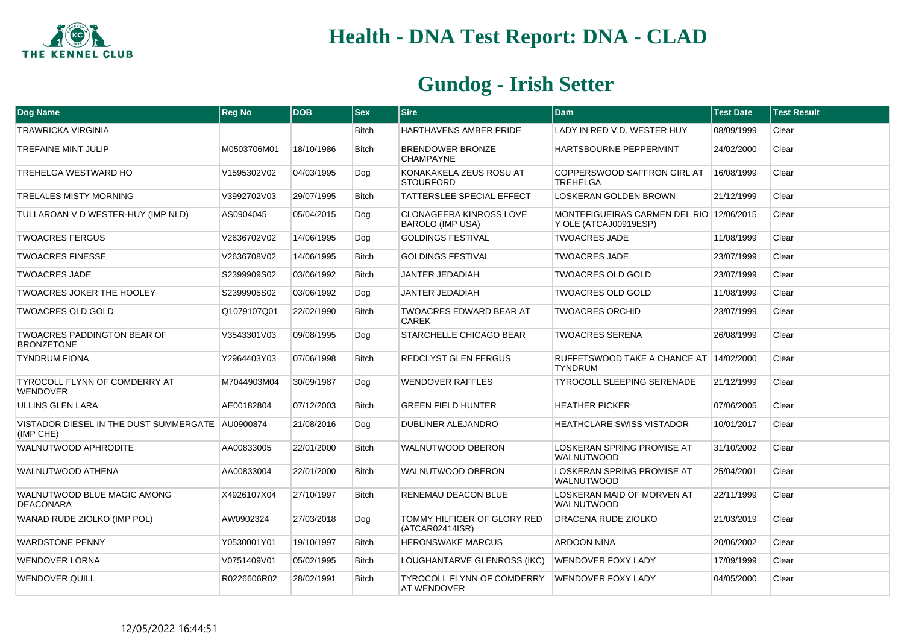# Health - DNA Test Report: DNA - CLAD

## Gundog - Irish Setter

| Dog Name | Reg No | DOB | Sex | Sire | Dam | Test Date | Test Result |
|---|---|---|---|---|---|---|---|
| TRAWRICKA VIRGINIA | | | Bitch | HARTHAVENS AMBER PRIDE | LADY IN RED V.D. WESTER HUY | 08/09/1999 | Clear |
| TREFAINE MINT JULIP | M0503706M01 | 18/10/1986 | Bitch | BRENDOWER BRONZE CHAMPAYNE | HARTSBOURNE PEPPERMINT | 24/02/2000 | Clear |
| TREHELGA WESTWARD HO | V1595302V02 | 04/03/1995 | Dog | KONAKAKELA ZEUS ROSU AT STOURFORD | COPPERSWOOD SAFFRON GIRL AT TREHELGA | 16/08/1999 | Clear |
| TRELALES MISTY MORNING | V3992702V03 | 29/07/1995 | Bitch | TATTERSLEE SPECIAL EFFECT | LOSKERAN GOLDEN BROWN | 21/12/1999 | Clear |
| TULLAROAN V D WESTER-HUY (IMP NLD) | AS0904045 | 05/04/2015 | Dog | CLONAGEERA KINROSS LOVE BAROLO (IMP USA) | MONTEFIGUEIRAS CARMEN DEL RIO Y OLE (ATCAJ00919ESP) | 12/06/2015 | Clear |
| TWOACRES FERGUS | V2636702V02 | 14/06/1995 | Dog | GOLDINGS FESTIVAL | TWOACRES JADE | 11/08/1999 | Clear |
| TWOACRES FINESSE | V2636708V02 | 14/06/1995 | Bitch | GOLDINGS FESTIVAL | TWOACRES JADE | 23/07/1999 | Clear |
| TWOACRES JADE | S2399909S02 | 03/06/1992 | Bitch | JANTER JEDADIAH | TWOACRES OLD GOLD | 23/07/1999 | Clear |
| TWOACRES JOKER THE HOOLEY | S2399905S02 | 03/06/1992 | Dog | JANTER JEDADIAH | TWOACRES OLD GOLD | 11/08/1999 | Clear |
| TWOACRES OLD GOLD | Q1079107Q01 | 22/02/1990 | Bitch | TWOACRES EDWARD BEAR AT CAREK | TWOACRES ORCHID | 23/07/1999 | Clear |
| TWOACRES PADDINGTON BEAR OF BRONZETONE | V3543301V03 | 09/08/1995 | Dog | STARCHELLE CHICAGO BEAR | TWOACRES SERENA | 26/08/1999 | Clear |
| TYNDRUM FIONA | Y2964403Y03 | 07/06/1998 | Bitch | REDCLYST GLEN FERGUS | RUFFETSWOOD TAKE A CHANCE AT TYNDRUM | 14/02/2000 | Clear |
| TYROCOLL FLYNN OF COMDERRY AT WENDOVER | M7044903M04 | 30/09/1987 | Dog | WENDOVER RAFFLES | TYROCOLL SLEEPING SERENADE | 21/12/1999 | Clear |
| ULLINS GLEN LARA | AE00182804 | 07/12/2003 | Bitch | GREEN FIELD HUNTER | HEATHER PICKER | 07/06/2005 | Clear |
| VISTADOR DIESEL IN THE DUST SUMMERGATE (IMP CHE) | AU0900874 | 21/08/2016 | Dog | DUBLINER ALEJANDRO | HEATHCLARE SWISS VISTADOR | 10/01/2017 | Clear |
| WALNUTWOOD APHRODITE | AA00833005 | 22/01/2000 | Bitch | WALNUTWOOD OBERON | LOSKERAN SPRING PROMISE AT WALNUTWOOD | 31/10/2002 | Clear |
| WALNUTWOOD ATHENA | AA00833004 | 22/01/2000 | Bitch | WALNUTWOOD OBERON | LOSKERAN SPRING PROMISE AT WALNUTWOOD | 25/04/2001 | Clear |
| WALNUTWOOD BLUE MAGIC AMONG DEACONARA | X4926107X04 | 27/10/1997 | Bitch | RENEMAU DEACON BLUE | LOSKERAN MAID OF MORVEN AT WALNUTWOOD | 22/11/1999 | Clear |
| WANAD RUDE ZIOLKO (IMP POL) | AW0902324 | 27/03/2018 | Dog | TOMMY HILFIGER OF GLORY RED (ATCAR02414ISR) | DRACENA RUDE ZIOLKO | 21/03/2019 | Clear |
| WARDSTONE PENNY | Y0530001Y01 | 19/10/1997 | Bitch | HERONSWAKE MARCUS | ARDOON NINA | 20/06/2002 | Clear |
| WENDOVER LORNA | V0751409V01 | 05/02/1995 | Bitch | LOUGHANTARVE GLENROSS (IKC) | WENDOVER FOXY LADY | 17/09/1999 | Clear |
| WENDOVER QUILL | R0226606R02 | 28/02/1991 | Bitch | TYROCOLL FLYNN OF COMDERRY AT WENDOVER | WENDOVER FOXY LADY | 04/05/2000 | Clear |

12/05/2022 16:44:51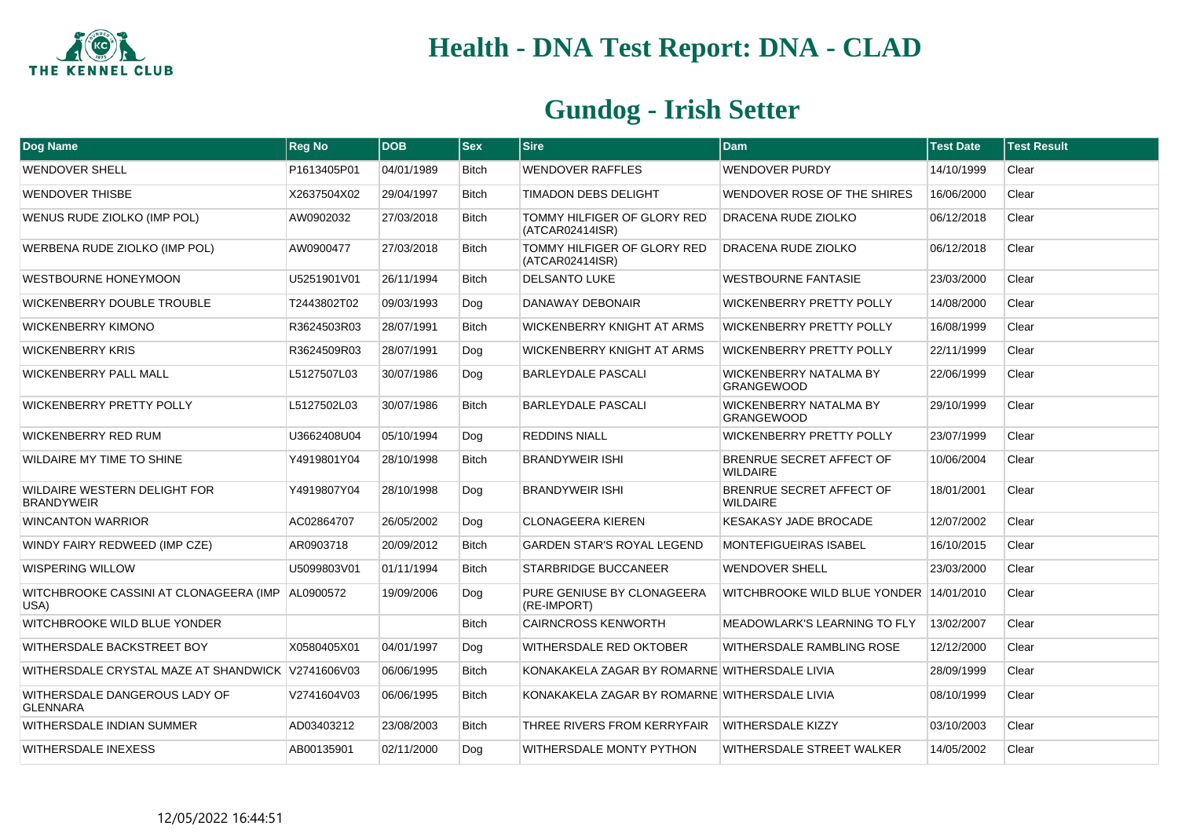# Health - DNA Test Report: DNA - CLAD

## Gundog - Irish Setter

| Dog Name | Reg No | DOB | Sex | Sire | Dam | Test Date | Test Result |
|---|---|---|---|---|---|---|---|
| WENDOVER SHELL | P1613405P01 | 04/01/1989 | Bitch | WENDOVER RAFFLES | WENDOVER PURDY | 14/10/1999 | Clear |
| WENDOVER THISBE | X2637504X02 | 29/04/1997 | Bitch | TIMADON DEBS DELIGHT | WENDOVER ROSE OF THE SHIRES | 16/06/2000 | Clear |
| WENUS RUDE ZIOLKO (IMP POL) | AW0902032 | 27/03/2018 | Bitch | TOMMY HILFIGER OF GLORY RED (ATCAR02414ISR) | DRACENA RUDE ZIOLKO | 06/12/2018 | Clear |
| WERBENA RUDE ZIOLKO (IMP POL) | AW0900477 | 27/03/2018 | Bitch | TOMMY HILFIGER OF GLORY RED (ATCAR02414ISR) | DRACENA RUDE ZIOLKO | 06/12/2018 | Clear |
| WESTBOURNE HONEYMOON | U5251901V01 | 26/11/1994 | Bitch | DELSANTO LUKE | WESTBOURNE FANTASIE | 23/03/2000 | Clear |
| WICKENBERRY DOUBLE TROUBLE | T2443802T02 | 09/03/1993 | Dog | DANAWAY DEBONAIR | WICKENBERRY PRETTY POLLY | 14/08/2000 | Clear |
| WICKENBERRY KIMONO | R3624503R03 | 28/07/1991 | Bitch | WICKENBERRY KNIGHT AT ARMS | WICKENBERRY PRETTY POLLY | 16/08/1999 | Clear |
| WICKENBERRY KRIS | R3624509R03 | 28/07/1991 | Dog | WICKENBERRY KNIGHT AT ARMS | WICKENBERRY PRETTY POLLY | 22/11/1999 | Clear |
| WICKENBERRY PALL MALL | L5127507L03 | 30/07/1986 | Dog | BARLEYDALE PASCALI | WICKENBERRY NATALMA BY GRANGEWOOD | 22/06/1999 | Clear |
| WICKENBERRY PRETTY POLLY | L5127502L03 | 30/07/1986 | Bitch | BARLEYDALE PASCALI | WICKENBERRY NATALMA BY GRANGEWOOD | 29/10/1999 | Clear |
| WICKENBERRY RED RUM | U3662408U04 | 05/10/1994 | Dog | REDDINS NIALL | WICKENBERRY PRETTY POLLY | 23/07/1999 | Clear |
| WILDAIRE MY TIME TO SHINE | Y4919801Y04 | 28/10/1998 | Bitch | BRANDYWEIR ISHI | BRENRUE SECRET AFFECT OF WILDAIRE | 10/06/2004 | Clear |
| WILDAIRE WESTERN DELIGHT FOR BRANDYWEIR | Y4919807Y04 | 28/10/1998 | Dog | BRANDYWEIR ISHI | BRENRUE SECRET AFFECT OF WILDAIRE | 18/01/2001 | Clear |
| WINCANTON WARRIOR | AC02864707 | 26/05/2002 | Dog | CLONAGEERA KIEREN | KESAKASY JADE BROCADE | 12/07/2002 | Clear |
| WINDY FAIRY REDWEED (IMP CZE) | AR0903718 | 20/09/2012 | Bitch | GARDEN STAR'S ROYAL LEGEND | MONTEFIGUEIRAS ISABEL | 16/10/2015 | Clear |
| WISPERING WILLOW | U5099803V01 | 01/11/1994 | Bitch | STARBRIDGE BUCCANEER | WENDOVER SHELL | 23/03/2000 | Clear |
| WITCHBROOKE CASSINI AT CLONAGEERA (IMP USA) | AL0900572 | 19/09/2006 | Dog | PURE GENIUSE BY CLONAGEERA (RE-IMPORT) | WITCHBROOKE WILD BLUE YONDER | 14/01/2010 | Clear |
| WITCHBROOKE WILD BLUE YONDER | | | Bitch | CAIRNCROSS KENWORTH | MEADOWLARK'S LEARNING TO FLY | 13/02/2007 | Clear |
| WITHERSDALE BACKSTREET BOY | X0580405X01 | 04/01/1997 | Dog | WITHERSDALE RED OKTOBER | WITHERSDALE RAMBLING ROSE | 12/12/2000 | Clear |
| WITHERSDALE CRYSTAL MAZE AT SHANDWICK | V2741606V03 | 06/06/1995 | Bitch | KONAKAKELA ZAGAR BY ROMARNE | WITHERSDALE LIVIA | 28/09/1999 | Clear |
| WITHERSDALE DANGEROUS LADY OF GLENNARA | V2741604V03 | 06/06/1995 | Bitch | KONAKAKELA ZAGAR BY ROMARNE | WITHERSDALE LIVIA | 08/10/1999 | Clear |
| WITHERSDALE INDIAN SUMMER | AD03403212 | 23/08/2003 | Bitch | THREE RIVERS FROM KERRYFAIR | WITHERSDALE KIZZY | 03/10/2003 | Clear |
| WITHERSDALE INEXESS | AB00135901 | 02/11/2000 | Dog | WITHERSDALE MONTY PYTHON | WITHERSDALE STREET WALKER | 14/05/2002 | Clear |

12/05/2022 16:44:51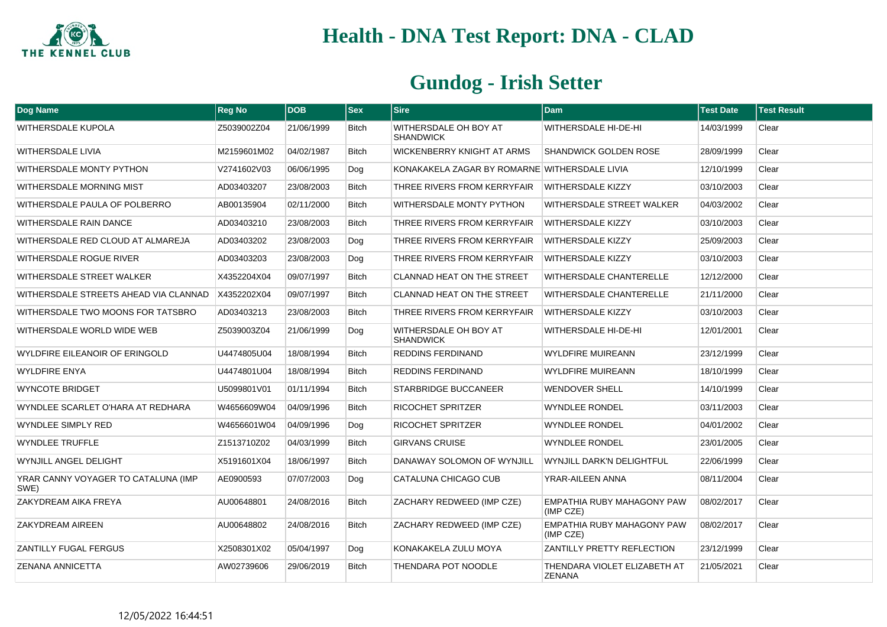# Health - DNA Test Report: DNA - CLAD

## Gundog - Irish Setter

| Dog Name | Reg No | DOB | Sex | Sire | Dam | Test Date | Test Result |
|---|---|---|---|---|---|---|---|
| WITHERSDALE KUPOLA | Z5039002Z04 | 21/06/1999 | Bitch | WITHERSDALE OH BOY AT SHANDWICK | WITHERSDALE HI-DE-HI | 14/03/1999 | Clear |
| WITHERSDALE LIVIA | M2159601M02 | 04/02/1987 | Bitch | WICKENBERRY KNIGHT AT ARMS | SHANDWICK GOLDEN ROSE | 28/09/1999 | Clear |
| WITHERSDALE MONTY PYTHON | V2741602V03 | 06/06/1995 | Dog | KONAKAKELA ZAGAR BY ROMARNE | WITHERSDALE LIVIA | 12/10/1999 | Clear |
| WITHERSDALE MORNING MIST | AD03403207 | 23/08/2003 | Bitch | THREE RIVERS FROM KERRYFAIR | WITHERSDALE KIZZY | 03/10/2003 | Clear |
| WITHERSDALE PAULA OF POLBERRO | AB00135904 | 02/11/2000 | Bitch | WITHERSDALE MONTY PYTHON | WITHERSDALE STREET WALKER | 04/03/2002 | Clear |
| WITHERSDALE RAIN DANCE | AD03403210 | 23/08/2003 | Bitch | THREE RIVERS FROM KERRYFAIR | WITHERSDALE KIZZY | 03/10/2003 | Clear |
| WITHERSDALE RED CLOUD AT ALMAREJA | AD03403202 | 23/08/2003 | Dog | THREE RIVERS FROM KERRYFAIR | WITHERSDALE KIZZY | 25/09/2003 | Clear |
| WITHERSDALE ROGUE RIVER | AD03403203 | 23/08/2003 | Dog | THREE RIVERS FROM KERRYFAIR | WITHERSDALE KIZZY | 03/10/2003 | Clear |
| WITHERSDALE STREET WALKER | X4352204X04 | 09/07/1997 | Bitch | CLANNAD HEAT ON THE STREET | WITHERSDALE CHANTERELLE | 12/12/2000 | Clear |
| WITHERSDALE STREETS AHEAD VIA CLANNAD | X4352202X04 | 09/07/1997 | Bitch | CLANNAD HEAT ON THE STREET | WITHERSDALE CHANTERELLE | 21/11/2000 | Clear |
| WITHERSDALE TWO MOONS FOR TATSBRO | AD03403213 | 23/08/2003 | Bitch | THREE RIVERS FROM KERRYFAIR | WITHERSDALE KIZZY | 03/10/2003 | Clear |
| WITHERSDALE WORLD WIDE WEB | Z5039003Z04 | 21/06/1999 | Dog | WITHERSDALE OH BOY AT SHANDWICK | WITHERSDALE HI-DE-HI | 12/01/2001 | Clear |
| WYLDFIRE EILEANOIR OF ERINGOLD | U4474805U04 | 18/08/1994 | Bitch | REDDINS FERDINAND | WYLDFIRE MUIREANN | 23/12/1999 | Clear |
| WYLDFIRE ENYA | U4474801U04 | 18/08/1994 | Bitch | REDDINS FERDINAND | WYLDFIRE MUIREANN | 18/10/1999 | Clear |
| WYNCOTE BRIDGET | U5099801V01 | 01/11/1994 | Bitch | STARBRIDGE BUCCANEER | WENDOVER SHELL | 14/10/1999 | Clear |
| WYNDLEE SCARLET O'HARA AT REDHARA | W4656609W04 | 04/09/1996 | Bitch | RICOCHET SPRITZER | WYNDLEE RONDEL | 03/11/2003 | Clear |
| WYNDLEE SIMPLY RED | W4656601W04 | 04/09/1996 | Dog | RICOCHET SPRITZER | WYNDLEE RONDEL | 04/01/2002 | Clear |
| WYNDLEE TRUFFLE | Z1513710Z02 | 04/03/1999 | Bitch | GIRVANS CRUISE | WYNDLEE RONDEL | 23/01/2005 | Clear |
| WYNJILL ANGEL DELIGHT | X5191601X04 | 18/06/1997 | Bitch | DANAWAY SOLOMON OF WYNJILL | WYNJILL DARK'N DELIGHTFUL | 22/06/1999 | Clear |
| YRAR CANNY VOYAGER TO CATALUNA (IMP SWE) | AE0900593 | 07/07/2003 | Dog | CATALUNA CHICAGO CUB | YRAR-AILEEN ANNA | 08/11/2004 | Clear |
| ZAKYDREAM AIKA FREYA | AU00648801 | 24/08/2016 | Bitch | ZACHARY REDWEED (IMP CZE) | EMPATHIA RUBY MAHAGONY PAW (IMP CZE) | 08/02/2017 | Clear |
| ZAKYDREAM AIREEN | AU00648802 | 24/08/2016 | Bitch | ZACHARY REDWEED (IMP CZE) | EMPATHIA RUBY MAHAGONY PAW (IMP CZE) | 08/02/2017 | Clear |
| ZANTILLY FUGAL FERGUS | X2508301X02 | 05/04/1997 | Dog | KONAKAKELA ZULU MOYA | ZANTILLY PRETTY REFLECTION | 23/12/1999 | Clear |
| ZENANA ANNICETTA | AW02739606 | 29/06/2019 | Bitch | THENDARA POT NOODLE | THENDARA VIOLET ELIZABETH AT ZENANA | 21/05/2021 | Clear |

12/05/2022 16:44:51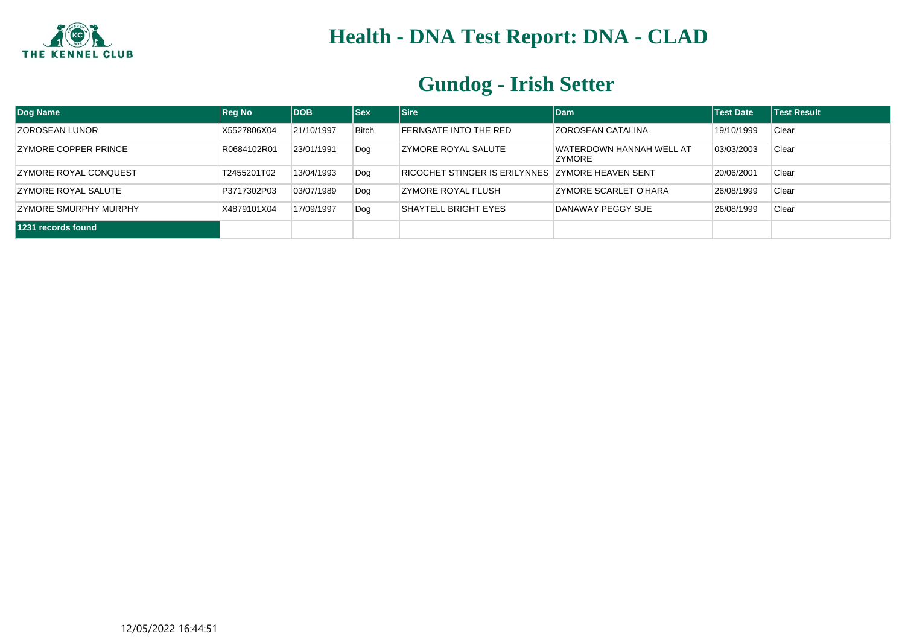# Health - DNA Test Report: DNA - CLAD

## Gundog - Irish Setter

| Dog Name | Reg No | DOB | Sex | Sire | Dam | Test Date | Test Result |
|---|---|---|---|---|---|---|---|
| ZOROSEAN LUNOR | X5527806X04 | 21/10/1997 | Bitch | FERNGATE INTO THE RED | ZOROSEAN CATALINA | 19/10/1999 | Clear |
| ZYMORE COPPER PRINCE | R0684102R01 | 23/01/1991 | Dog | ZYMORE ROYAL SALUTE | WATERDOWN HANNAH WELL AT ZYMORE | 03/03/2003 | Clear |
| ZYMORE ROYAL CONQUEST | T2455201T02 | 13/04/1993 | Dog | RICOCHET STINGER IS ERILYNNES | ZYMORE HEAVEN SENT | 20/06/2001 | Clear |
| ZYMORE ROYAL SALUTE | P3717302P03 | 03/07/1989 | Dog | ZYMORE ROYAL FLUSH | ZYMORE SCARLET O'HARA | 26/08/1999 | Clear |
| ZYMORE SMURPHY MURPHY | X4879101X04 | 17/09/1997 | Dog | SHAYTELL BRIGHT EYES | DANAWAY PEGGY SUE | 26/08/1999 | Clear |
| **1231 records found** | | | | | | | |

12/05/2022 16:44:51